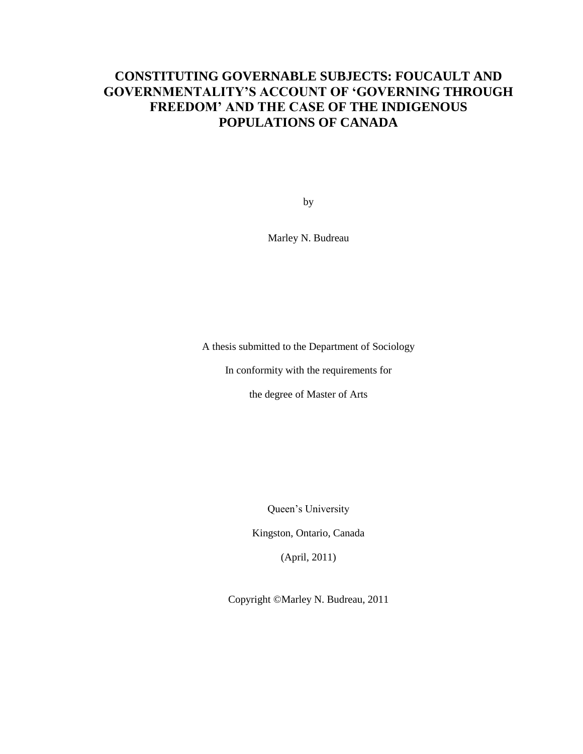# CONSTITUTING GOVERNABLE SUBJECTS: FOUCAULT AND GOVERNMENTALITY'S ACCOUNT OF 'GOVERNING THROUGH FREEDOM' AND THE CASE OF THE INDIGENOUS POPULATIONS OF CANADA

by

Marley N. Budreau

A thesis submitted to the Department of Sociology

In conformity with the requirements for

the degree of Master of Arts

Queen's University

Kingston, Ontario, Canada

(April, 2011)

Copyright ©Marley N. Budreau, 2011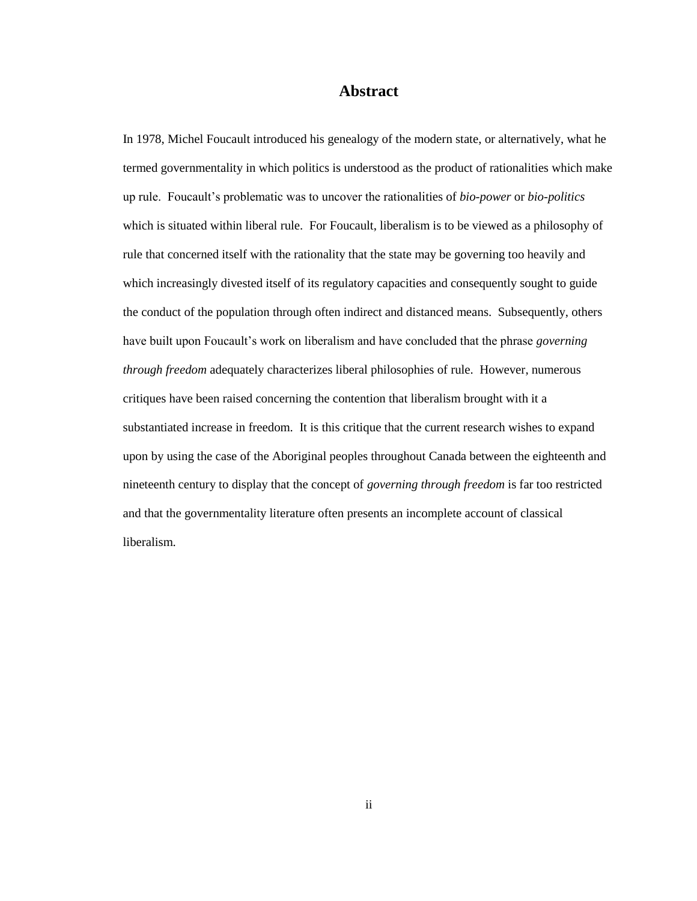# Abstract

In 1978, Michel Foucault introduced his genealogy of the modern state, or alternatively, what he termed governmentality in which politics is understood as the product of rationalities which make up rule. Foucault's problematic was to uncover the rationalities of *bio-power* or *bio-politics* which is situated within liberal rule. For Foucault, liberalism is to be viewed as a philosophy of rule that concerned itself with the rationality that the state may be governing too heavily and which increasingly divested itself of its regulatory capacities and consequently sought to guide the conduct of the population through often indirect and distanced means. Subsequently, others have built upon Foucault's work on liberalism and have concluded that the phrase *governing through freedom* adequately characterizes liberal philosophies of rule. However, numerous critiques have been raised concerning the contention that liberalism brought with it a substantiated increase in freedom. It is this critique that the current research wishes to expand upon by using the case of the Aboriginal peoples throughout Canada between the eighteenth and nineteenth century to display that the concept of *governing through freedom* is far too restricted and that the governmentality literature often presents an incomplete account of classical liberalism.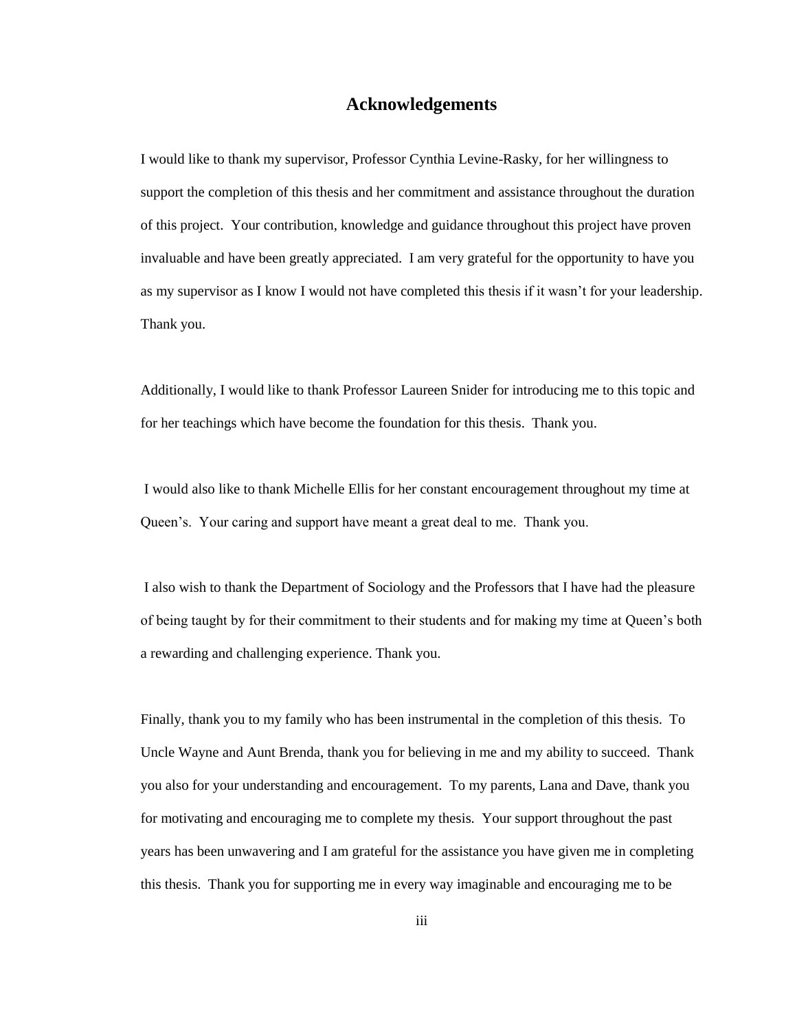# Acknowledgements

I would like to thank my supervisor, Professor Cynthia Levine-Rasky, for her willingness to support the completion of this thesis and her commitment and assistance throughout the duration of this project. Your contribution, knowledge and guidance throughout this project have proven invaluable and have been greatly appreciated. I am very grateful for the opportunity to have you as my supervisor as I know I would not have completed this thesis if it wasn't for your leadership. Thank you.

Additionally, I would like to thank Professor Laureen Snider for introducing me to this topic and for her teachings which have become the foundation for this thesis. Thank you.

I would also like to thank Michelle Ellis for her constant encouragement throughout my time at Queen's. Your caring and support have meant a great deal to me. Thank you.

I also wish to thank the Department of Sociology and the Professors that I have had the pleasure of being taught by for their commitment to their students and for making my time at Queen's both a rewarding and challenging experience. Thank you.

Finally, thank you to my family who has been instrumental in the completion of this thesis. To Uncle Wayne and Aunt Brenda, thank you for believing in me and my ability to succeed. Thank you also for your understanding and encouragement. To my parents, Lana and Dave, thank you for motivating and encouraging me to complete my thesis. Your support throughout the past years has been unwavering and I am grateful for the assistance you have given me in completing this thesis. Thank you for supporting me in every way imaginable and encouraging me to be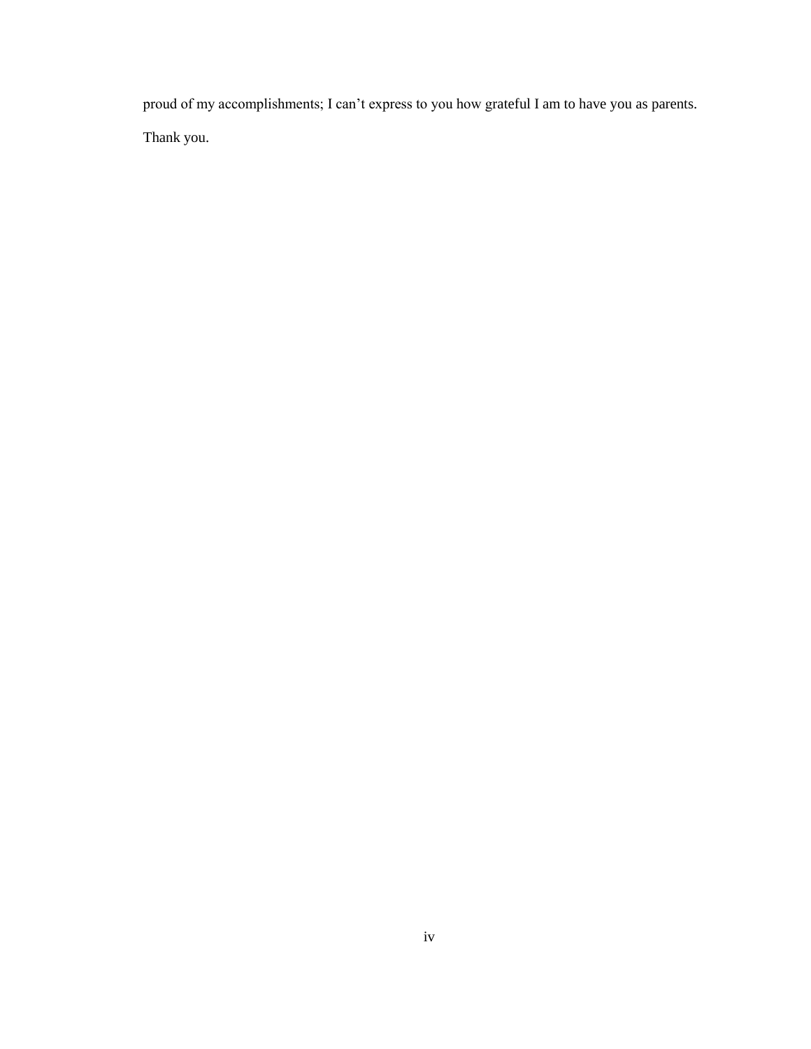proud of my accomplishments; I can't express to you how grateful I am to have you as parents.

Thank you.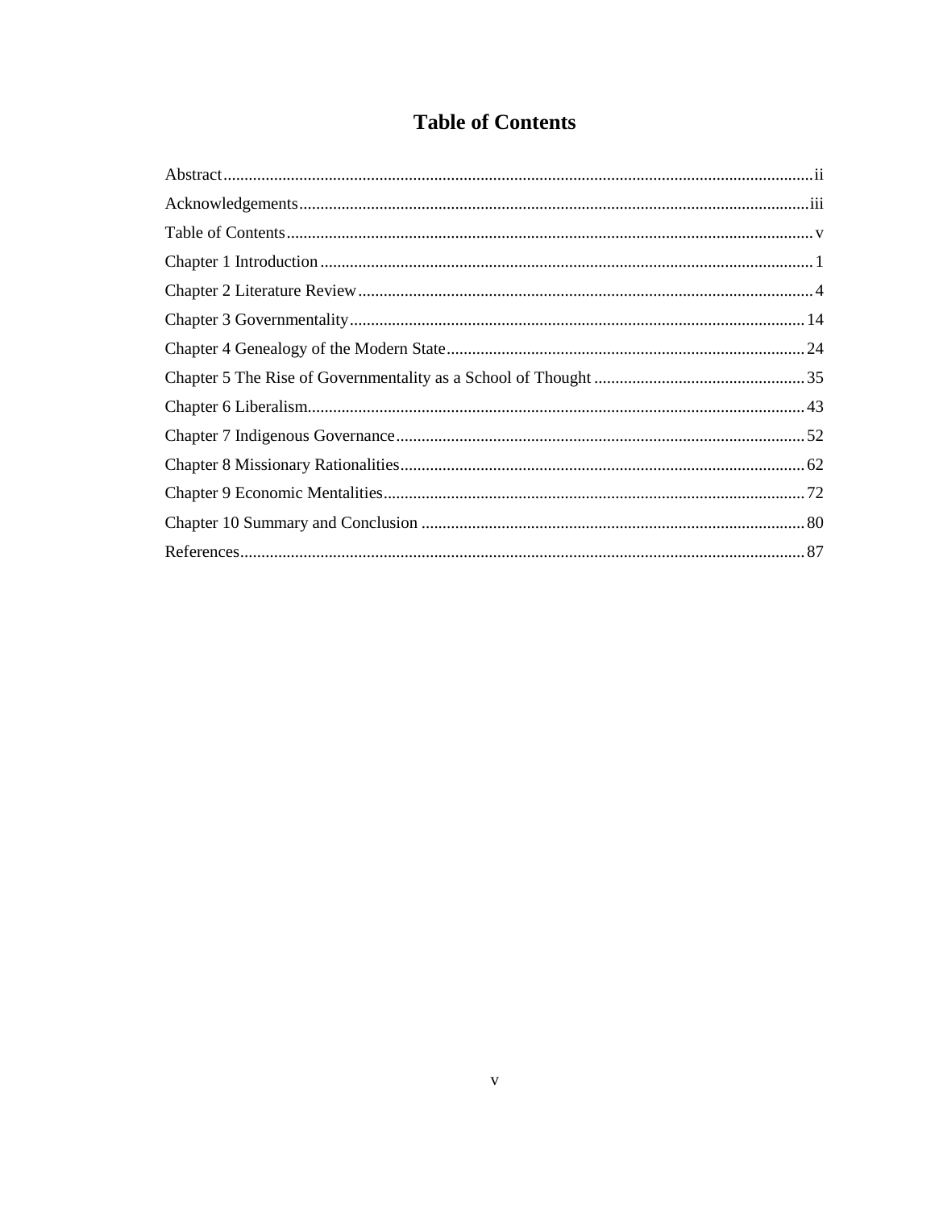# Table of Contents

Abstract........................................................................................................................................ii

Acknowledgements.....................................................................................................................iii

Table of Contents..........................................................................................................................v

Chapter 1 Introduction..................................................................................................................1

Chapter 2 Literature Review..........................................................................................................4

Chapter 3 Governmentality..........................................................................................................14

Chapter 4 Genealogy of the Modern State....................................................................................24

Chapter 5 The Rise of Governmentality as a School of Thought ..................................................35

Chapter 6 Liberalism....................................................................................................................43

Chapter 7 Indigenous Governance................................................................................................52

Chapter 8 Missionary Rationalities...............................................................................................62

Chapter 9 Economic Mentalities...................................................................................................72

Chapter 10 Summary and Conclusion ..........................................................................................80

References....................................................................................................................................87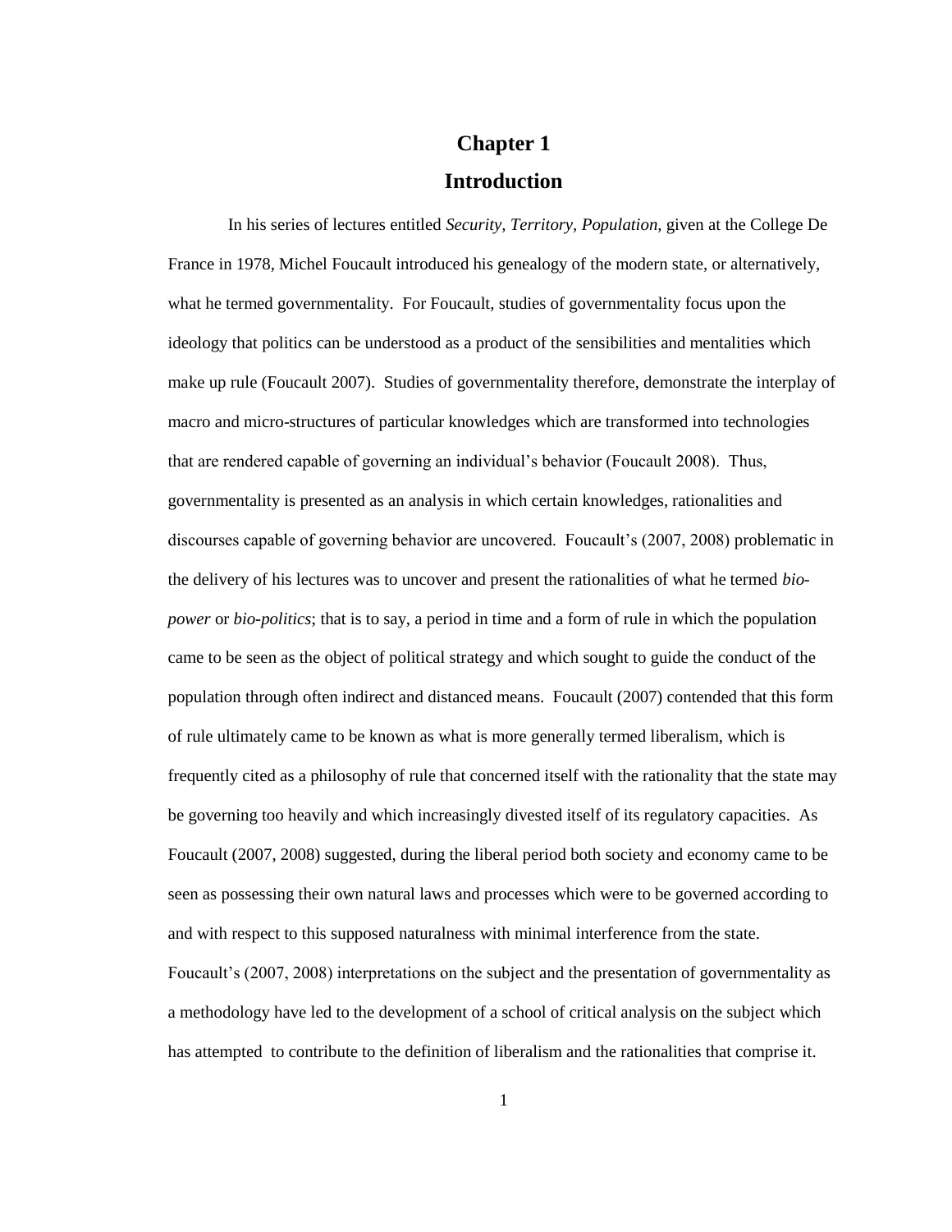# Chapter 1
# Introduction

In his series of lectures entitled *Security, Territory, Population,* given at the College De France in 1978, Michel Foucault introduced his genealogy of the modern state, or alternatively, what he termed governmentality. For Foucault, studies of governmentality focus upon the ideology that politics can be understood as a product of the sensibilities and mentalities which make up rule (Foucault 2007). Studies of governmentality therefore, demonstrate the interplay of macro and micro-structures of particular knowledges which are transformed into technologies that are rendered capable of governing an individual's behavior (Foucault 2008). Thus, governmentality is presented as an analysis in which certain knowledges, rationalities and discourses capable of governing behavior are uncovered. Foucault's (2007, 2008) problematic in the delivery of his lectures was to uncover and present the rationalities of what he termed *bio-power* or *bio-politics*; that is to say, a period in time and a form of rule in which the population came to be seen as the object of political strategy and which sought to guide the conduct of the population through often indirect and distanced means. Foucault (2007) contended that this form of rule ultimately came to be known as what is more generally termed liberalism, which is frequently cited as a philosophy of rule that concerned itself with the rationality that the state may be governing too heavily and which increasingly divested itself of its regulatory capacities. As Foucault (2007, 2008) suggested, during the liberal period both society and economy came to be seen as possessing their own natural laws and processes which were to be governed according to and with respect to this supposed naturalness with minimal interference from the state. Foucault's (2007, 2008) interpretations on the subject and the presentation of governmentality as a methodology have led to the development of a school of critical analysis on the subject which has attempted to contribute to the definition of liberalism and the rationalities that comprise it.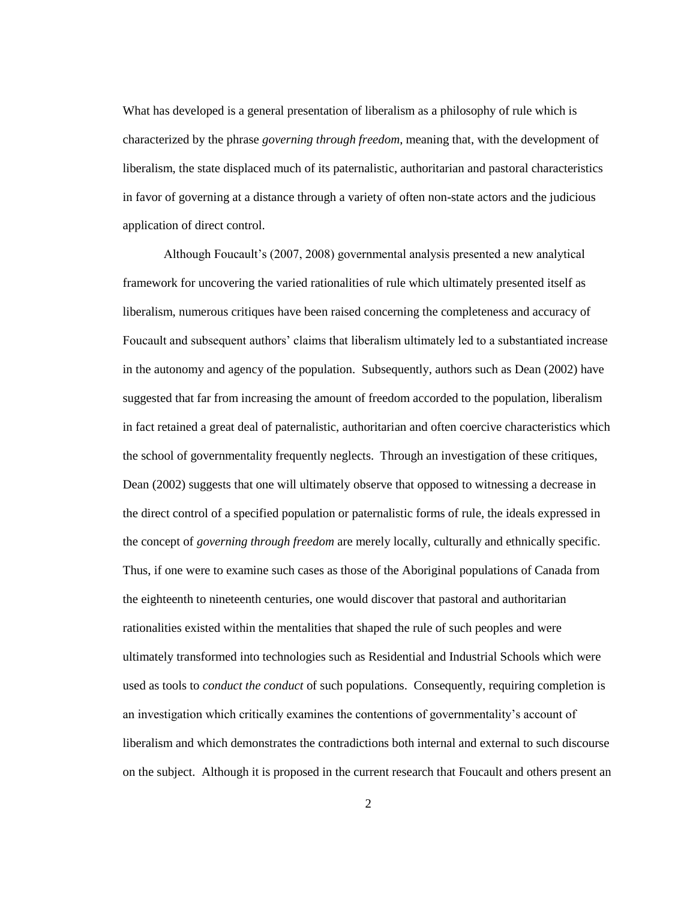What has developed is a general presentation of liberalism as a philosophy of rule which is characterized by the phrase *governing through freedom*, meaning that, with the development of liberalism, the state displaced much of its paternalistic, authoritarian and pastoral characteristics in favor of governing at a distance through a variety of often non-state actors and the judicious application of direct control.

Although Foucault's (2007, 2008) governmental analysis presented a new analytical framework for uncovering the varied rationalities of rule which ultimately presented itself as liberalism, numerous critiques have been raised concerning the completeness and accuracy of Foucault and subsequent authors' claims that liberalism ultimately led to a substantiated increase in the autonomy and agency of the population. Subsequently, authors such as Dean (2002) have suggested that far from increasing the amount of freedom accorded to the population, liberalism in fact retained a great deal of paternalistic, authoritarian and often coercive characteristics which the school of governmentality frequently neglects. Through an investigation of these critiques, Dean (2002) suggests that one will ultimately observe that opposed to witnessing a decrease in the direct control of a specified population or paternalistic forms of rule, the ideals expressed in the concept of *governing through freedom* are merely locally, culturally and ethnically specific. Thus, if one were to examine such cases as those of the Aboriginal populations of Canada from the eighteenth to nineteenth centuries, one would discover that pastoral and authoritarian rationalities existed within the mentalities that shaped the rule of such peoples and were ultimately transformed into technologies such as Residential and Industrial Schools which were used as tools to *conduct the conduct* of such populations. Consequently, requiring completion is an investigation which critically examines the contentions of governmentality's account of liberalism and which demonstrates the contradictions both internal and external to such discourse on the subject. Although it is proposed in the current research that Foucault and others present an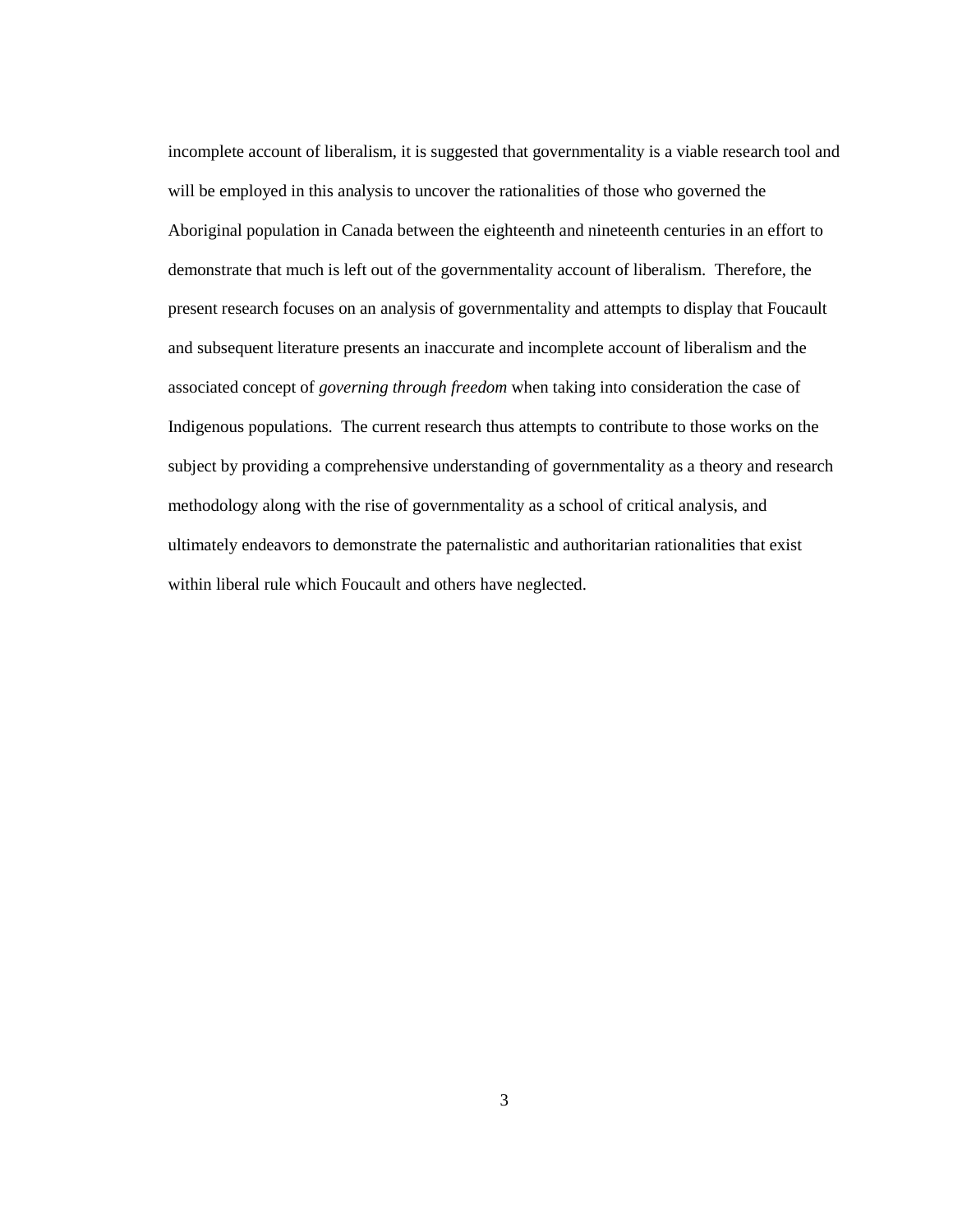incomplete account of liberalism, it is suggested that governmentality is a viable research tool and will be employed in this analysis to uncover the rationalities of those who governed the Aboriginal population in Canada between the eighteenth and nineteenth centuries in an effort to demonstrate that much is left out of the governmentality account of liberalism. Therefore, the present research focuses on an analysis of governmentality and attempts to display that Foucault and subsequent literature presents an inaccurate and incomplete account of liberalism and the associated concept of *governing through freedom* when taking into consideration the case of Indigenous populations. The current research thus attempts to contribute to those works on the subject by providing a comprehensive understanding of governmentality as a theory and research methodology along with the rise of governmentality as a school of critical analysis, and ultimately endeavors to demonstrate the paternalistic and authoritarian rationalities that exist within liberal rule which Foucault and others have neglected.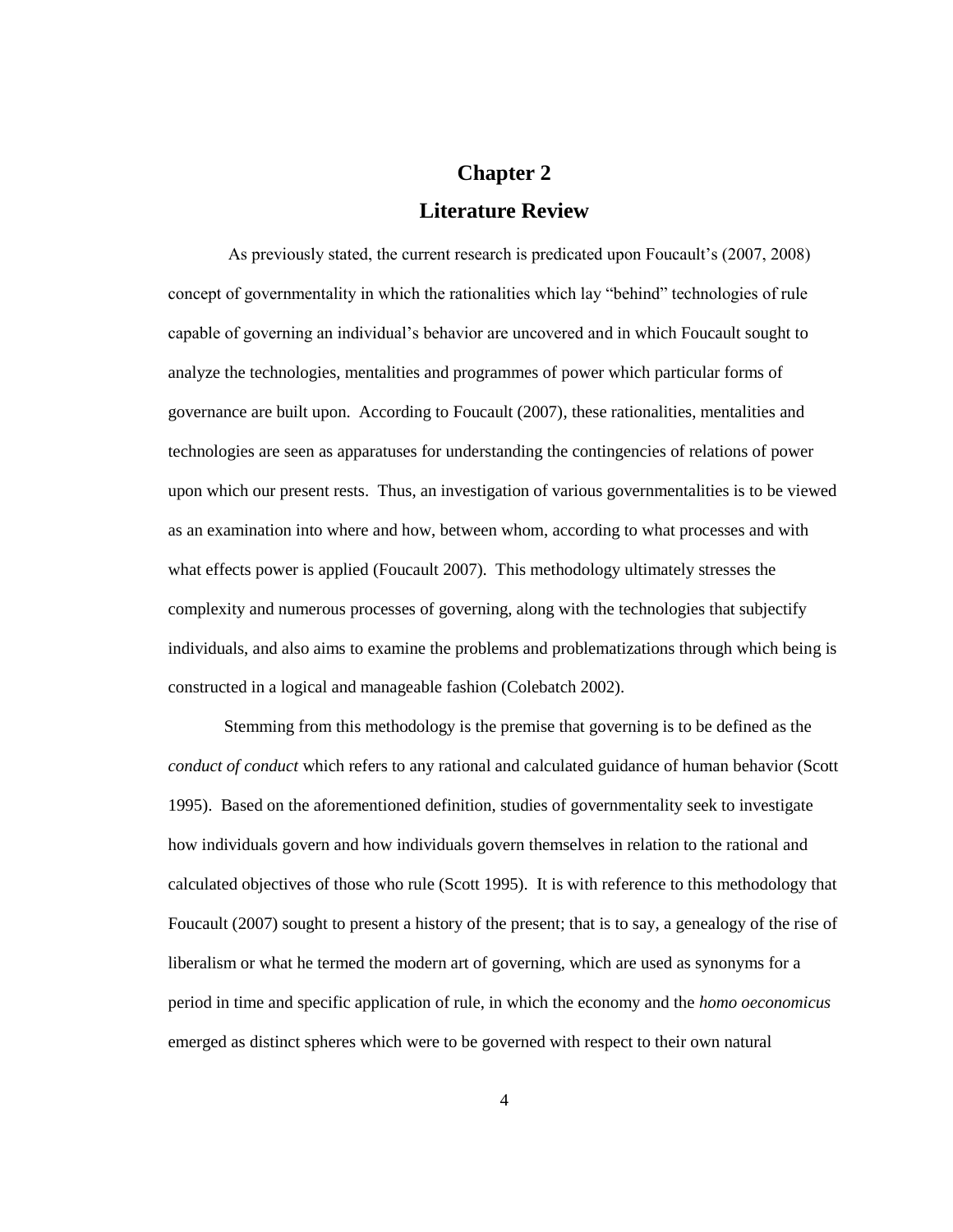# Chapter 2

## Literature Review

As previously stated, the current research is predicated upon Foucault's (2007, 2008) concept of governmentality in which the rationalities which lay "behind" technologies of rule capable of governing an individual's behavior are uncovered and in which Foucault sought to analyze the technologies, mentalities and programmes of power which particular forms of governance are built upon. According to Foucault (2007), these rationalities, mentalities and technologies are seen as apparatuses for understanding the contingencies of relations of power upon which our present rests. Thus, an investigation of various governmentalities is to be viewed as an examination into where and how, between whom, according to what processes and with what effects power is applied (Foucault 2007). This methodology ultimately stresses the complexity and numerous processes of governing, along with the technologies that subjectify individuals, and also aims to examine the problems and problematizations through which being is constructed in a logical and manageable fashion (Colebatch 2002).

Stemming from this methodology is the premise that governing is to be defined as the *conduct of conduct* which refers to any rational and calculated guidance of human behavior (Scott 1995). Based on the aforementioned definition, studies of governmentality seek to investigate how individuals govern and how individuals govern themselves in relation to the rational and calculated objectives of those who rule (Scott 1995). It is with reference to this methodology that Foucault (2007) sought to present a history of the present; that is to say, a genealogy of the rise of liberalism or what he termed the modern art of governing, which are used as synonyms for a period in time and specific application of rule, in which the economy and the *homo oeconomicus* emerged as distinct spheres which were to be governed with respect to their own natural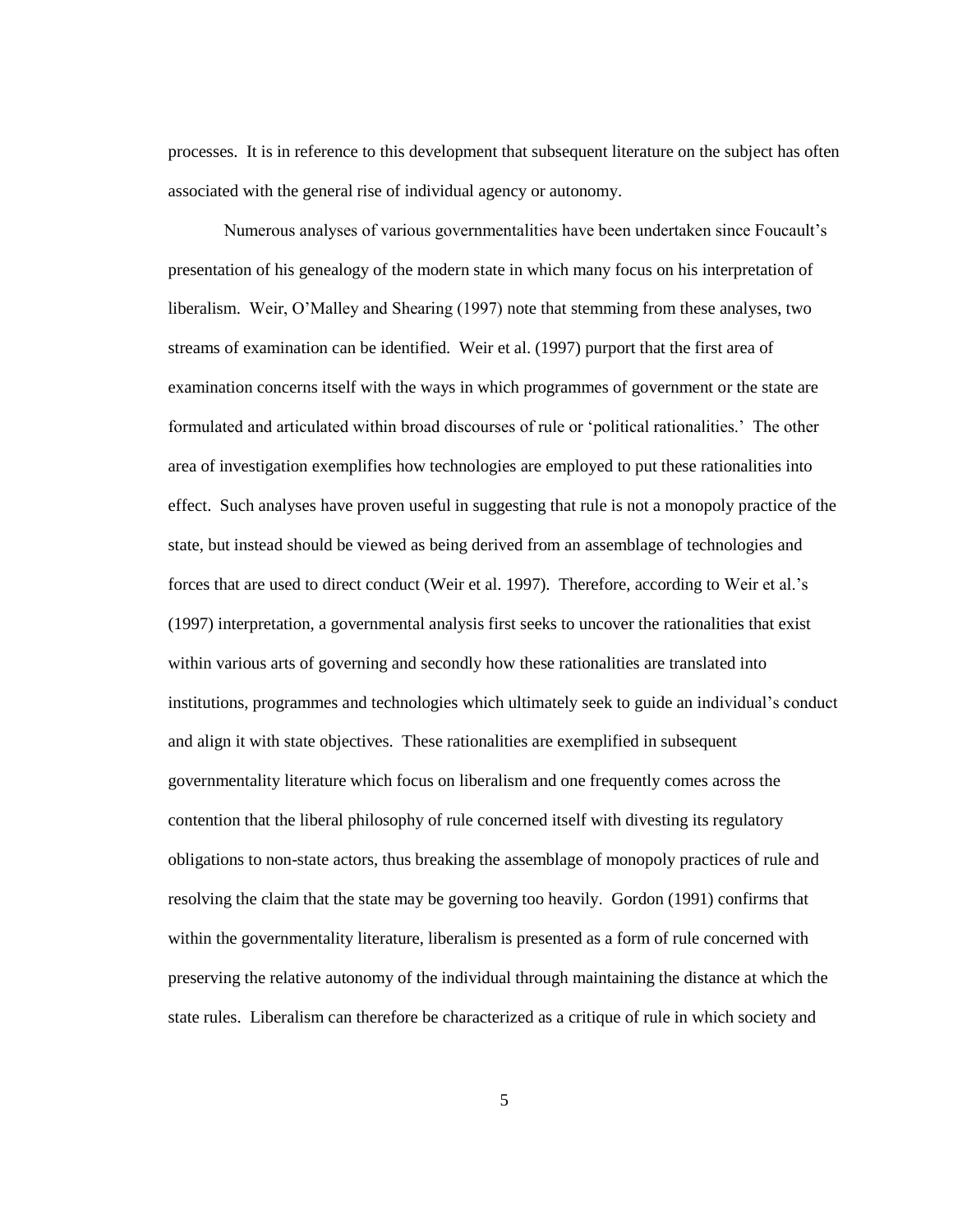processes. It is in reference to this development that subsequent literature on the subject has often associated with the general rise of individual agency or autonomy.

Numerous analyses of various governmentalities have been undertaken since Foucault's presentation of his genealogy of the modern state in which many focus on his interpretation of liberalism. Weir, O'Malley and Shearing (1997) note that stemming from these analyses, two streams of examination can be identified. Weir et al. (1997) purport that the first area of examination concerns itself with the ways in which programmes of government or the state are formulated and articulated within broad discourses of rule or 'political rationalities.' The other area of investigation exemplifies how technologies are employed to put these rationalities into effect. Such analyses have proven useful in suggesting that rule is not a monopoly practice of the state, but instead should be viewed as being derived from an assemblage of technologies and forces that are used to direct conduct (Weir et al. 1997). Therefore, according to Weir et al.'s (1997) interpretation, a governmental analysis first seeks to uncover the rationalities that exist within various arts of governing and secondly how these rationalities are translated into institutions, programmes and technologies which ultimately seek to guide an individual's conduct and align it with state objectives. These rationalities are exemplified in subsequent governmentality literature which focus on liberalism and one frequently comes across the contention that the liberal philosophy of rule concerned itself with divesting its regulatory obligations to non-state actors, thus breaking the assemblage of monopoly practices of rule and resolving the claim that the state may be governing too heavily. Gordon (1991) confirms that within the governmentality literature, liberalism is presented as a form of rule concerned with preserving the relative autonomy of the individual through maintaining the distance at which the state rules. Liberalism can therefore be characterized as a critique of rule in which society and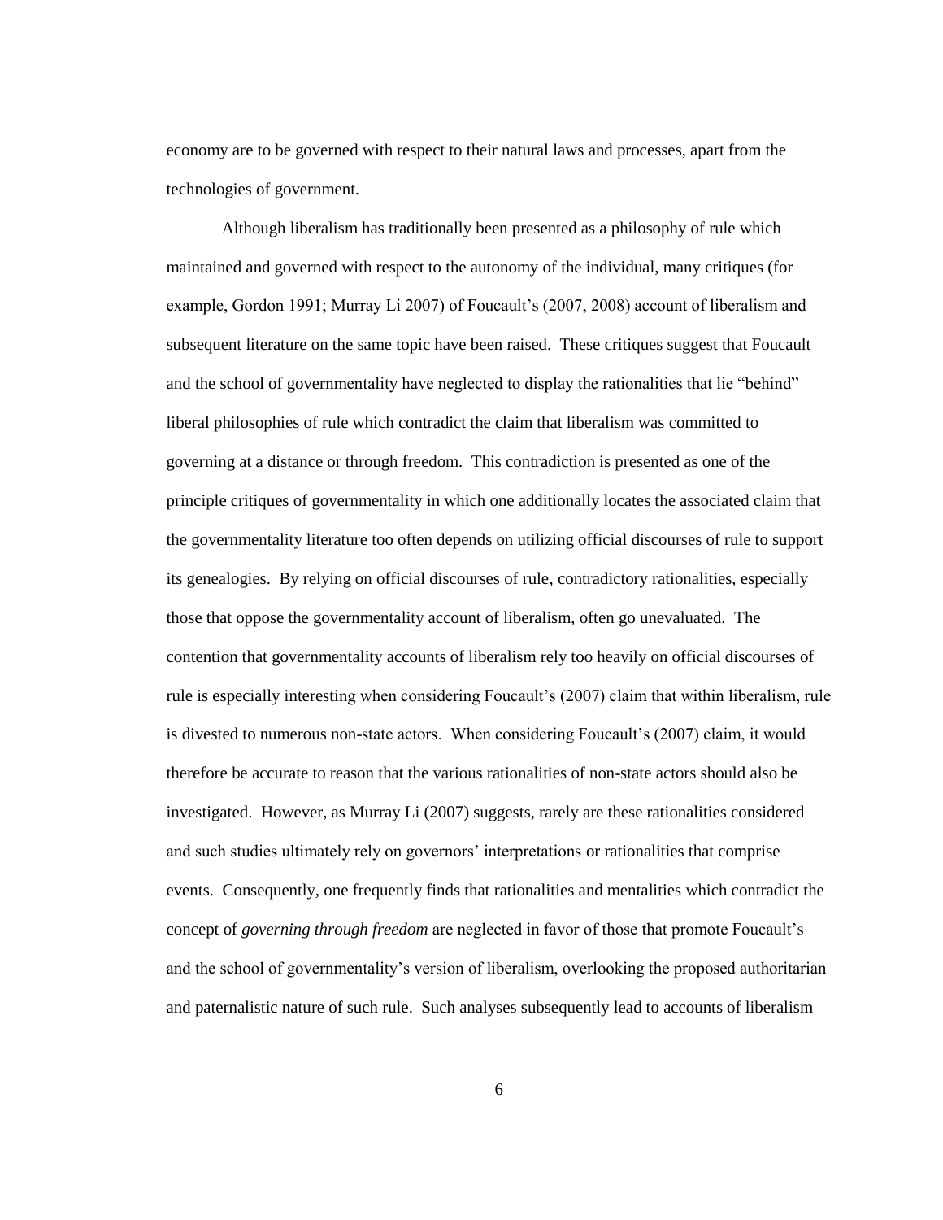economy are to be governed with respect to their natural laws and processes, apart from the technologies of government.

Although liberalism has traditionally been presented as a philosophy of rule which maintained and governed with respect to the autonomy of the individual, many critiques (for example, Gordon 1991; Murray Li 2007) of Foucault's (2007, 2008) account of liberalism and subsequent literature on the same topic have been raised. These critiques suggest that Foucault and the school of governmentality have neglected to display the rationalities that lie "behind" liberal philosophies of rule which contradict the claim that liberalism was committed to governing at a distance or through freedom. This contradiction is presented as one of the principle critiques of governmentality in which one additionally locates the associated claim that the governmentality literature too often depends on utilizing official discourses of rule to support its genealogies. By relying on official discourses of rule, contradictory rationalities, especially those that oppose the governmentality account of liberalism, often go unevaluated. The contention that governmentality accounts of liberalism rely too heavily on official discourses of rule is especially interesting when considering Foucault's (2007) claim that within liberalism, rule is divested to numerous non-state actors. When considering Foucault's (2007) claim, it would therefore be accurate to reason that the various rationalities of non-state actors should also be investigated. However, as Murray Li (2007) suggests, rarely are these rationalities considered and such studies ultimately rely on governors' interpretations or rationalities that comprise events. Consequently, one frequently finds that rationalities and mentalities which contradict the concept of *governing through freedom* are neglected in favor of those that promote Foucault's and the school of governmentality's version of liberalism, overlooking the proposed authoritarian and paternalistic nature of such rule. Such analyses subsequently lead to accounts of liberalism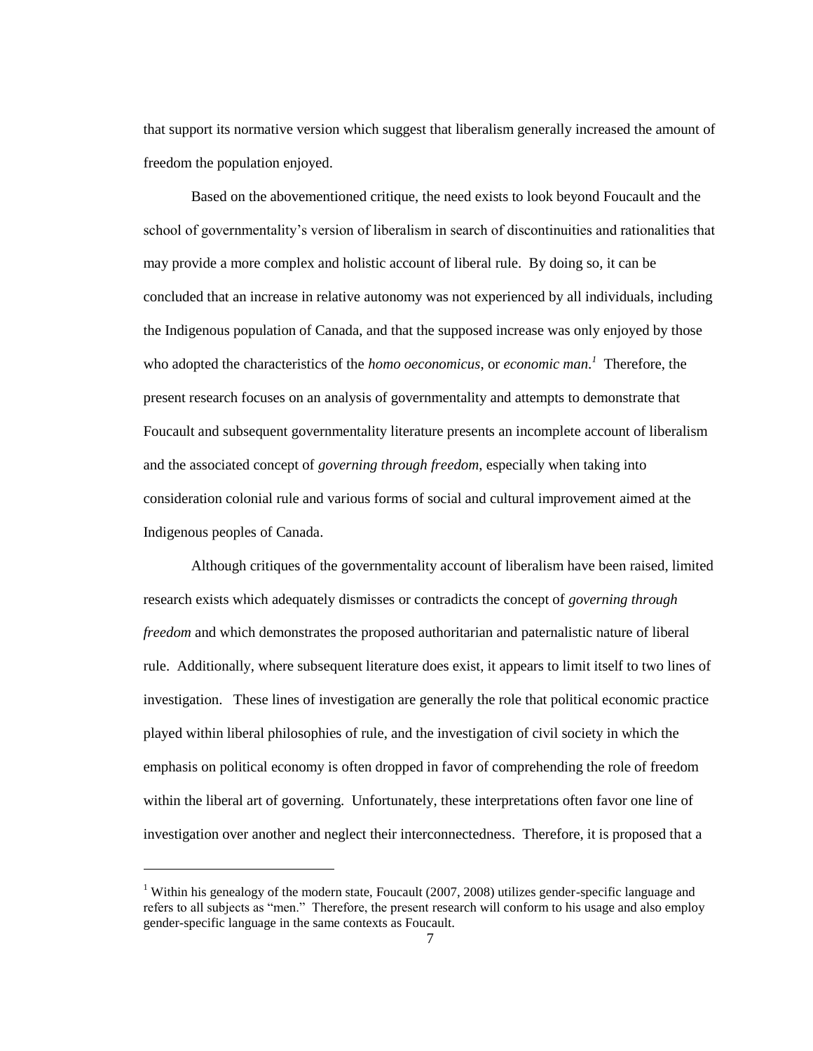that support its normative version which suggest that liberalism generally increased the amount of freedom the population enjoyed.

Based on the abovementioned critique, the need exists to look beyond Foucault and the school of governmentality's version of liberalism in search of discontinuities and rationalities that may provide a more complex and holistic account of liberal rule. By doing so, it can be concluded that an increase in relative autonomy was not experienced by all individuals, including the Indigenous population of Canada, and that the supposed increase was only enjoyed by those who adopted the characteristics of the *homo oeconomicus*, or *economic man*.[1] Therefore, the present research focuses on an analysis of governmentality and attempts to demonstrate that Foucault and subsequent governmentality literature presents an incomplete account of liberalism and the associated concept of *governing through freedom*, especially when taking into consideration colonial rule and various forms of social and cultural improvement aimed at the Indigenous peoples of Canada.

Although critiques of the governmentality account of liberalism have been raised, limited research exists which adequately dismisses or contradicts the concept of *governing through freedom* and which demonstrates the proposed authoritarian and paternalistic nature of liberal rule. Additionally, where subsequent literature does exist, it appears to limit itself to two lines of investigation. These lines of investigation are generally the role that political economic practice played within liberal philosophies of rule, and the investigation of civil society in which the emphasis on political economy is often dropped in favor of comprehending the role of freedom within the liberal art of governing. Unfortunately, these interpretations often favor one line of investigation over another and neglect their interconnectedness. Therefore, it is proposed that a

---

[1] Within his genealogy of the modern state, Foucault (2007, 2008) utilizes gender-specific language and refers to all subjects as "men." Therefore, the present research will conform to his usage and also employ gender-specific language in the same contexts as Foucault.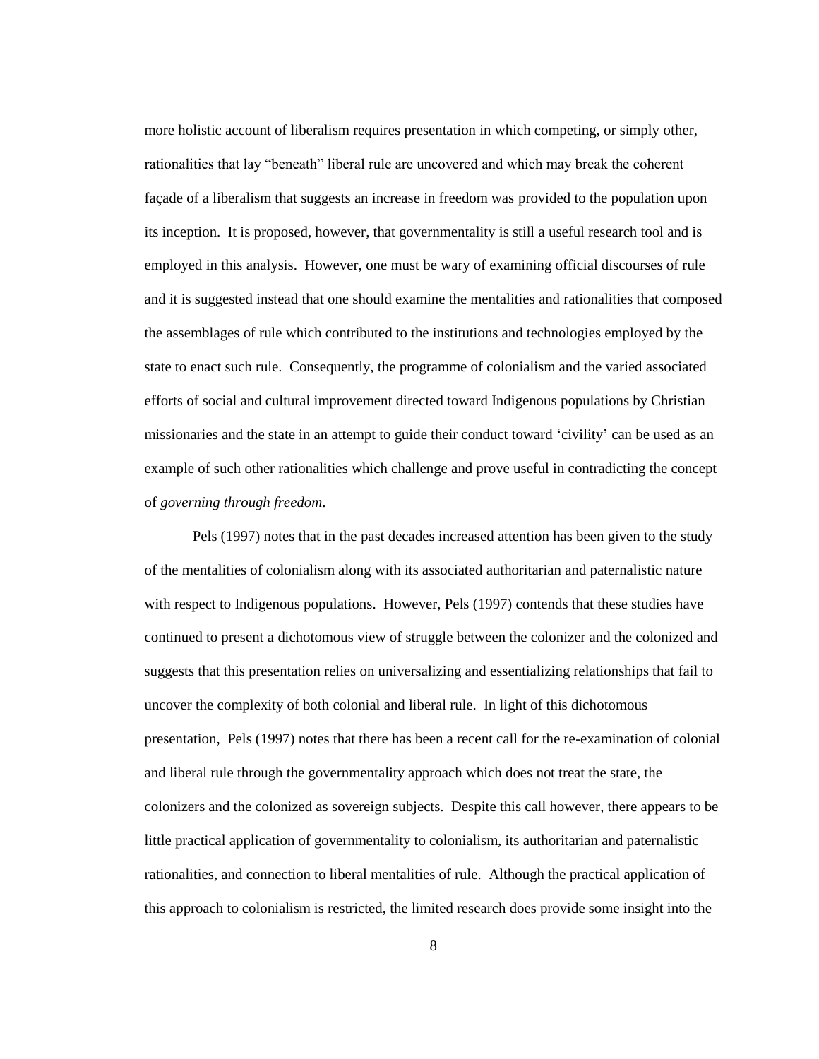more holistic account of liberalism requires presentation in which competing, or simply other, rationalities that lay "beneath" liberal rule are uncovered and which may break the coherent façade of a liberalism that suggests an increase in freedom was provided to the population upon its inception. It is proposed, however, that governmentality is still a useful research tool and is employed in this analysis. However, one must be wary of examining official discourses of rule and it is suggested instead that one should examine the mentalities and rationalities that composed the assemblages of rule which contributed to the institutions and technologies employed by the state to enact such rule. Consequently, the programme of colonialism and the varied associated efforts of social and cultural improvement directed toward Indigenous populations by Christian missionaries and the state in an attempt to guide their conduct toward 'civility' can be used as an example of such other rationalities which challenge and prove useful in contradicting the concept of *governing through freedom*.

Pels (1997) notes that in the past decades increased attention has been given to the study of the mentalities of colonialism along with its associated authoritarian and paternalistic nature with respect to Indigenous populations. However, Pels (1997) contends that these studies have continued to present a dichotomous view of struggle between the colonizer and the colonized and suggests that this presentation relies on universalizing and essentializing relationships that fail to uncover the complexity of both colonial and liberal rule. In light of this dichotomous presentation, Pels (1997) notes that there has been a recent call for the re-examination of colonial and liberal rule through the governmentality approach which does not treat the state, the colonizers and the colonized as sovereign subjects. Despite this call however, there appears to be little practical application of governmentality to colonialism, its authoritarian and paternalistic rationalities, and connection to liberal mentalities of rule. Although the practical application of this approach to colonialism is restricted, the limited research does provide some insight into the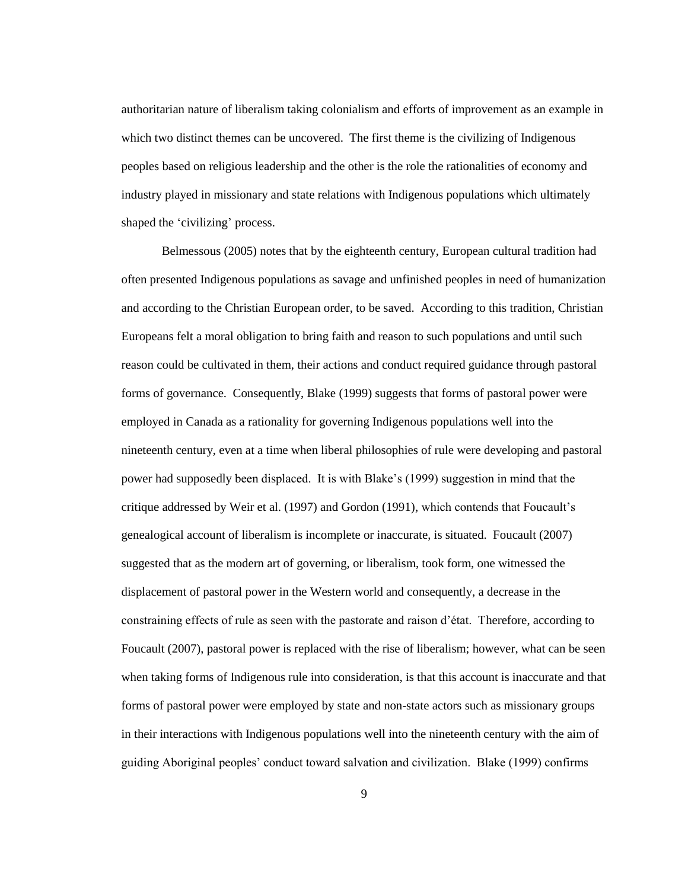authoritarian nature of liberalism taking colonialism and efforts of improvement as an example in which two distinct themes can be uncovered. The first theme is the civilizing of Indigenous peoples based on religious leadership and the other is the role the rationalities of economy and industry played in missionary and state relations with Indigenous populations which ultimately shaped the 'civilizing' process.

Belmessous (2005) notes that by the eighteenth century, European cultural tradition had often presented Indigenous populations as savage and unfinished peoples in need of humanization and according to the Christian European order, to be saved. According to this tradition, Christian Europeans felt a moral obligation to bring faith and reason to such populations and until such reason could be cultivated in them, their actions and conduct required guidance through pastoral forms of governance. Consequently, Blake (1999) suggests that forms of pastoral power were employed in Canada as a rationality for governing Indigenous populations well into the nineteenth century, even at a time when liberal philosophies of rule were developing and pastoral power had supposedly been displaced. It is with Blake's (1999) suggestion in mind that the critique addressed by Weir et al. (1997) and Gordon (1991), which contends that Foucault's genealogical account of liberalism is incomplete or inaccurate, is situated. Foucault (2007) suggested that as the modern art of governing, or liberalism, took form, one witnessed the displacement of pastoral power in the Western world and consequently, a decrease in the constraining effects of rule as seen with the pastorate and raison d'état. Therefore, according to Foucault (2007), pastoral power is replaced with the rise of liberalism; however, what can be seen when taking forms of Indigenous rule into consideration, is that this account is inaccurate and that forms of pastoral power were employed by state and non-state actors such as missionary groups in their interactions with Indigenous populations well into the nineteenth century with the aim of guiding Aboriginal peoples' conduct toward salvation and civilization. Blake (1999) confirms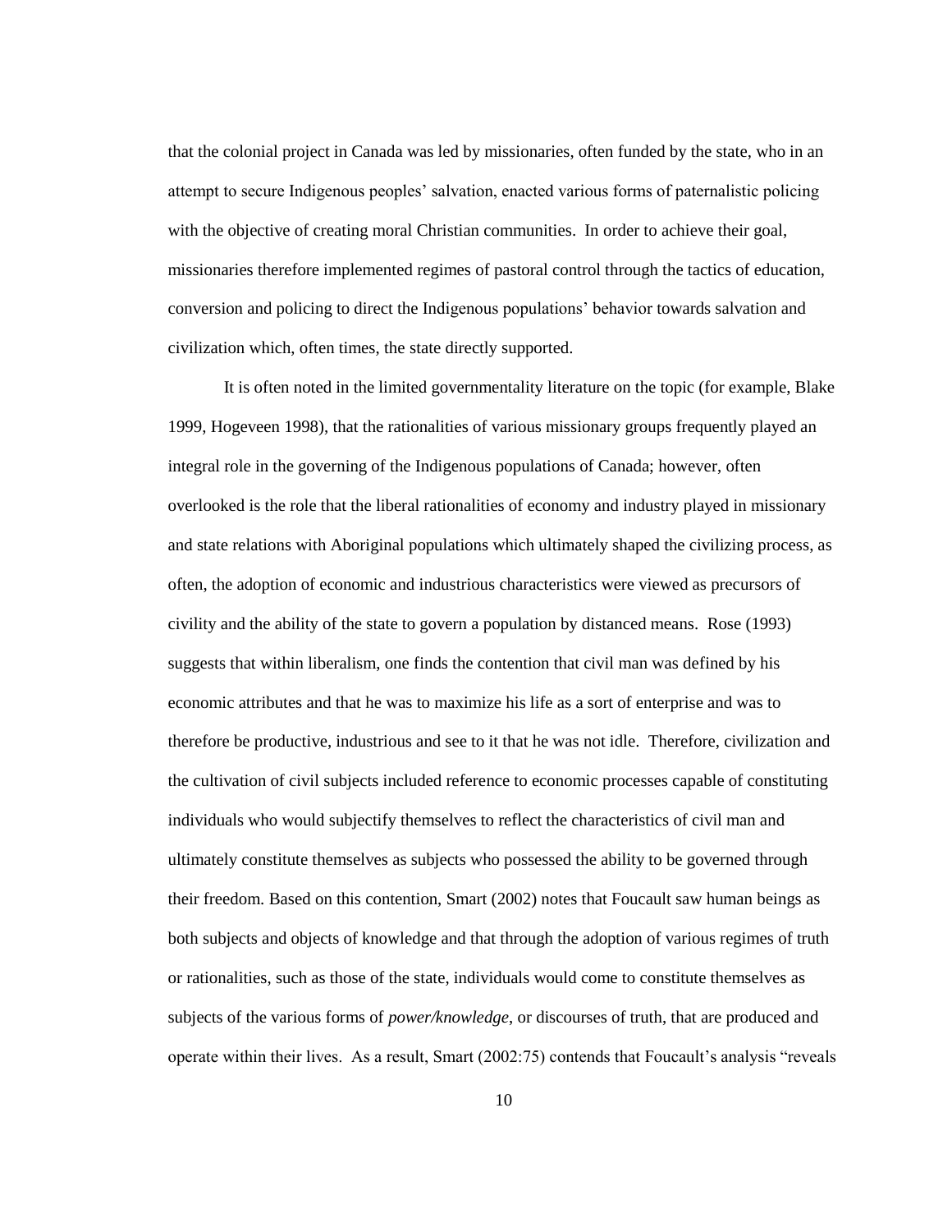that the colonial project in Canada was led by missionaries, often funded by the state, who in an attempt to secure Indigenous peoples' salvation, enacted various forms of paternalistic policing with the objective of creating moral Christian communities. In order to achieve their goal, missionaries therefore implemented regimes of pastoral control through the tactics of education, conversion and policing to direct the Indigenous populations' behavior towards salvation and civilization which, often times, the state directly supported.

It is often noted in the limited governmentality literature on the topic (for example, Blake 1999, Hogeveen 1998), that the rationalities of various missionary groups frequently played an integral role in the governing of the Indigenous populations of Canada; however, often overlooked is the role that the liberal rationalities of economy and industry played in missionary and state relations with Aboriginal populations which ultimately shaped the civilizing process, as often, the adoption of economic and industrious characteristics were viewed as precursors of civility and the ability of the state to govern a population by distanced means. Rose (1993) suggests that within liberalism, one finds the contention that civil man was defined by his economic attributes and that he was to maximize his life as a sort of enterprise and was to therefore be productive, industrious and see to it that he was not idle. Therefore, civilization and the cultivation of civil subjects included reference to economic processes capable of constituting individuals who would subjectify themselves to reflect the characteristics of civil man and ultimately constitute themselves as subjects who possessed the ability to be governed through their freedom. Based on this contention, Smart (2002) notes that Foucault saw human beings as both subjects and objects of knowledge and that through the adoption of various regimes of truth or rationalities, such as those of the state, individuals would come to constitute themselves as subjects of the various forms of *power/knowledge*, or discourses of truth, that are produced and operate within their lives. As a result, Smart (2002:75) contends that Foucault's analysis "reveals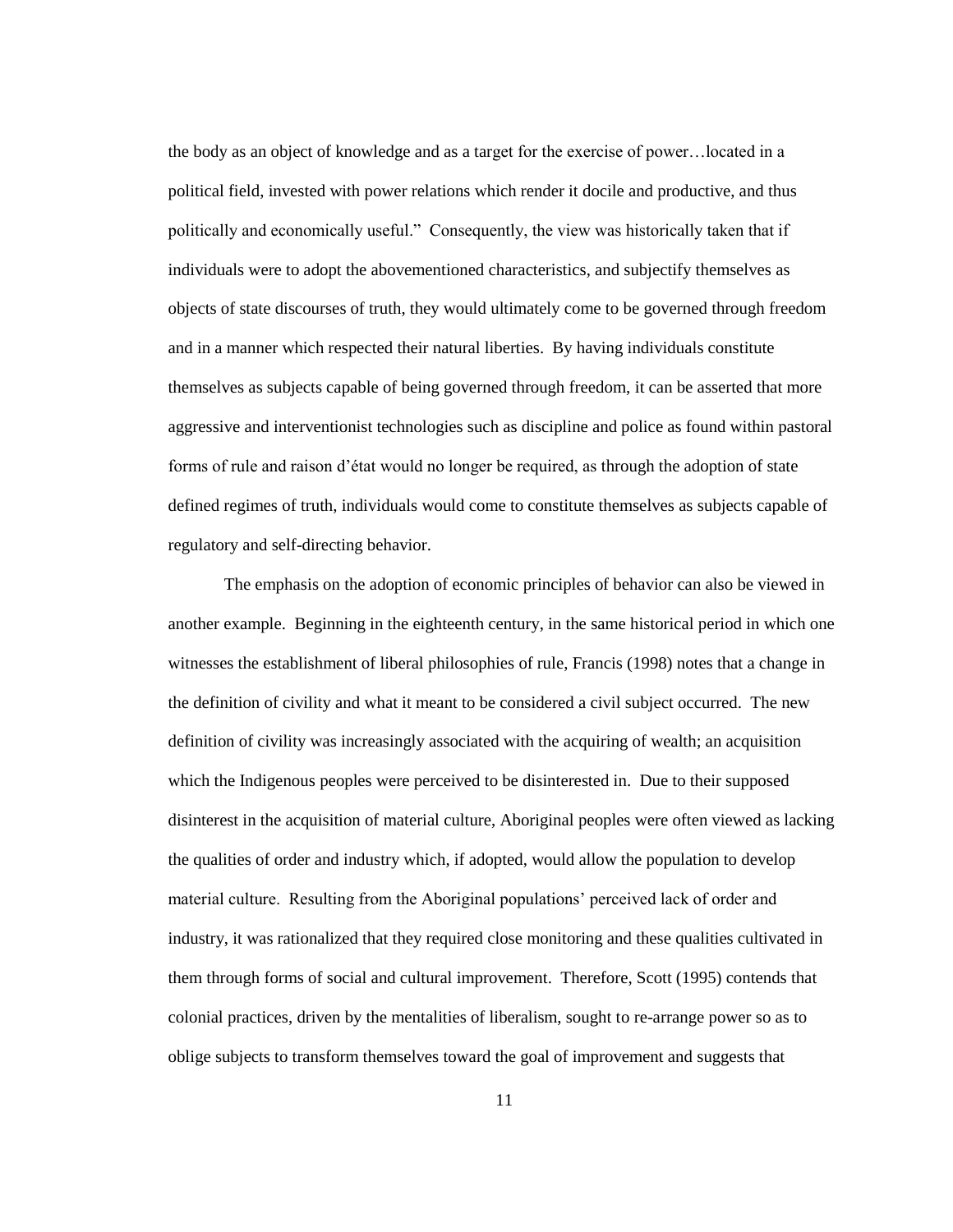the body as an object of knowledge and as a target for the exercise of power…located in a political field, invested with power relations which render it docile and productive, and thus politically and economically useful." Consequently, the view was historically taken that if individuals were to adopt the abovementioned characteristics, and subjectify themselves as objects of state discourses of truth, they would ultimately come to be governed through freedom and in a manner which respected their natural liberties. By having individuals constitute themselves as subjects capable of being governed through freedom, it can be asserted that more aggressive and interventionist technologies such as discipline and police as found within pastoral forms of rule and raison d'état would no longer be required, as through the adoption of state defined regimes of truth, individuals would come to constitute themselves as subjects capable of regulatory and self-directing behavior.

The emphasis on the adoption of economic principles of behavior can also be viewed in another example. Beginning in the eighteenth century, in the same historical period in which one witnesses the establishment of liberal philosophies of rule, Francis (1998) notes that a change in the definition of civility and what it meant to be considered a civil subject occurred. The new definition of civility was increasingly associated with the acquiring of wealth; an acquisition which the Indigenous peoples were perceived to be disinterested in. Due to their supposed disinterest in the acquisition of material culture, Aboriginal peoples were often viewed as lacking the qualities of order and industry which, if adopted, would allow the population to develop material culture. Resulting from the Aboriginal populations' perceived lack of order and industry, it was rationalized that they required close monitoring and these qualities cultivated in them through forms of social and cultural improvement. Therefore, Scott (1995) contends that colonial practices, driven by the mentalities of liberalism, sought to re-arrange power so as to oblige subjects to transform themselves toward the goal of improvement and suggests that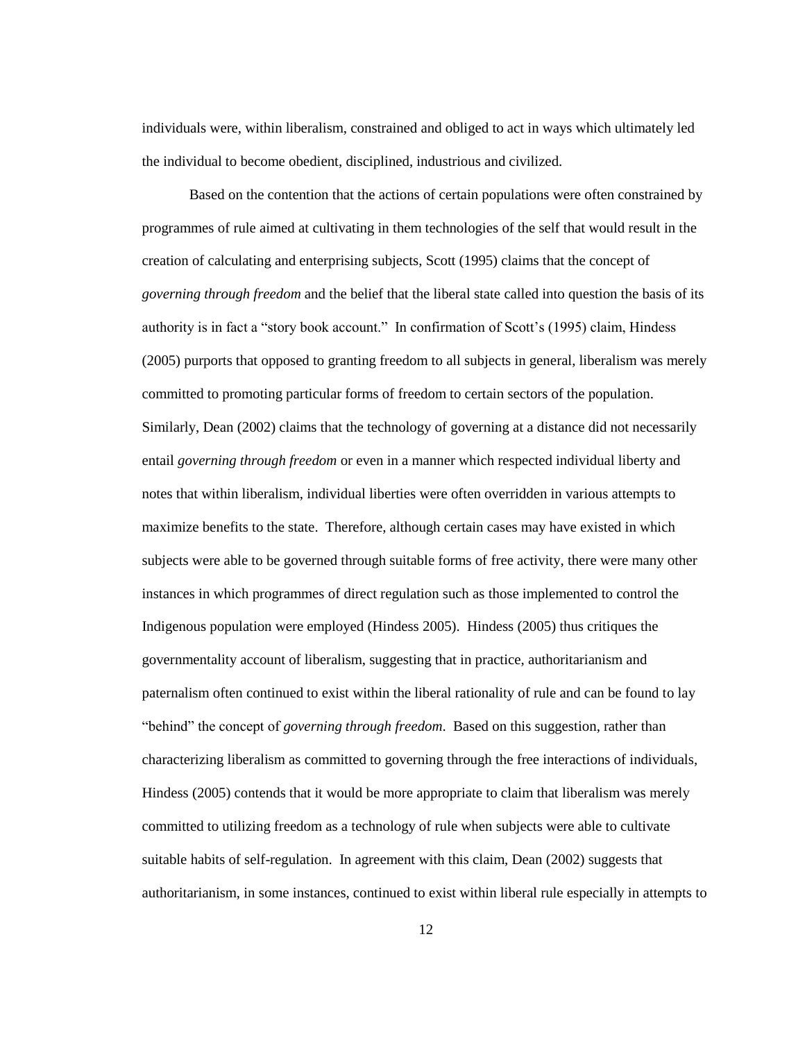individuals were, within liberalism, constrained and obliged to act in ways which ultimately led the individual to become obedient, disciplined, industrious and civilized.

Based on the contention that the actions of certain populations were often constrained by programmes of rule aimed at cultivating in them technologies of the self that would result in the creation of calculating and enterprising subjects, Scott (1995) claims that the concept of *governing through freedom* and the belief that the liberal state called into question the basis of its authority is in fact a "story book account." In confirmation of Scott's (1995) claim, Hindess (2005) purports that opposed to granting freedom to all subjects in general, liberalism was merely committed to promoting particular forms of freedom to certain sectors of the population. Similarly, Dean (2002) claims that the technology of governing at a distance did not necessarily entail *governing through freedom* or even in a manner which respected individual liberty and notes that within liberalism, individual liberties were often overridden in various attempts to maximize benefits to the state. Therefore, although certain cases may have existed in which subjects were able to be governed through suitable forms of free activity, there were many other instances in which programmes of direct regulation such as those implemented to control the Indigenous population were employed (Hindess 2005). Hindess (2005) thus critiques the governmentality account of liberalism, suggesting that in practice, authoritarianism and paternalism often continued to exist within the liberal rationality of rule and can be found to lay "behind" the concept of *governing through freedom*. Based on this suggestion, rather than characterizing liberalism as committed to governing through the free interactions of individuals, Hindess (2005) contends that it would be more appropriate to claim that liberalism was merely committed to utilizing freedom as a technology of rule when subjects were able to cultivate suitable habits of self-regulation. In agreement with this claim, Dean (2002) suggests that authoritarianism, in some instances, continued to exist within liberal rule especially in attempts to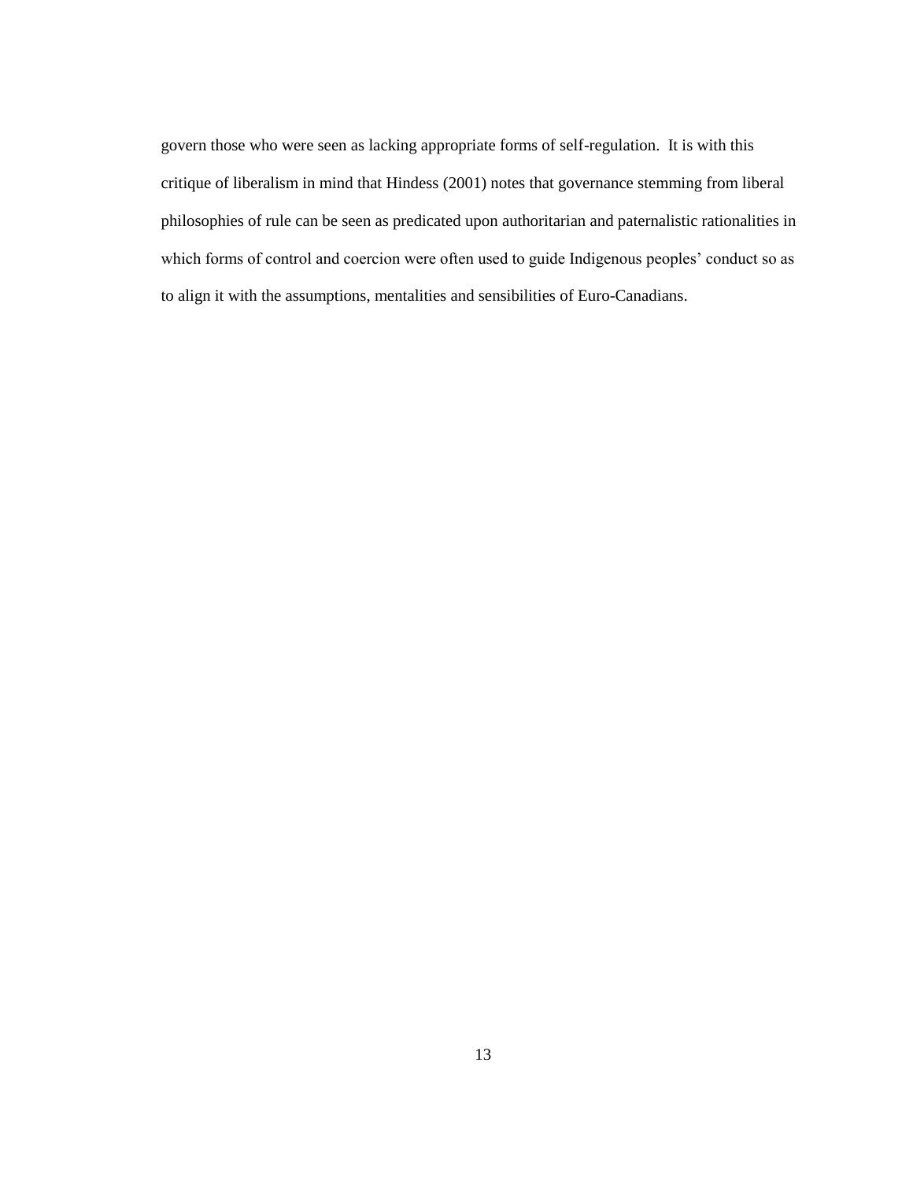govern those who were seen as lacking appropriate forms of self-regulation. It is with this critique of liberalism in mind that Hindess (2001) notes that governance stemming from liberal philosophies of rule can be seen as predicated upon authoritarian and paternalistic rationalities in which forms of control and coercion were often used to guide Indigenous peoples' conduct so as to align it with the assumptions, mentalities and sensibilities of Euro-Canadians.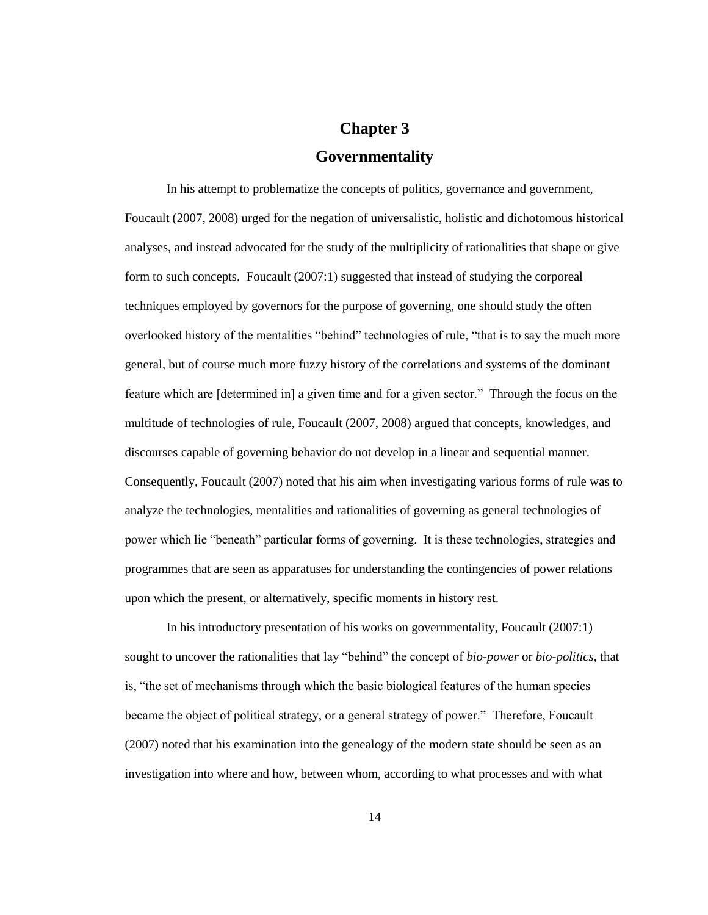# Chapter 3

# Governmentality

In his attempt to problematize the concepts of politics, governance and government, Foucault (2007, 2008) urged for the negation of universalistic, holistic and dichotomous historical analyses, and instead advocated for the study of the multiplicity of rationalities that shape or give form to such concepts. Foucault (2007:1) suggested that instead of studying the corporeal techniques employed by governors for the purpose of governing, one should study the often overlooked history of the mentalities "behind" technologies of rule, "that is to say the much more general, but of course much more fuzzy history of the correlations and systems of the dominant feature which are [determined in] a given time and for a given sector." Through the focus on the multitude of technologies of rule, Foucault (2007, 2008) argued that concepts, knowledges, and discourses capable of governing behavior do not develop in a linear and sequential manner. Consequently, Foucault (2007) noted that his aim when investigating various forms of rule was to analyze the technologies, mentalities and rationalities of governing as general technologies of power which lie "beneath" particular forms of governing. It is these technologies, strategies and programmes that are seen as apparatuses for understanding the contingencies of power relations upon which the present, or alternatively, specific moments in history rest.

In his introductory presentation of his works on governmentality, Foucault (2007:1) sought to uncover the rationalities that lay "behind" the concept of *bio-power* or *bio-politics*, that is, "the set of mechanisms through which the basic biological features of the human species became the object of political strategy, or a general strategy of power." Therefore, Foucault (2007) noted that his examination into the genealogy of the modern state should be seen as an investigation into where and how, between whom, according to what processes and with what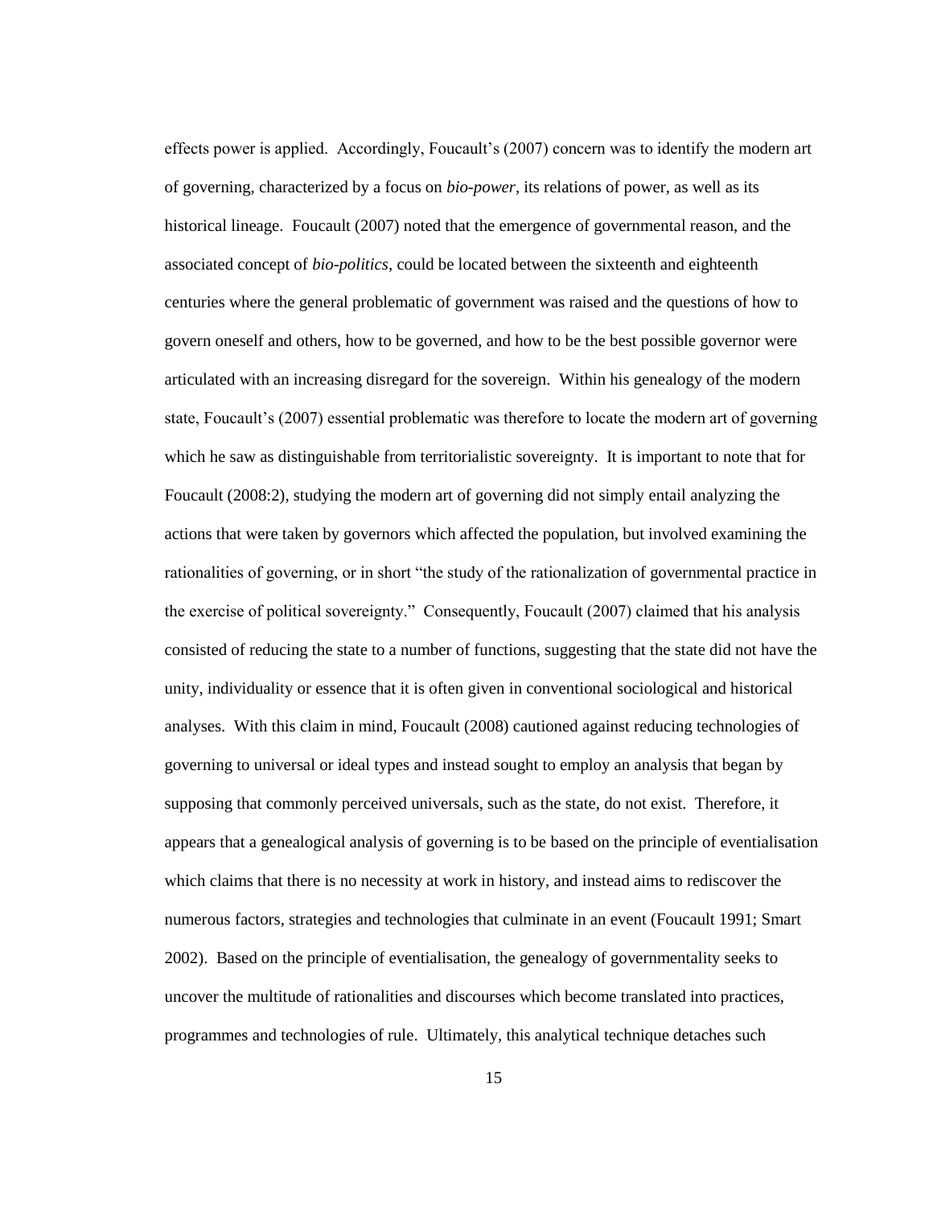effects power is applied. Accordingly, Foucault's (2007) concern was to identify the modern art of governing, characterized by a focus on *bio-power*, its relations of power, as well as its historical lineage. Foucault (2007) noted that the emergence of governmental reason, and the associated concept of *bio-politics*, could be located between the sixteenth and eighteenth centuries where the general problematic of government was raised and the questions of how to govern oneself and others, how to be governed, and how to be the best possible governor were articulated with an increasing disregard for the sovereign. Within his genealogy of the modern state, Foucault's (2007) essential problematic was therefore to locate the modern art of governing which he saw as distinguishable from territorialistic sovereignty. It is important to note that for Foucault (2008:2), studying the modern art of governing did not simply entail analyzing the actions that were taken by governors which affected the population, but involved examining the rationalities of governing, or in short "the study of the rationalization of governmental practice in the exercise of political sovereignty." Consequently, Foucault (2007) claimed that his analysis consisted of reducing the state to a number of functions, suggesting that the state did not have the unity, individuality or essence that it is often given in conventional sociological and historical analyses. With this claim in mind, Foucault (2008) cautioned against reducing technologies of governing to universal or ideal types and instead sought to employ an analysis that began by supposing that commonly perceived universals, such as the state, do not exist. Therefore, it appears that a genealogical analysis of governing is to be based on the principle of eventialisation which claims that there is no necessity at work in history, and instead aims to rediscover the numerous factors, strategies and technologies that culminate in an event (Foucault 1991; Smart 2002). Based on the principle of eventialisation, the genealogy of governmentality seeks to uncover the multitude of rationalities and discourses which become translated into practices, programmes and technologies of rule. Ultimately, this analytical technique detaches such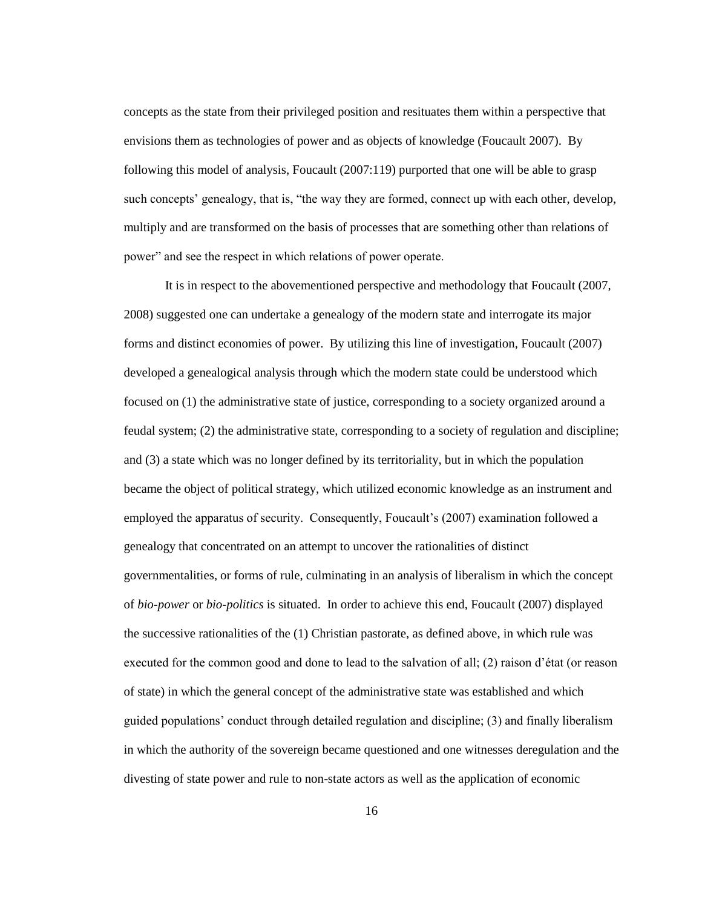concepts as the state from their privileged position and resituates them within a perspective that envisions them as technologies of power and as objects of knowledge (Foucault 2007). By following this model of analysis, Foucault (2007:119) purported that one will be able to grasp such concepts' genealogy, that is, "the way they are formed, connect up with each other, develop, multiply and are transformed on the basis of processes that are something other than relations of power" and see the respect in which relations of power operate.

It is in respect to the abovementioned perspective and methodology that Foucault (2007, 2008) suggested one can undertake a genealogy of the modern state and interrogate its major forms and distinct economies of power. By utilizing this line of investigation, Foucault (2007) developed a genealogical analysis through which the modern state could be understood which focused on (1) the administrative state of justice, corresponding to a society organized around a feudal system; (2) the administrative state, corresponding to a society of regulation and discipline; and (3) a state which was no longer defined by its territoriality, but in which the population became the object of political strategy, which utilized economic knowledge as an instrument and employed the apparatus of security. Consequently, Foucault's (2007) examination followed a genealogy that concentrated on an attempt to uncover the rationalities of distinct governmentalities, or forms of rule, culminating in an analysis of liberalism in which the concept of *bio-power* or *bio-politics* is situated. In order to achieve this end, Foucault (2007) displayed the successive rationalities of the (1) Christian pastorate, as defined above, in which rule was executed for the common good and done to lead to the salvation of all; (2) raison d'état (or reason of state) in which the general concept of the administrative state was established and which guided populations' conduct through detailed regulation and discipline; (3) and finally liberalism in which the authority of the sovereign became questioned and one witnesses deregulation and the divesting of state power and rule to non-state actors as well as the application of economic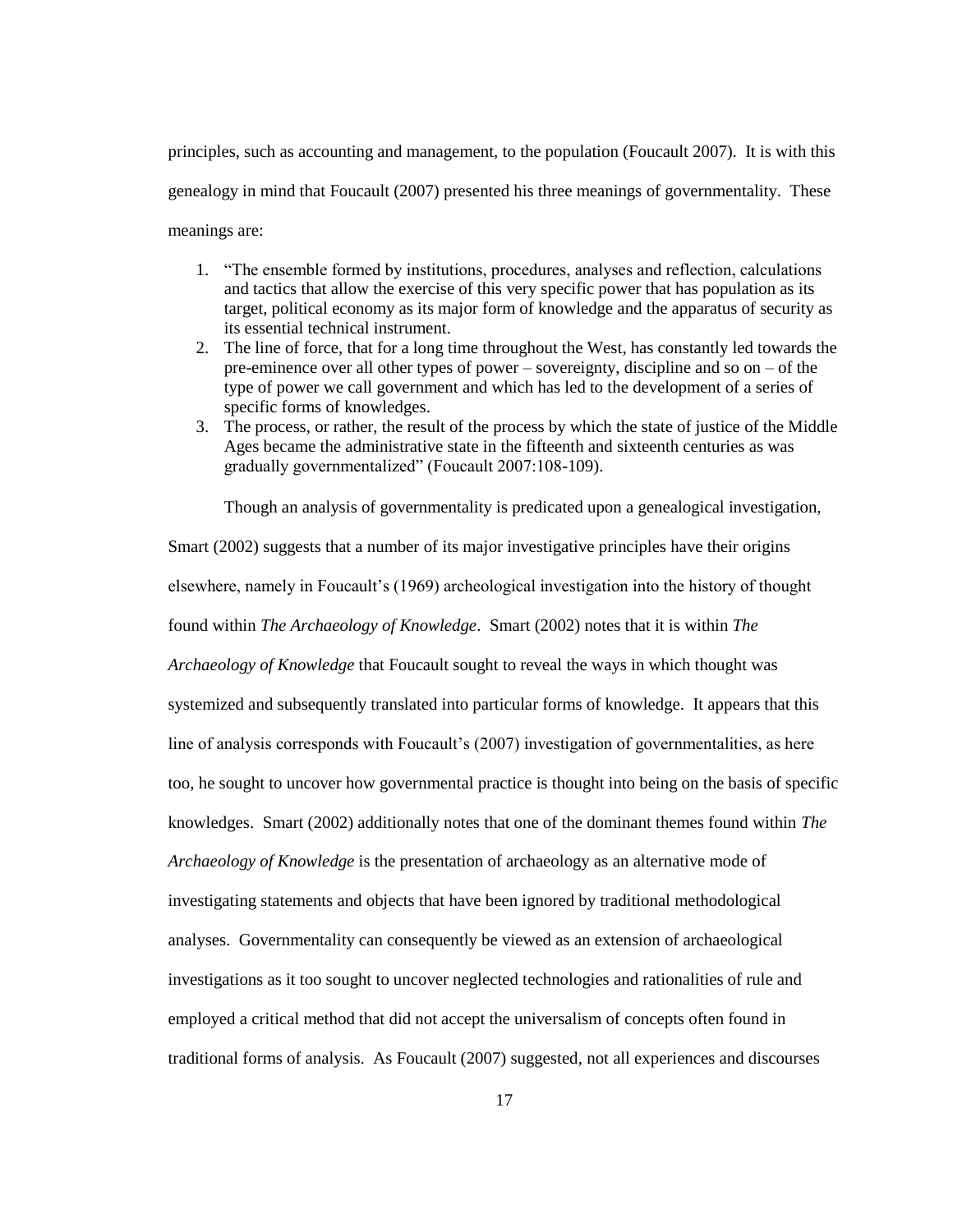principles, such as accounting and management, to the population (Foucault 2007). It is with this genealogy in mind that Foucault (2007) presented his three meanings of governmentality. These meanings are:

1. "The ensemble formed by institutions, procedures, analyses and reflection, calculations and tactics that allow the exercise of this very specific power that has population as its target, political economy as its major form of knowledge and the apparatus of security as its essential technical instrument.
2. The line of force, that for a long time throughout the West, has constantly led towards the pre-eminence over all other types of power – sovereignty, discipline and so on – of the type of power we call government and which has led to the development of a series of specific forms of knowledges.
3. The process, or rather, the result of the process by which the state of justice of the Middle Ages became the administrative state in the fifteenth and sixteenth centuries as was gradually governmentalized" (Foucault 2007:108-109).

Though an analysis of governmentality is predicated upon a genealogical investigation, Smart (2002) suggests that a number of its major investigative principles have their origins elsewhere, namely in Foucault's (1969) archeological investigation into the history of thought found within *The Archaeology of Knowledge*. Smart (2002) notes that it is within *The Archaeology of Knowledge* that Foucault sought to reveal the ways in which thought was systemized and subsequently translated into particular forms of knowledge. It appears that this line of analysis corresponds with Foucault's (2007) investigation of governmentalities, as here too, he sought to uncover how governmental practice is thought into being on the basis of specific knowledges. Smart (2002) additionally notes that one of the dominant themes found within *The Archaeology of Knowledge* is the presentation of archaeology as an alternative mode of investigating statements and objects that have been ignored by traditional methodological analyses. Governmentality can consequently be viewed as an extension of archaeological investigations as it too sought to uncover neglected technologies and rationalities of rule and employed a critical method that did not accept the universalism of concepts often found in traditional forms of analysis. As Foucault (2007) suggested, not all experiences and discourses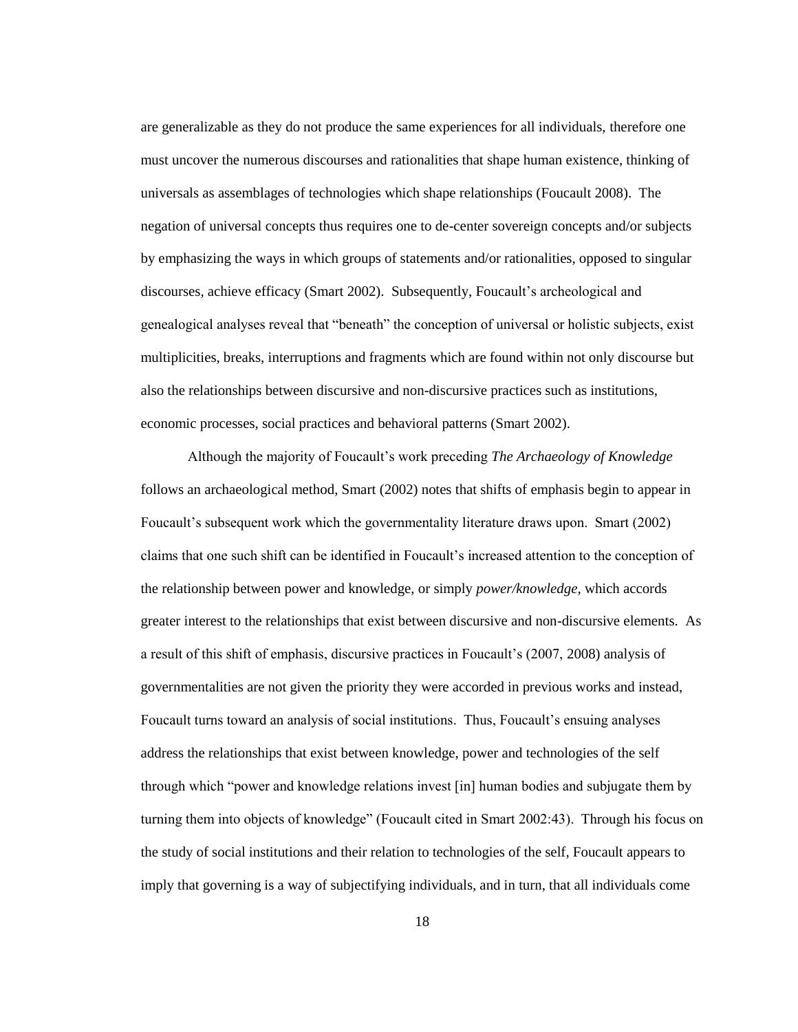are generalizable as they do not produce the same experiences for all individuals, therefore one must uncover the numerous discourses and rationalities that shape human existence, thinking of universals as assemblages of technologies which shape relationships (Foucault 2008). The negation of universal concepts thus requires one to de-center sovereign concepts and/or subjects by emphasizing the ways in which groups of statements and/or rationalities, opposed to singular discourses, achieve efficacy (Smart 2002). Subsequently, Foucault's archeological and genealogical analyses reveal that "beneath" the conception of universal or holistic subjects, exist multiplicities, breaks, interruptions and fragments which are found within not only discourse but also the relationships between discursive and non-discursive practices such as institutions, economic processes, social practices and behavioral patterns (Smart 2002).

Although the majority of Foucault's work preceding *The Archaeology of Knowledge* follows an archaeological method, Smart (2002) notes that shifts of emphasis begin to appear in Foucault's subsequent work which the governmentality literature draws upon. Smart (2002) claims that one such shift can be identified in Foucault's increased attention to the conception of the relationship between power and knowledge, or simply *power/knowledge*, which accords greater interest to the relationships that exist between discursive and non-discursive elements. As a result of this shift of emphasis, discursive practices in Foucault's (2007, 2008) analysis of governmentalities are not given the priority they were accorded in previous works and instead, Foucault turns toward an analysis of social institutions. Thus, Foucault's ensuing analyses address the relationships that exist between knowledge, power and technologies of the self through which "power and knowledge relations invest [in] human bodies and subjugate them by turning them into objects of knowledge" (Foucault cited in Smart 2002:43). Through his focus on the study of social institutions and their relation to technologies of the self, Foucault appears to imply that governing is a way of subjectifying individuals, and in turn, that all individuals come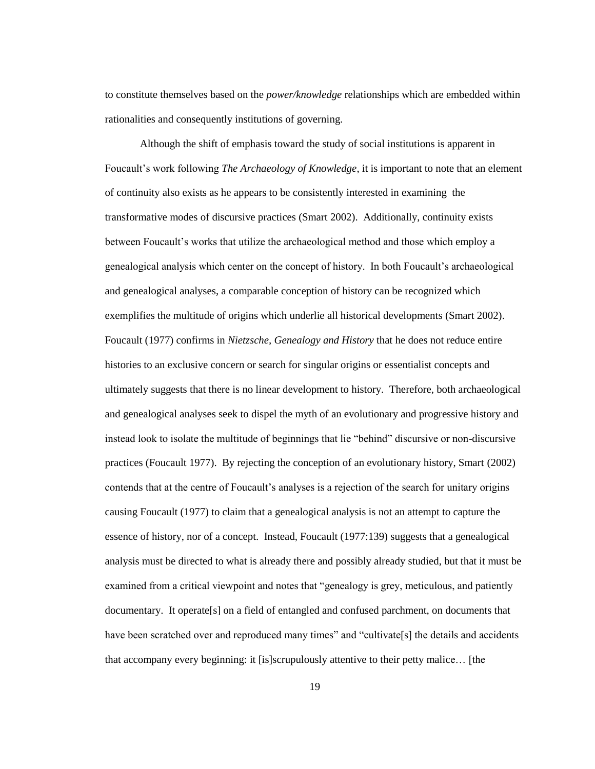to constitute themselves based on the *power/knowledge* relationships which are embedded within rationalities and consequently institutions of governing.

Although the shift of emphasis toward the study of social institutions is apparent in Foucault's work following *The Archaeology of Knowledge*, it is important to note that an element of continuity also exists as he appears to be consistently interested in examining the transformative modes of discursive practices (Smart 2002). Additionally, continuity exists between Foucault's works that utilize the archaeological method and those which employ a genealogical analysis which center on the concept of history. In both Foucault's archaeological and genealogical analyses, a comparable conception of history can be recognized which exemplifies the multitude of origins which underlie all historical developments (Smart 2002). Foucault (1977) confirms in *Nietzsche, Genealogy and History* that he does not reduce entire histories to an exclusive concern or search for singular origins or essentialist concepts and ultimately suggests that there is no linear development to history. Therefore, both archaeological and genealogical analyses seek to dispel the myth of an evolutionary and progressive history and instead look to isolate the multitude of beginnings that lie "behind" discursive or non-discursive practices (Foucault 1977). By rejecting the conception of an evolutionary history, Smart (2002) contends that at the centre of Foucault's analyses is a rejection of the search for unitary origins causing Foucault (1977) to claim that a genealogical analysis is not an attempt to capture the essence of history, nor of a concept. Instead, Foucault (1977:139) suggests that a genealogical analysis must be directed to what is already there and possibly already studied, but that it must be examined from a critical viewpoint and notes that "genealogy is grey, meticulous, and patiently documentary. It operate[s] on a field of entangled and confused parchment, on documents that have been scratched over and reproduced many times" and "cultivate[s] the details and accidents that accompany every beginning: it [is]scrupulously attentive to their petty malice… [the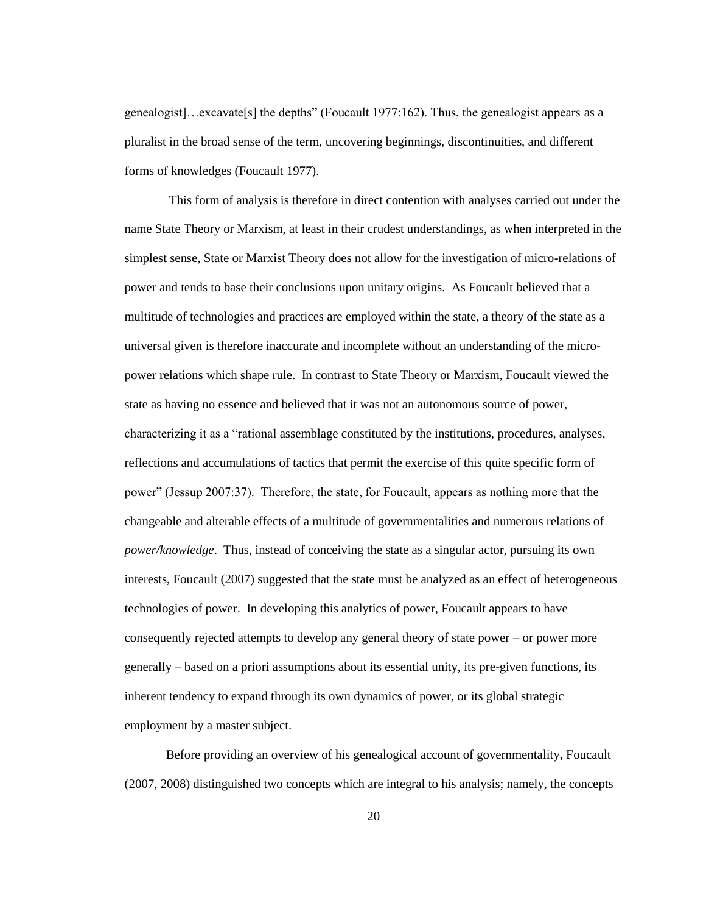genealogist]…excavate[s] the depths" (Foucault 1977:162). Thus, the genealogist appears as a pluralist in the broad sense of the term, uncovering beginnings, discontinuities, and different forms of knowledges (Foucault 1977).

This form of analysis is therefore in direct contention with analyses carried out under the name State Theory or Marxism, at least in their crudest understandings, as when interpreted in the simplest sense, State or Marxist Theory does not allow for the investigation of micro-relations of power and tends to base their conclusions upon unitary origins. As Foucault believed that a multitude of technologies and practices are employed within the state, a theory of the state as a universal given is therefore inaccurate and incomplete without an understanding of the micro-power relations which shape rule. In contrast to State Theory or Marxism, Foucault viewed the state as having no essence and believed that it was not an autonomous source of power, characterizing it as a "rational assemblage constituted by the institutions, procedures, analyses, reflections and accumulations of tactics that permit the exercise of this quite specific form of power" (Jessup 2007:37). Therefore, the state, for Foucault, appears as nothing more that the changeable and alterable effects of a multitude of governmentalities and numerous relations of *power/knowledge*. Thus, instead of conceiving the state as a singular actor, pursuing its own interests, Foucault (2007) suggested that the state must be analyzed as an effect of heterogeneous technologies of power. In developing this analytics of power, Foucault appears to have consequently rejected attempts to develop any general theory of state power – or power more generally – based on a priori assumptions about its essential unity, its pre-given functions, its inherent tendency to expand through its own dynamics of power, or its global strategic employment by a master subject.

Before providing an overview of his genealogical account of governmentality, Foucault (2007, 2008) distinguished two concepts which are integral to his analysis; namely, the concepts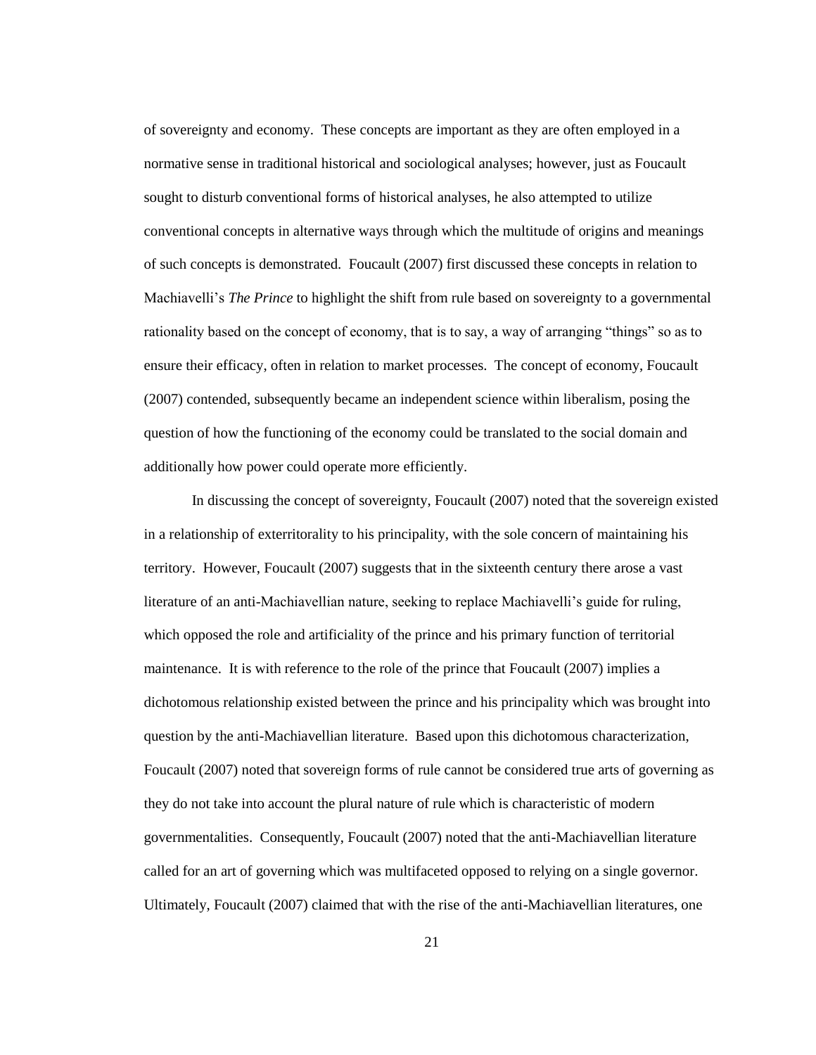of sovereignty and economy. These concepts are important as they are often employed in a normative sense in traditional historical and sociological analyses; however, just as Foucault sought to disturb conventional forms of historical analyses, he also attempted to utilize conventional concepts in alternative ways through which the multitude of origins and meanings of such concepts is demonstrated. Foucault (2007) first discussed these concepts in relation to Machiavelli's *The Prince* to highlight the shift from rule based on sovereignty to a governmental rationality based on the concept of economy, that is to say, a way of arranging "things" so as to ensure their efficacy, often in relation to market processes. The concept of economy, Foucault (2007) contended, subsequently became an independent science within liberalism, posing the question of how the functioning of the economy could be translated to the social domain and additionally how power could operate more efficiently.

In discussing the concept of sovereignty, Foucault (2007) noted that the sovereign existed in a relationship of exterritorality to his principality, with the sole concern of maintaining his territory. However, Foucault (2007) suggests that in the sixteenth century there arose a vast literature of an anti-Machiavellian nature, seeking to replace Machiavelli's guide for ruling, which opposed the role and artificiality of the prince and his primary function of territorial maintenance. It is with reference to the role of the prince that Foucault (2007) implies a dichotomous relationship existed between the prince and his principality which was brought into question by the anti-Machiavellian literature. Based upon this dichotomous characterization, Foucault (2007) noted that sovereign forms of rule cannot be considered true arts of governing as they do not take into account the plural nature of rule which is characteristic of modern governmentalities. Consequently, Foucault (2007) noted that the anti-Machiavellian literature called for an art of governing which was multifaceted opposed to relying on a single governor. Ultimately, Foucault (2007) claimed that with the rise of the anti-Machiavellian literatures, one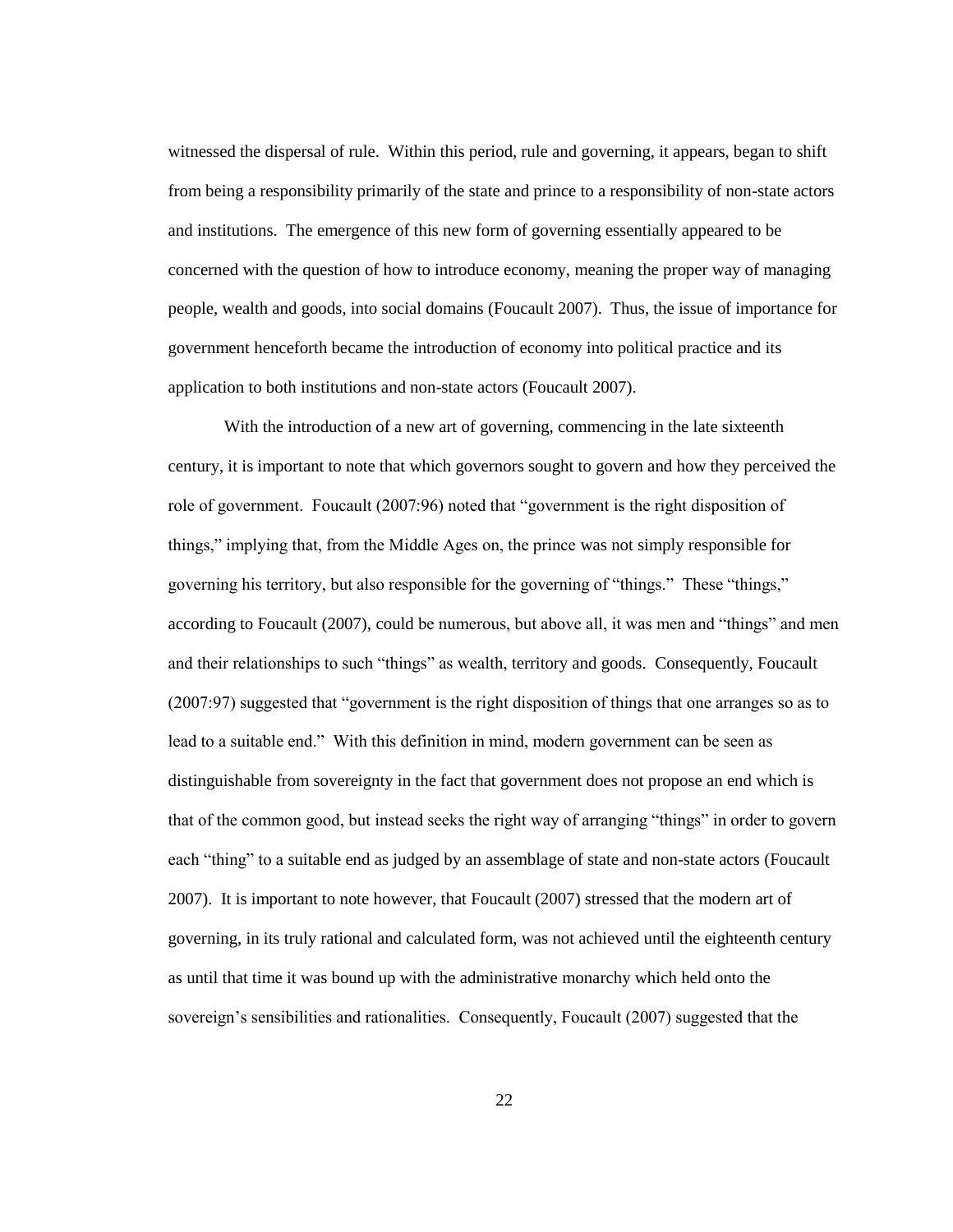witnessed the dispersal of rule. Within this period, rule and governing, it appears, began to shift from being a responsibility primarily of the state and prince to a responsibility of non-state actors and institutions. The emergence of this new form of governing essentially appeared to be concerned with the question of how to introduce economy, meaning the proper way of managing people, wealth and goods, into social domains (Foucault 2007). Thus, the issue of importance for government henceforth became the introduction of economy into political practice and its application to both institutions and non-state actors (Foucault 2007).

With the introduction of a new art of governing, commencing in the late sixteenth century, it is important to note that which governors sought to govern and how they perceived the role of government. Foucault (2007:96) noted that "government is the right disposition of things," implying that, from the Middle Ages on, the prince was not simply responsible for governing his territory, but also responsible for the governing of "things." These "things," according to Foucault (2007), could be numerous, but above all, it was men and "things" and men and their relationships to such "things" as wealth, territory and goods. Consequently, Foucault (2007:97) suggested that "government is the right disposition of things that one arranges so as to lead to a suitable end." With this definition in mind, modern government can be seen as distinguishable from sovereignty in the fact that government does not propose an end which is that of the common good, but instead seeks the right way of arranging "things" in order to govern each "thing" to a suitable end as judged by an assemblage of state and non-state actors (Foucault 2007). It is important to note however, that Foucault (2007) stressed that the modern art of governing, in its truly rational and calculated form, was not achieved until the eighteenth century as until that time it was bound up with the administrative monarchy which held onto the sovereign's sensibilities and rationalities. Consequently, Foucault (2007) suggested that the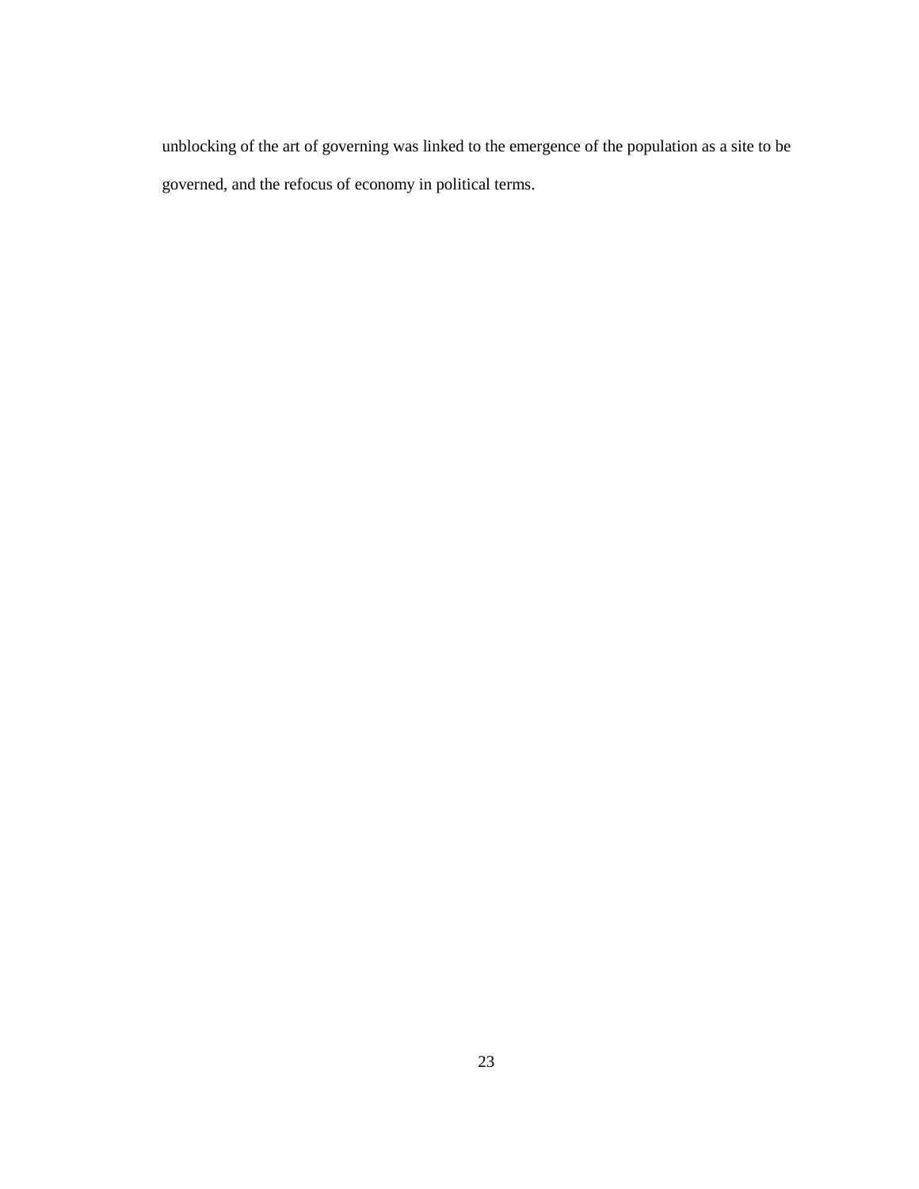unblocking of the art of governing was linked to the emergence of the population as a site to be governed, and the refocus of economy in political terms.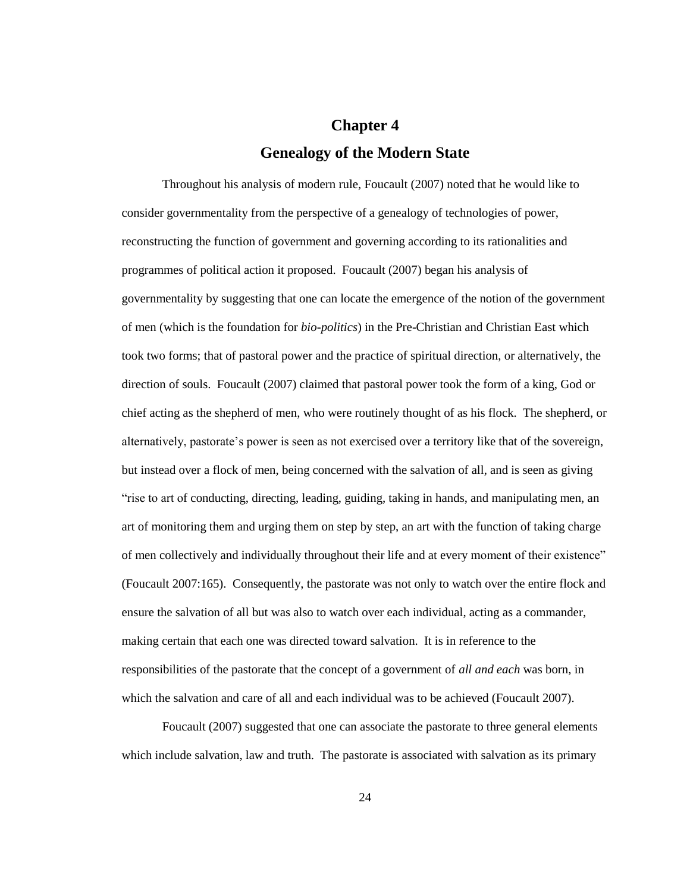# Chapter 4

## Genealogy of the Modern State

Throughout his analysis of modern rule, Foucault (2007) noted that he would like to consider governmentality from the perspective of a genealogy of technologies of power, reconstructing the function of government and governing according to its rationalities and programmes of political action it proposed. Foucault (2007) began his analysis of governmentality by suggesting that one can locate the emergence of the notion of the government of men (which is the foundation for *bio-politics*) in the Pre-Christian and Christian East which took two forms; that of pastoral power and the practice of spiritual direction, or alternatively, the direction of souls. Foucault (2007) claimed that pastoral power took the form of a king, God or chief acting as the shepherd of men, who were routinely thought of as his flock. The shepherd, or alternatively, pastorate's power is seen as not exercised over a territory like that of the sovereign, but instead over a flock of men, being concerned with the salvation of all, and is seen as giving "rise to art of conducting, directing, leading, guiding, taking in hands, and manipulating men, an art of monitoring them and urging them on step by step, an art with the function of taking charge of men collectively and individually throughout their life and at every moment of their existence" (Foucault 2007:165). Consequently, the pastorate was not only to watch over the entire flock and ensure the salvation of all but was also to watch over each individual, acting as a commander, making certain that each one was directed toward salvation. It is in reference to the responsibilities of the pastorate that the concept of a government of *all and each* was born, in which the salvation and care of all and each individual was to be achieved (Foucault 2007).

Foucault (2007) suggested that one can associate the pastorate to three general elements which include salvation, law and truth. The pastorate is associated with salvation as its primary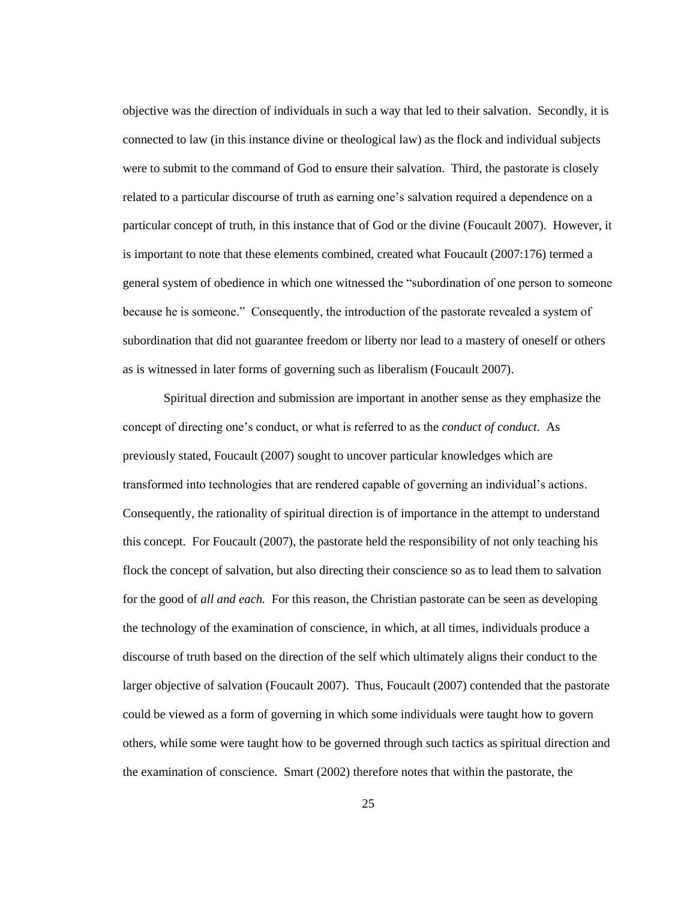objective was the direction of individuals in such a way that led to their salvation. Secondly, it is connected to law (in this instance divine or theological law) as the flock and individual subjects were to submit to the command of God to ensure their salvation. Third, the pastorate is closely related to a particular discourse of truth as earning one's salvation required a dependence on a particular concept of truth, in this instance that of God or the divine (Foucault 2007). However, it is important to note that these elements combined, created what Foucault (2007:176) termed a general system of obedience in which one witnessed the "subordination of one person to someone because he is someone." Consequently, the introduction of the pastorate revealed a system of subordination that did not guarantee freedom or liberty nor lead to a mastery of oneself or others as is witnessed in later forms of governing such as liberalism (Foucault 2007).

Spiritual direction and submission are important in another sense as they emphasize the concept of directing one's conduct, or what is referred to as the *conduct of conduct*. As previously stated, Foucault (2007) sought to uncover particular knowledges which are transformed into technologies that are rendered capable of governing an individual's actions. Consequently, the rationality of spiritual direction is of importance in the attempt to understand this concept. For Foucault (2007), the pastorate held the responsibility of not only teaching his flock the concept of salvation, but also directing their conscience so as to lead them to salvation for the good of *all and each.* For this reason, the Christian pastorate can be seen as developing the technology of the examination of conscience, in which, at all times, individuals produce a discourse of truth based on the direction of the self which ultimately aligns their conduct to the larger objective of salvation (Foucault 2007). Thus, Foucault (2007) contended that the pastorate could be viewed as a form of governing in which some individuals were taught how to govern others, while some were taught how to be governed through such tactics as spiritual direction and the examination of conscience. Smart (2002) therefore notes that within the pastorate, the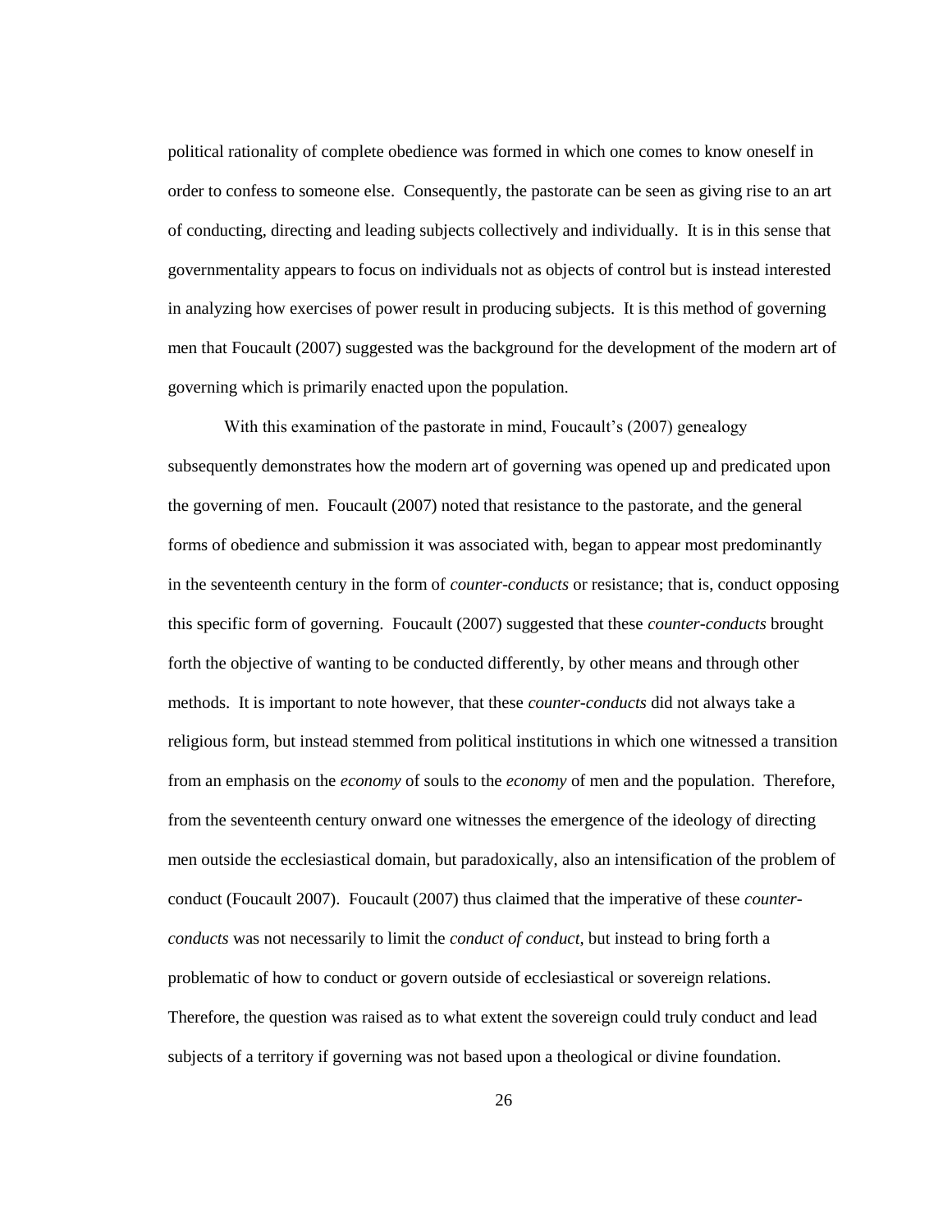political rationality of complete obedience was formed in which one comes to know oneself in order to confess to someone else. Consequently, the pastorate can be seen as giving rise to an art of conducting, directing and leading subjects collectively and individually. It is in this sense that governmentality appears to focus on individuals not as objects of control but is instead interested in analyzing how exercises of power result in producing subjects. It is this method of governing men that Foucault (2007) suggested was the background for the development of the modern art of governing which is primarily enacted upon the population.

With this examination of the pastorate in mind, Foucault's (2007) genealogy subsequently demonstrates how the modern art of governing was opened up and predicated upon the governing of men. Foucault (2007) noted that resistance to the pastorate, and the general forms of obedience and submission it was associated with, began to appear most predominantly in the seventeenth century in the form of *counter-conducts* or resistance; that is, conduct opposing this specific form of governing. Foucault (2007) suggested that these *counter-conducts* brought forth the objective of wanting to be conducted differently, by other means and through other methods. It is important to note however, that these *counter-conducts* did not always take a religious form, but instead stemmed from political institutions in which one witnessed a transition from an emphasis on the *economy* of souls to the *economy* of men and the population. Therefore, from the seventeenth century onward one witnesses the emergence of the ideology of directing men outside the ecclesiastical domain, but paradoxically, also an intensification of the problem of conduct (Foucault 2007). Foucault (2007) thus claimed that the imperative of these *counter-conducts* was not necessarily to limit the *conduct of conduct*, but instead to bring forth a problematic of how to conduct or govern outside of ecclesiastical or sovereign relations. Therefore, the question was raised as to what extent the sovereign could truly conduct and lead subjects of a territory if governing was not based upon a theological or divine foundation.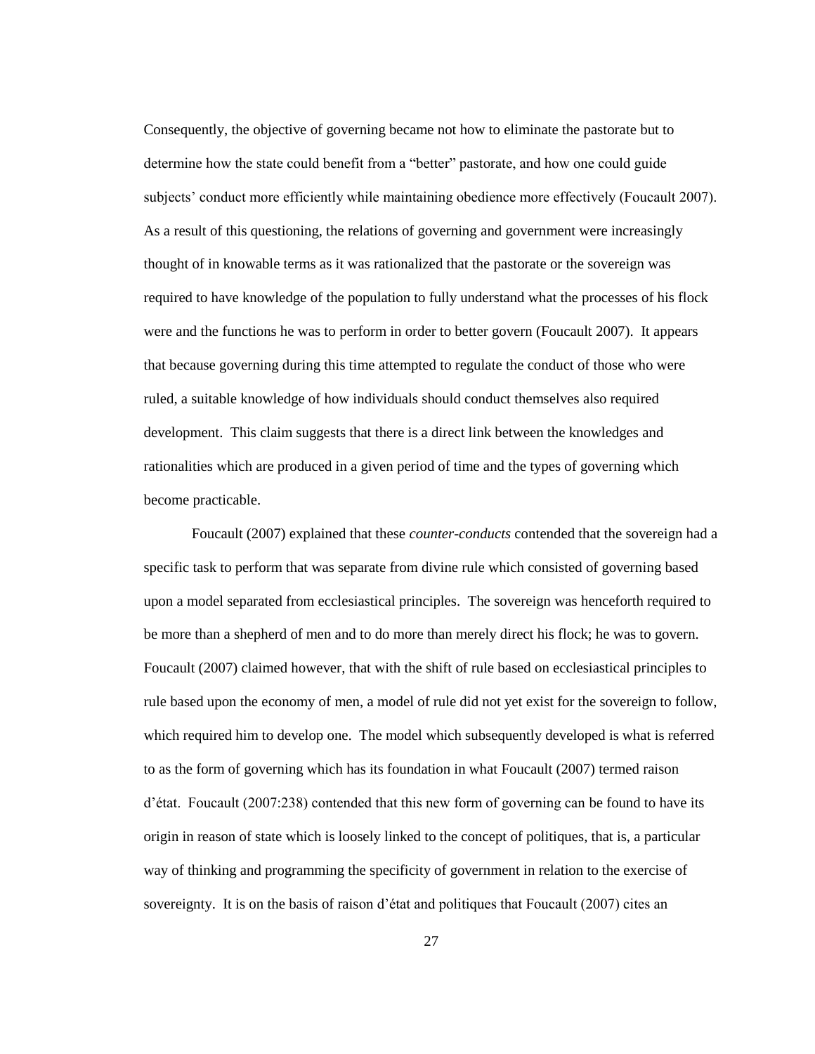Consequently, the objective of governing became not how to eliminate the pastorate but to determine how the state could benefit from a "better" pastorate, and how one could guide subjects' conduct more efficiently while maintaining obedience more effectively (Foucault 2007). As a result of this questioning, the relations of governing and government were increasingly thought of in knowable terms as it was rationalized that the pastorate or the sovereign was required to have knowledge of the population to fully understand what the processes of his flock were and the functions he was to perform in order to better govern (Foucault 2007). It appears that because governing during this time attempted to regulate the conduct of those who were ruled, a suitable knowledge of how individuals should conduct themselves also required development. This claim suggests that there is a direct link between the knowledges and rationalities which are produced in a given period of time and the types of governing which become practicable.

Foucault (2007) explained that these *counter-conducts* contended that the sovereign had a specific task to perform that was separate from divine rule which consisted of governing based upon a model separated from ecclesiastical principles. The sovereign was henceforth required to be more than a shepherd of men and to do more than merely direct his flock; he was to govern. Foucault (2007) claimed however, that with the shift of rule based on ecclesiastical principles to rule based upon the economy of men, a model of rule did not yet exist for the sovereign to follow, which required him to develop one. The model which subsequently developed is what is referred to as the form of governing which has its foundation in what Foucault (2007) termed raison d'état. Foucault (2007:238) contended that this new form of governing can be found to have its origin in reason of state which is loosely linked to the concept of politiques, that is, a particular way of thinking and programming the specificity of government in relation to the exercise of sovereignty. It is on the basis of raison d'état and politiques that Foucault (2007) cites an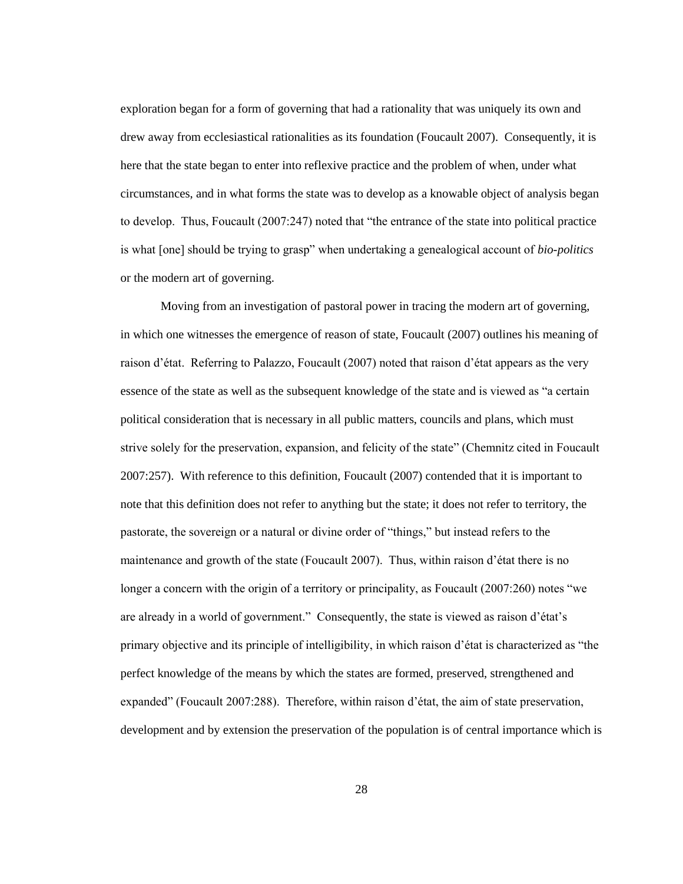exploration began for a form of governing that had a rationality that was uniquely its own and drew away from ecclesiastical rationalities as its foundation (Foucault 2007). Consequently, it is here that the state began to enter into reflexive practice and the problem of when, under what circumstances, and in what forms the state was to develop as a knowable object of analysis began to develop. Thus, Foucault (2007:247) noted that "the entrance of the state into political practice is what [one] should be trying to grasp" when undertaking a genealogical account of *bio-politics* or the modern art of governing.

Moving from an investigation of pastoral power in tracing the modern art of governing, in which one witnesses the emergence of reason of state, Foucault (2007) outlines his meaning of raison d'état. Referring to Palazzo, Foucault (2007) noted that raison d'état appears as the very essence of the state as well as the subsequent knowledge of the state and is viewed as "a certain political consideration that is necessary in all public matters, councils and plans, which must strive solely for the preservation, expansion, and felicity of the state" (Chemnitz cited in Foucault 2007:257). With reference to this definition, Foucault (2007) contended that it is important to note that this definition does not refer to anything but the state; it does not refer to territory, the pastorate, the sovereign or a natural or divine order of "things," but instead refers to the maintenance and growth of the state (Foucault 2007). Thus, within raison d'état there is no longer a concern with the origin of a territory or principality, as Foucault (2007:260) notes "we are already in a world of government." Consequently, the state is viewed as raison d'état's primary objective and its principle of intelligibility, in which raison d'état is characterized as "the perfect knowledge of the means by which the states are formed, preserved, strengthened and expanded" (Foucault 2007:288). Therefore, within raison d'état, the aim of state preservation, development and by extension the preservation of the population is of central importance which is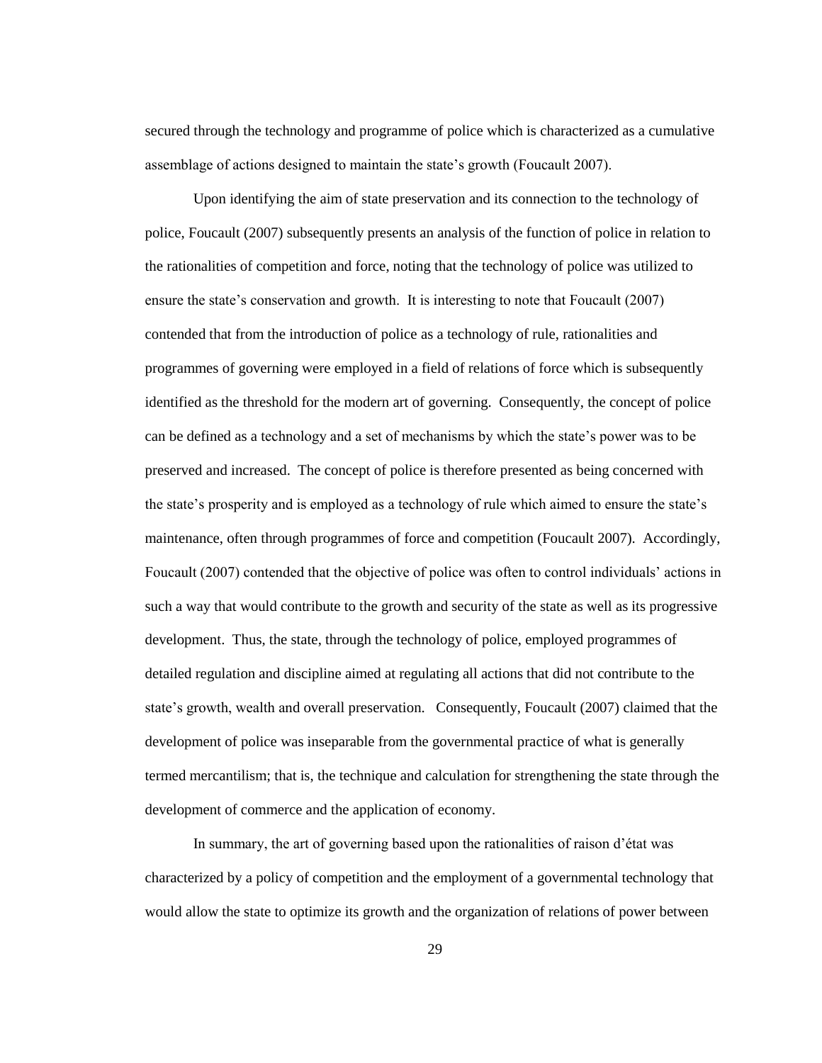secured through the technology and programme of police which is characterized as a cumulative assemblage of actions designed to maintain the state's growth (Foucault 2007).

Upon identifying the aim of state preservation and its connection to the technology of police, Foucault (2007) subsequently presents an analysis of the function of police in relation to the rationalities of competition and force, noting that the technology of police was utilized to ensure the state's conservation and growth. It is interesting to note that Foucault (2007) contended that from the introduction of police as a technology of rule, rationalities and programmes of governing were employed in a field of relations of force which is subsequently identified as the threshold for the modern art of governing. Consequently, the concept of police can be defined as a technology and a set of mechanisms by which the state's power was to be preserved and increased. The concept of police is therefore presented as being concerned with the state's prosperity and is employed as a technology of rule which aimed to ensure the state's maintenance, often through programmes of force and competition (Foucault 2007). Accordingly, Foucault (2007) contended that the objective of police was often to control individuals' actions in such a way that would contribute to the growth and security of the state as well as its progressive development. Thus, the state, through the technology of police, employed programmes of detailed regulation and discipline aimed at regulating all actions that did not contribute to the state's growth, wealth and overall preservation. Consequently, Foucault (2007) claimed that the development of police was inseparable from the governmental practice of what is generally termed mercantilism; that is, the technique and calculation for strengthening the state through the development of commerce and the application of economy.

In summary, the art of governing based upon the rationalities of raison d'état was characterized by a policy of competition and the employment of a governmental technology that would allow the state to optimize its growth and the organization of relations of power between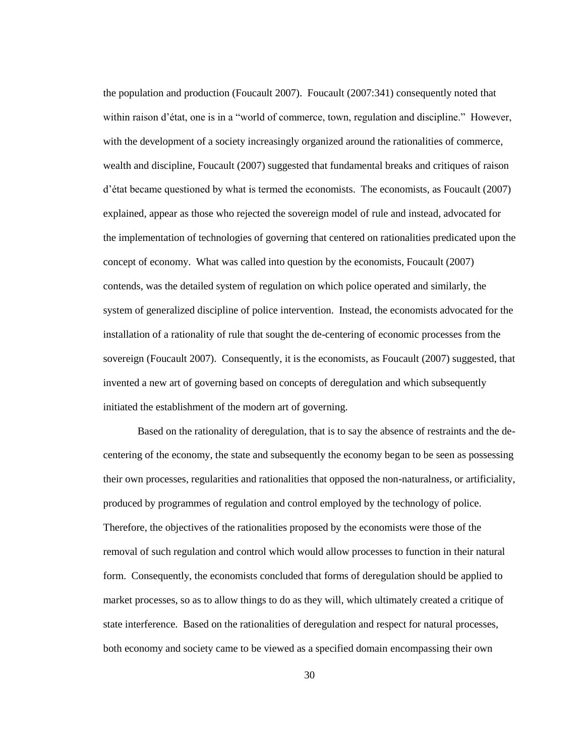the population and production (Foucault 2007). Foucault (2007:341) consequently noted that within raison d'état, one is in a "world of commerce, town, regulation and discipline." However, with the development of a society increasingly organized around the rationalities of commerce, wealth and discipline, Foucault (2007) suggested that fundamental breaks and critiques of raison d'état became questioned by what is termed the economists. The economists, as Foucault (2007) explained, appear as those who rejected the sovereign model of rule and instead, advocated for the implementation of technologies of governing that centered on rationalities predicated upon the concept of economy. What was called into question by the economists, Foucault (2007) contends, was the detailed system of regulation on which police operated and similarly, the system of generalized discipline of police intervention. Instead, the economists advocated for the installation of a rationality of rule that sought the de-centering of economic processes from the sovereign (Foucault 2007). Consequently, it is the economists, as Foucault (2007) suggested, that invented a new art of governing based on concepts of deregulation and which subsequently initiated the establishment of the modern art of governing.

Based on the rationality of deregulation, that is to say the absence of restraints and the de-centering of the economy, the state and subsequently the economy began to be seen as possessing their own processes, regularities and rationalities that opposed the non-naturalness, or artificiality, produced by programmes of regulation and control employed by the technology of police. Therefore, the objectives of the rationalities proposed by the economists were those of the removal of such regulation and control which would allow processes to function in their natural form. Consequently, the economists concluded that forms of deregulation should be applied to market processes, so as to allow things to do as they will, which ultimately created a critique of state interference. Based on the rationalities of deregulation and respect for natural processes, both economy and society came to be viewed as a specified domain encompassing their own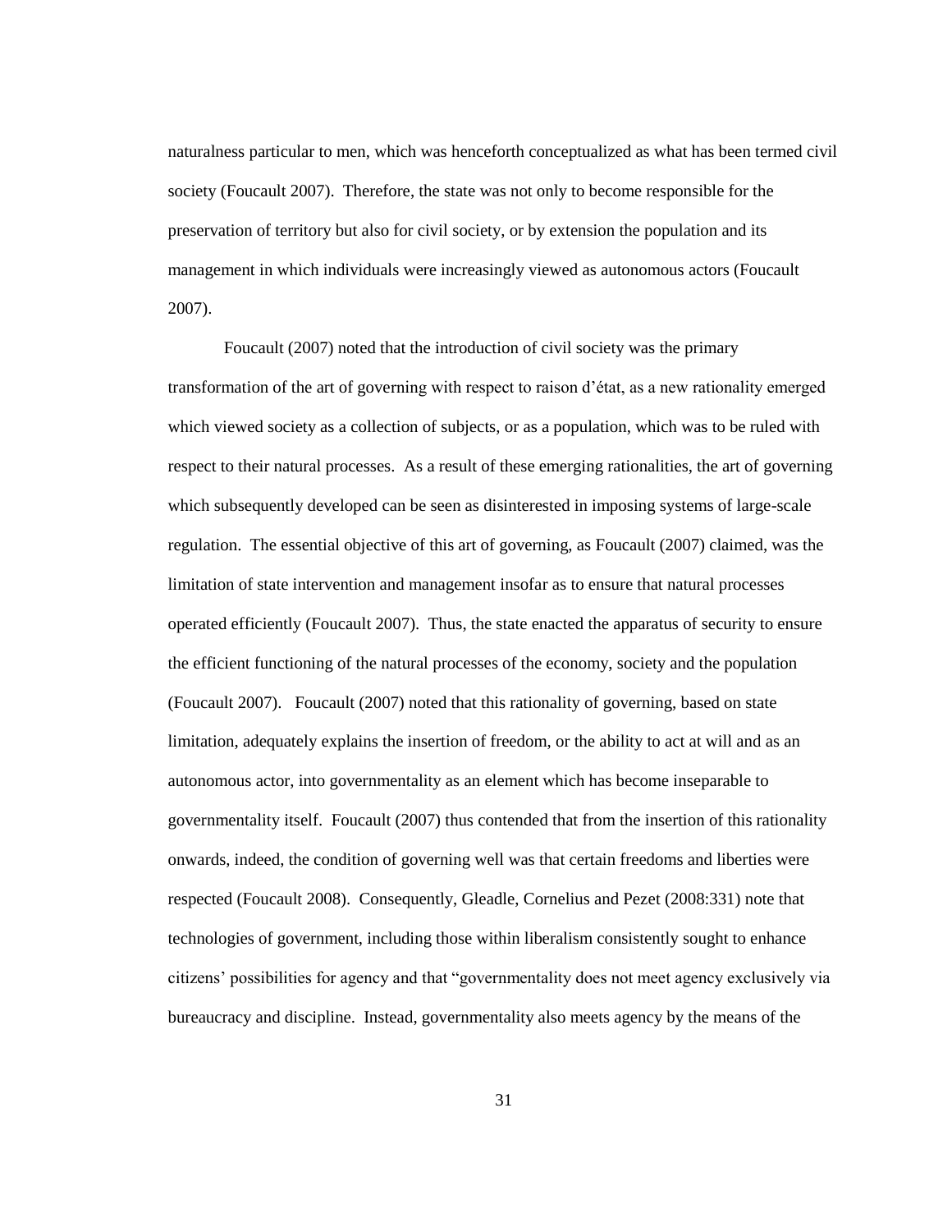naturalness particular to men, which was henceforth conceptualized as what has been termed civil society (Foucault 2007). Therefore, the state was not only to become responsible for the preservation of territory but also for civil society, or by extension the population and its management in which individuals were increasingly viewed as autonomous actors (Foucault 2007).

Foucault (2007) noted that the introduction of civil society was the primary transformation of the art of governing with respect to raison d'état, as a new rationality emerged which viewed society as a collection of subjects, or as a population, which was to be ruled with respect to their natural processes. As a result of these emerging rationalities, the art of governing which subsequently developed can be seen as disinterested in imposing systems of large-scale regulation. The essential objective of this art of governing, as Foucault (2007) claimed, was the limitation of state intervention and management insofar as to ensure that natural processes operated efficiently (Foucault 2007). Thus, the state enacted the apparatus of security to ensure the efficient functioning of the natural processes of the economy, society and the population (Foucault 2007). Foucault (2007) noted that this rationality of governing, based on state limitation, adequately explains the insertion of freedom, or the ability to act at will and as an autonomous actor, into governmentality as an element which has become inseparable to governmentality itself. Foucault (2007) thus contended that from the insertion of this rationality onwards, indeed, the condition of governing well was that certain freedoms and liberties were respected (Foucault 2008). Consequently, Gleadle, Cornelius and Pezet (2008:331) note that technologies of government, including those within liberalism consistently sought to enhance citizens' possibilities for agency and that "governmentality does not meet agency exclusively via bureaucracy and discipline. Instead, governmentality also meets agency by the means of the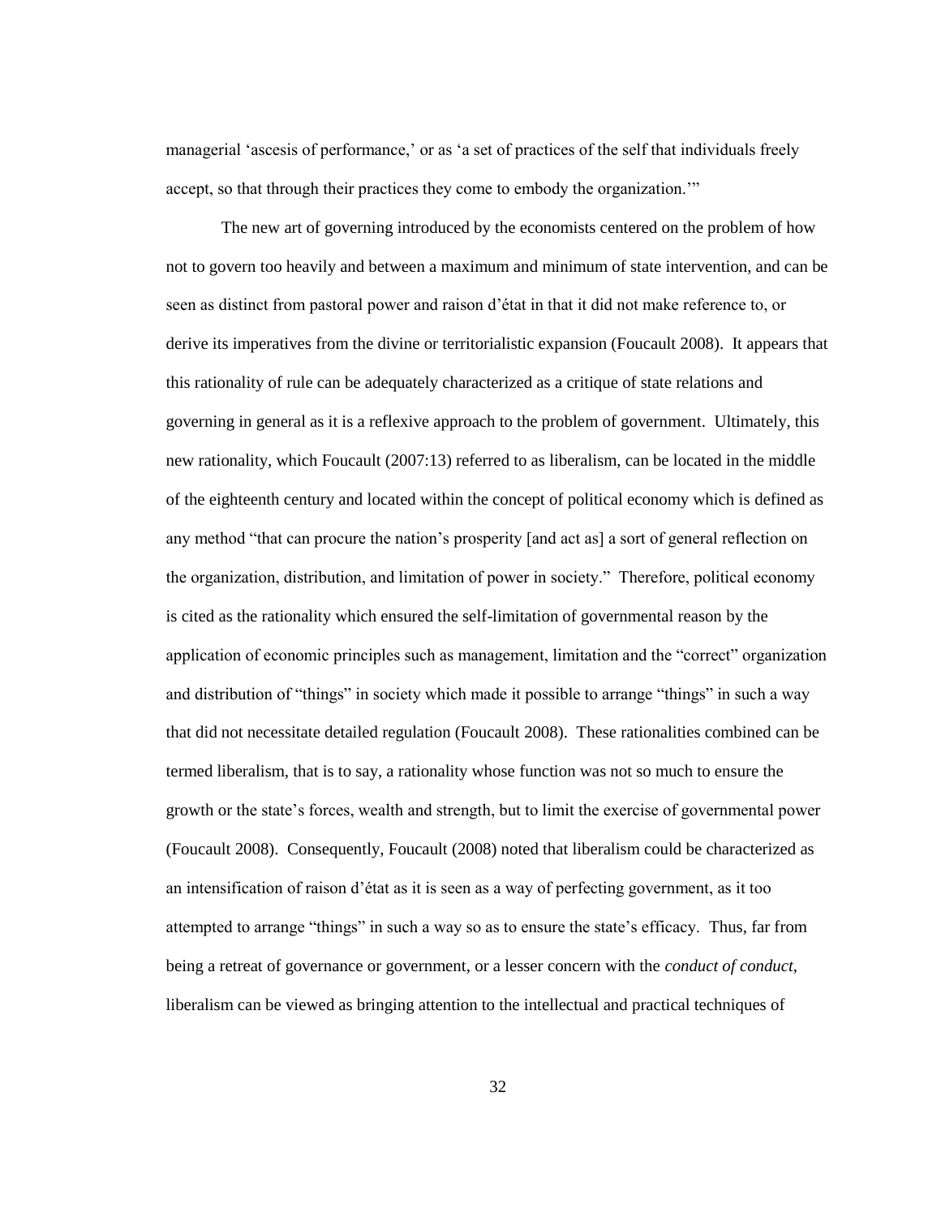managerial 'ascesis of performance,' or as 'a set of practices of the self that individuals freely accept, so that through their practices they come to embody the organization.'"

The new art of governing introduced by the economists centered on the problem of how not to govern too heavily and between a maximum and minimum of state intervention, and can be seen as distinct from pastoral power and raison d'état in that it did not make reference to, or derive its imperatives from the divine or territorialistic expansion (Foucault 2008). It appears that this rationality of rule can be adequately characterized as a critique of state relations and governing in general as it is a reflexive approach to the problem of government. Ultimately, this new rationality, which Foucault (2007:13) referred to as liberalism, can be located in the middle of the eighteenth century and located within the concept of political economy which is defined as any method "that can procure the nation's prosperity [and act as] a sort of general reflection on the organization, distribution, and limitation of power in society." Therefore, political economy is cited as the rationality which ensured the self-limitation of governmental reason by the application of economic principles such as management, limitation and the "correct" organization and distribution of "things" in society which made it possible to arrange "things" in such a way that did not necessitate detailed regulation (Foucault 2008). These rationalities combined can be termed liberalism, that is to say, a rationality whose function was not so much to ensure the growth or the state's forces, wealth and strength, but to limit the exercise of governmental power (Foucault 2008). Consequently, Foucault (2008) noted that liberalism could be characterized as an intensification of raison d'état as it is seen as a way of perfecting government, as it too attempted to arrange "things" in such a way so as to ensure the state's efficacy. Thus, far from being a retreat of governance or government, or a lesser concern with the *conduct of conduct*, liberalism can be viewed as bringing attention to the intellectual and practical techniques of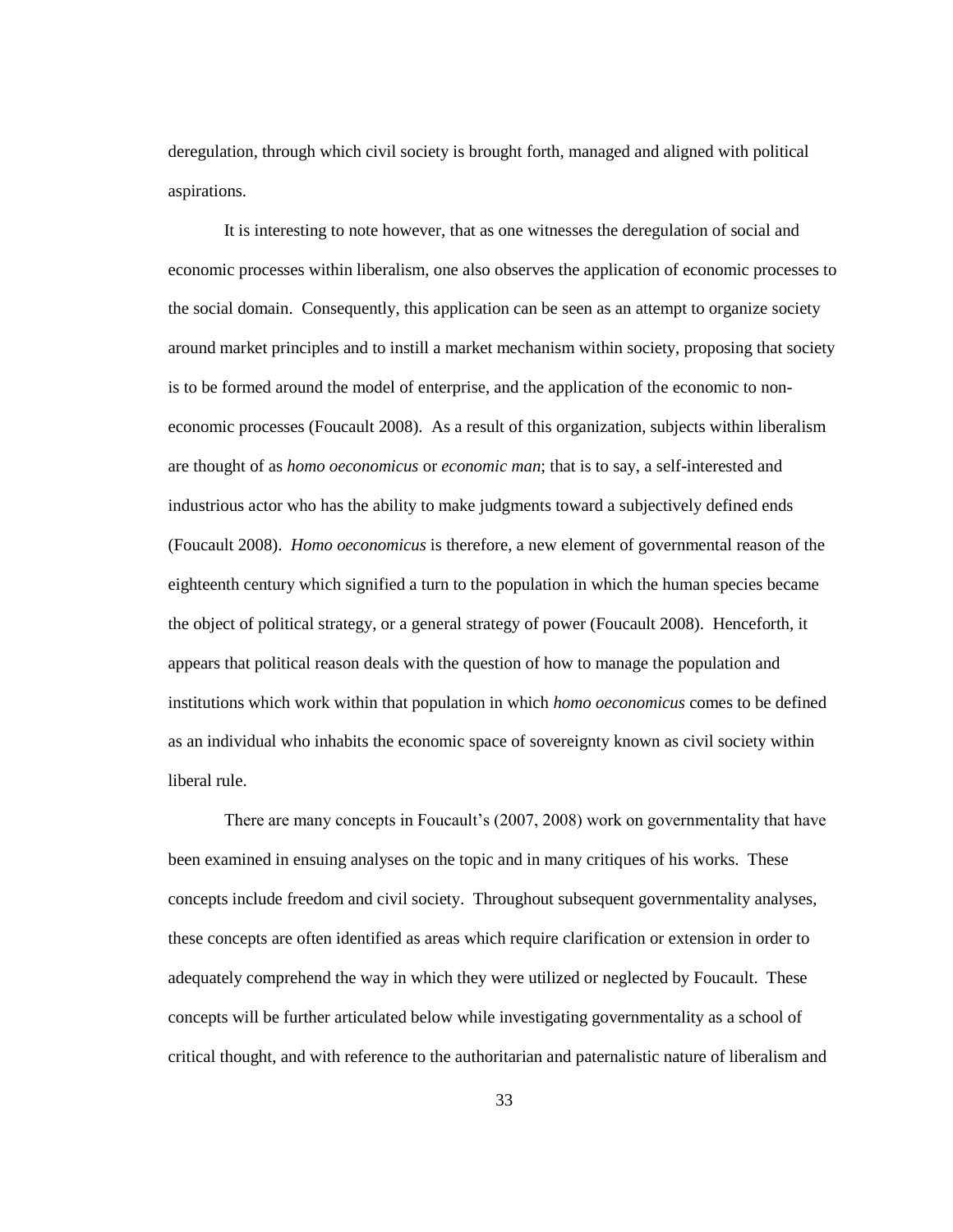deregulation, through which civil society is brought forth, managed and aligned with political aspirations.

It is interesting to note however, that as one witnesses the deregulation of social and economic processes within liberalism, one also observes the application of economic processes to the social domain. Consequently, this application can be seen as an attempt to organize society around market principles and to instill a market mechanism within society, proposing that society is to be formed around the model of enterprise, and the application of the economic to non-economic processes (Foucault 2008). As a result of this organization, subjects within liberalism are thought of as *homo oeconomicus* or *economic man*; that is to say, a self-interested and industrious actor who has the ability to make judgments toward a subjectively defined ends (Foucault 2008). *Homo oeconomicus* is therefore, a new element of governmental reason of the eighteenth century which signified a turn to the population in which the human species became the object of political strategy, or a general strategy of power (Foucault 2008). Henceforth, it appears that political reason deals with the question of how to manage the population and institutions which work within that population in which *homo oeconomicus* comes to be defined as an individual who inhabits the economic space of sovereignty known as civil society within liberal rule.

There are many concepts in Foucault's (2007, 2008) work on governmentality that have been examined in ensuing analyses on the topic and in many critiques of his works. These concepts include freedom and civil society. Throughout subsequent governmentality analyses, these concepts are often identified as areas which require clarification or extension in order to adequately comprehend the way in which they were utilized or neglected by Foucault. These concepts will be further articulated below while investigating governmentality as a school of critical thought, and with reference to the authoritarian and paternalistic nature of liberalism and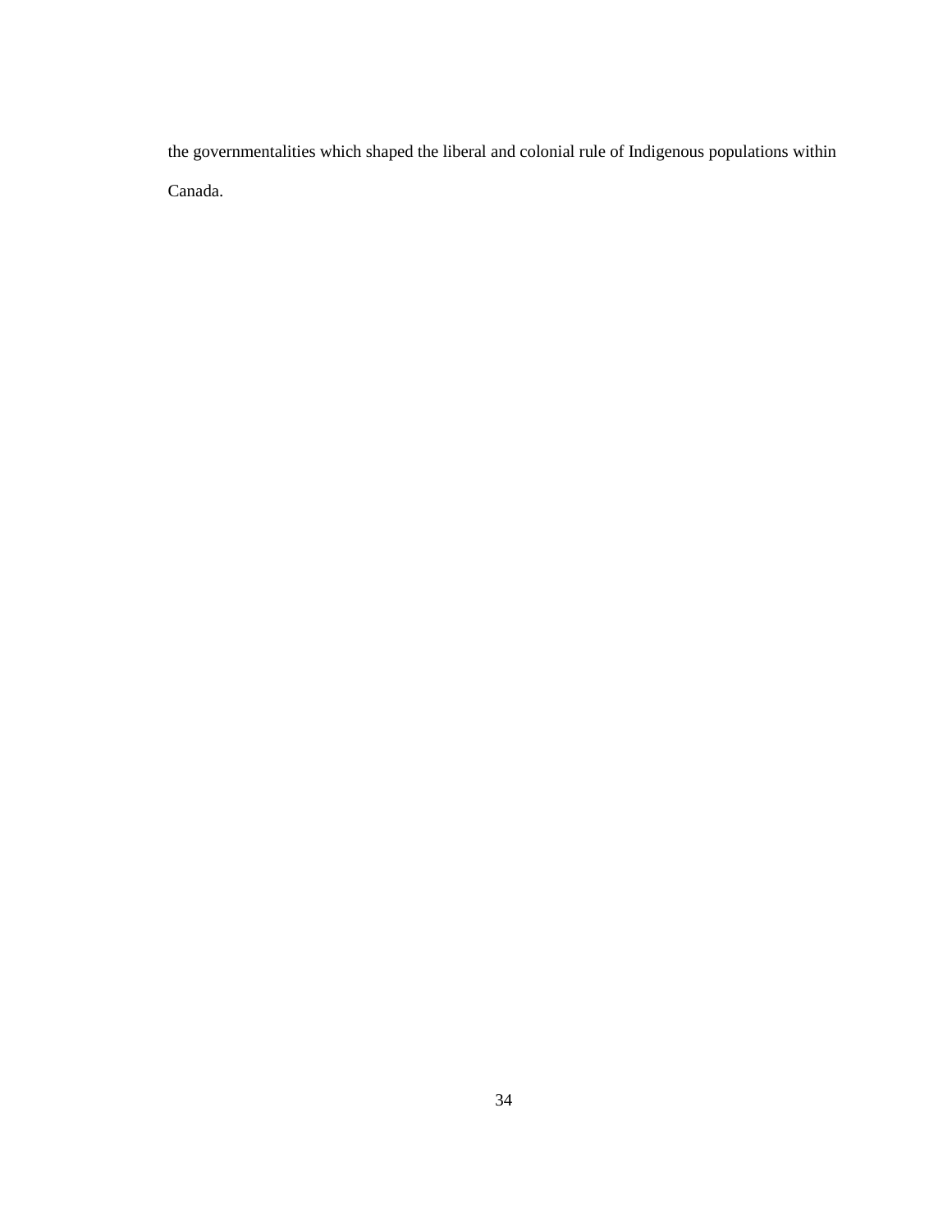the governmentalities which shaped the liberal and colonial rule of Indigenous populations within Canada.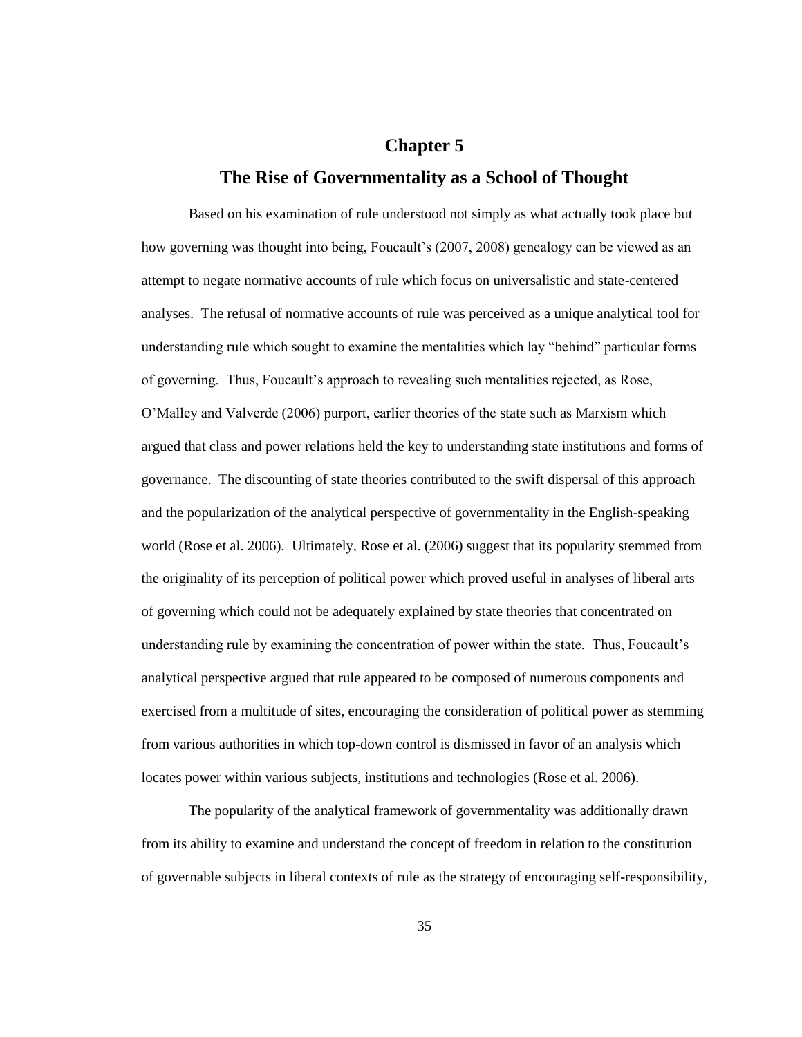# Chapter 5

## The Rise of Governmentality as a School of Thought

Based on his examination of rule understood not simply as what actually took place but how governing was thought into being, Foucault's (2007, 2008) genealogy can be viewed as an attempt to negate normative accounts of rule which focus on universalistic and state-centered analyses. The refusal of normative accounts of rule was perceived as a unique analytical tool for understanding rule which sought to examine the mentalities which lay "behind" particular forms of governing. Thus, Foucault's approach to revealing such mentalities rejected, as Rose, O'Malley and Valverde (2006) purport, earlier theories of the state such as Marxism which argued that class and power relations held the key to understanding state institutions and forms of governance. The discounting of state theories contributed to the swift dispersal of this approach and the popularization of the analytical perspective of governmentality in the English-speaking world (Rose et al. 2006). Ultimately, Rose et al. (2006) suggest that its popularity stemmed from the originality of its perception of political power which proved useful in analyses of liberal arts of governing which could not be adequately explained by state theories that concentrated on understanding rule by examining the concentration of power within the state. Thus, Foucault's analytical perspective argued that rule appeared to be composed of numerous components and exercised from a multitude of sites, encouraging the consideration of political power as stemming from various authorities in which top-down control is dismissed in favor of an analysis which locates power within various subjects, institutions and technologies (Rose et al. 2006).

The popularity of the analytical framework of governmentality was additionally drawn from its ability to examine and understand the concept of freedom in relation to the constitution of governable subjects in liberal contexts of rule as the strategy of encouraging self-responsibility,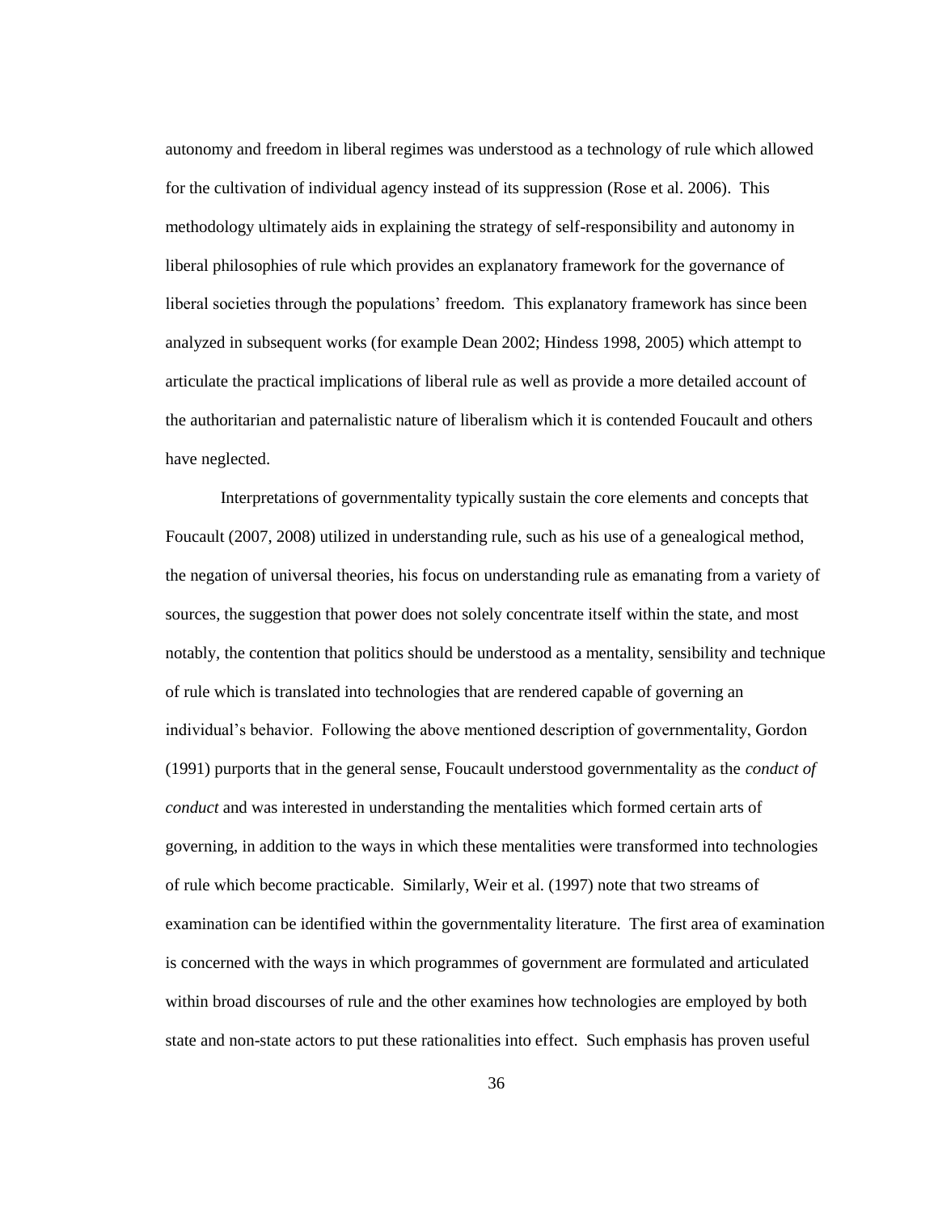autonomy and freedom in liberal regimes was understood as a technology of rule which allowed for the cultivation of individual agency instead of its suppression (Rose et al. 2006). This methodology ultimately aids in explaining the strategy of self-responsibility and autonomy in liberal philosophies of rule which provides an explanatory framework for the governance of liberal societies through the populations' freedom. This explanatory framework has since been analyzed in subsequent works (for example Dean 2002; Hindess 1998, 2005) which attempt to articulate the practical implications of liberal rule as well as provide a more detailed account of the authoritarian and paternalistic nature of liberalism which it is contended Foucault and others have neglected.

Interpretations of governmentality typically sustain the core elements and concepts that Foucault (2007, 2008) utilized in understanding rule, such as his use of a genealogical method, the negation of universal theories, his focus on understanding rule as emanating from a variety of sources, the suggestion that power does not solely concentrate itself within the state, and most notably, the contention that politics should be understood as a mentality, sensibility and technique of rule which is translated into technologies that are rendered capable of governing an individual's behavior. Following the above mentioned description of governmentality, Gordon (1991) purports that in the general sense, Foucault understood governmentality as the *conduct of conduct* and was interested in understanding the mentalities which formed certain arts of governing, in addition to the ways in which these mentalities were transformed into technologies of rule which become practicable. Similarly, Weir et al. (1997) note that two streams of examination can be identified within the governmentality literature. The first area of examination is concerned with the ways in which programmes of government are formulated and articulated within broad discourses of rule and the other examines how technologies are employed by both state and non-state actors to put these rationalities into effect. Such emphasis has proven useful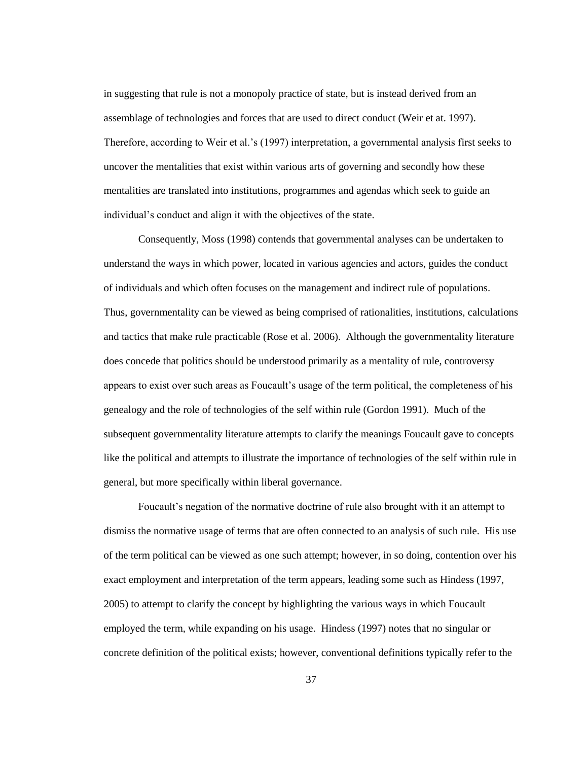in suggesting that rule is not a monopoly practice of state, but is instead derived from an assemblage of technologies and forces that are used to direct conduct (Weir et at. 1997). Therefore, according to Weir et al.'s (1997) interpretation, a governmental analysis first seeks to uncover the mentalities that exist within various arts of governing and secondly how these mentalities are translated into institutions, programmes and agendas which seek to guide an individual's conduct and align it with the objectives of the state.

Consequently, Moss (1998) contends that governmental analyses can be undertaken to understand the ways in which power, located in various agencies and actors, guides the conduct of individuals and which often focuses on the management and indirect rule of populations. Thus, governmentality can be viewed as being comprised of rationalities, institutions, calculations and tactics that make rule practicable (Rose et al. 2006). Although the governmentality literature does concede that politics should be understood primarily as a mentality of rule, controversy appears to exist over such areas as Foucault's usage of the term political, the completeness of his genealogy and the role of technologies of the self within rule (Gordon 1991). Much of the subsequent governmentality literature attempts to clarify the meanings Foucault gave to concepts like the political and attempts to illustrate the importance of technologies of the self within rule in general, but more specifically within liberal governance.

Foucault's negation of the normative doctrine of rule also brought with it an attempt to dismiss the normative usage of terms that are often connected to an analysis of such rule. His use of the term political can be viewed as one such attempt; however, in so doing, contention over his exact employment and interpretation of the term appears, leading some such as Hindess (1997, 2005) to attempt to clarify the concept by highlighting the various ways in which Foucault employed the term, while expanding on his usage. Hindess (1997) notes that no singular or concrete definition of the political exists; however, conventional definitions typically refer to the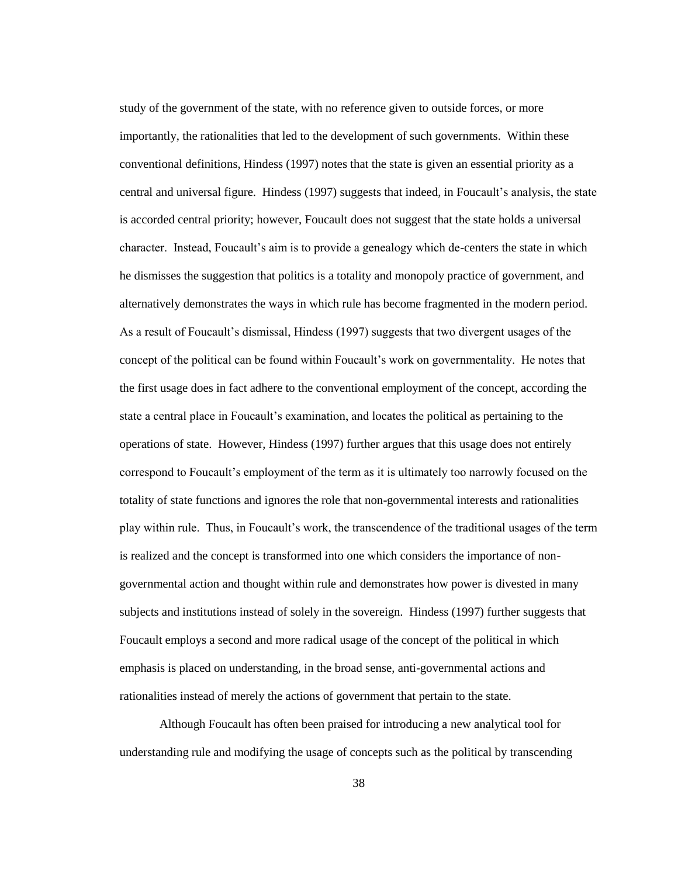study of the government of the state, with no reference given to outside forces, or more importantly, the rationalities that led to the development of such governments. Within these conventional definitions, Hindess (1997) notes that the state is given an essential priority as a central and universal figure. Hindess (1997) suggests that indeed, in Foucault's analysis, the state is accorded central priority; however, Foucault does not suggest that the state holds a universal character. Instead, Foucault's aim is to provide a genealogy which de-centers the state in which he dismisses the suggestion that politics is a totality and monopoly practice of government, and alternatively demonstrates the ways in which rule has become fragmented in the modern period. As a result of Foucault's dismissal, Hindess (1997) suggests that two divergent usages of the concept of the political can be found within Foucault's work on governmentality. He notes that the first usage does in fact adhere to the conventional employment of the concept, according the state a central place in Foucault's examination, and locates the political as pertaining to the operations of state. However, Hindess (1997) further argues that this usage does not entirely correspond to Foucault's employment of the term as it is ultimately too narrowly focused on the totality of state functions and ignores the role that non-governmental interests and rationalities play within rule. Thus, in Foucault's work, the transcendence of the traditional usages of the term is realized and the concept is transformed into one which considers the importance of non-governmental action and thought within rule and demonstrates how power is divested in many subjects and institutions instead of solely in the sovereign. Hindess (1997) further suggests that Foucault employs a second and more radical usage of the concept of the political in which emphasis is placed on understanding, in the broad sense, anti-governmental actions and rationalities instead of merely the actions of government that pertain to the state.

Although Foucault has often been praised for introducing a new analytical tool for understanding rule and modifying the usage of concepts such as the political by transcending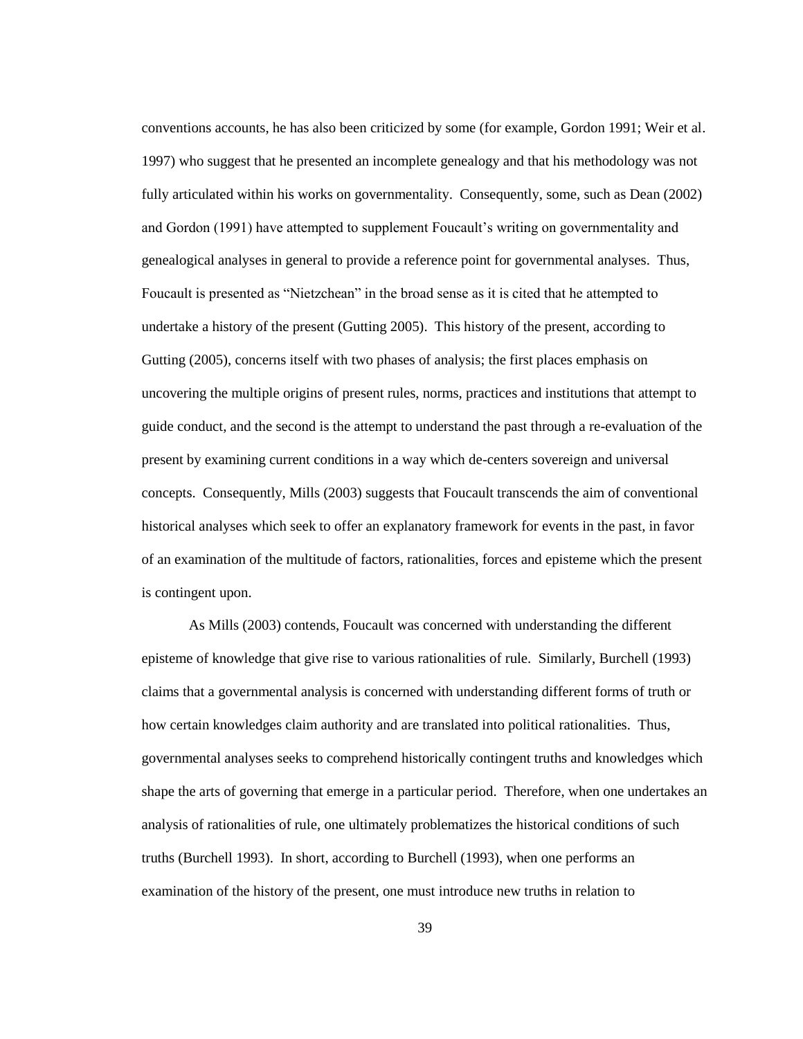conventions accounts, he has also been criticized by some (for example, Gordon 1991; Weir et al. 1997) who suggest that he presented an incomplete genealogy and that his methodology was not fully articulated within his works on governmentality. Consequently, some, such as Dean (2002) and Gordon (1991) have attempted to supplement Foucault's writing on governmentality and genealogical analyses in general to provide a reference point for governmental analyses. Thus, Foucault is presented as "Nietzchean" in the broad sense as it is cited that he attempted to undertake a history of the present (Gutting 2005). This history of the present, according to Gutting (2005), concerns itself with two phases of analysis; the first places emphasis on uncovering the multiple origins of present rules, norms, practices and institutions that attempt to guide conduct, and the second is the attempt to understand the past through a re-evaluation of the present by examining current conditions in a way which de-centers sovereign and universal concepts. Consequently, Mills (2003) suggests that Foucault transcends the aim of conventional historical analyses which seek to offer an explanatory framework for events in the past, in favor of an examination of the multitude of factors, rationalities, forces and episteme which the present is contingent upon.

As Mills (2003) contends, Foucault was concerned with understanding the different episteme of knowledge that give rise to various rationalities of rule. Similarly, Burchell (1993) claims that a governmental analysis is concerned with understanding different forms of truth or how certain knowledges claim authority and are translated into political rationalities. Thus, governmental analyses seeks to comprehend historically contingent truths and knowledges which shape the arts of governing that emerge in a particular period. Therefore, when one undertakes an analysis of rationalities of rule, one ultimately problematizes the historical conditions of such truths (Burchell 1993). In short, according to Burchell (1993), when one performs an examination of the history of the present, one must introduce new truths in relation to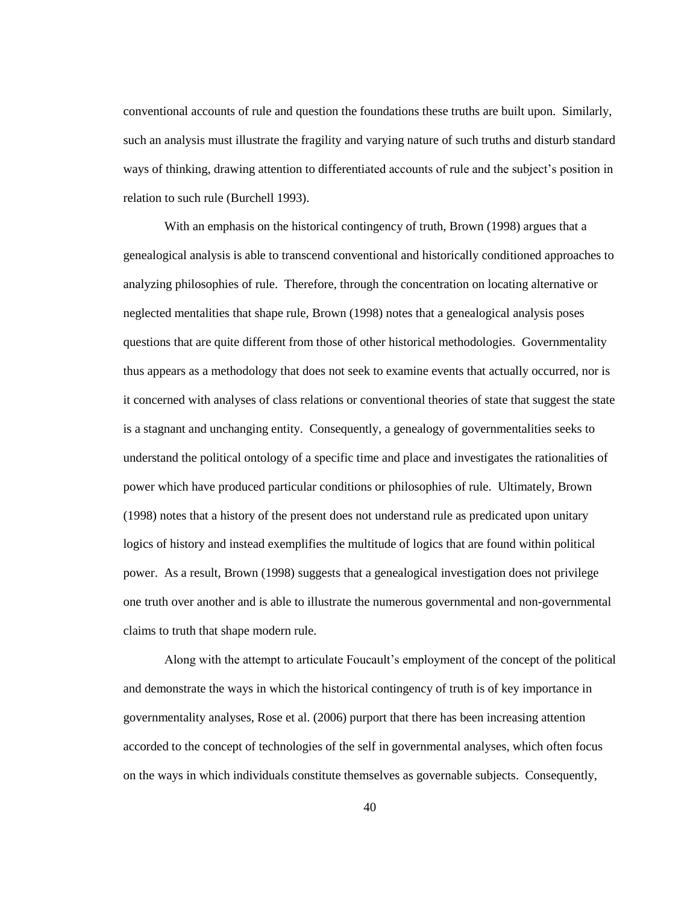conventional accounts of rule and question the foundations these truths are built upon. Similarly, such an analysis must illustrate the fragility and varying nature of such truths and disturb standard ways of thinking, drawing attention to differentiated accounts of rule and the subject's position in relation to such rule (Burchell 1993).

With an emphasis on the historical contingency of truth, Brown (1998) argues that a genealogical analysis is able to transcend conventional and historically conditioned approaches to analyzing philosophies of rule. Therefore, through the concentration on locating alternative or neglected mentalities that shape rule, Brown (1998) notes that a genealogical analysis poses questions that are quite different from those of other historical methodologies. Governmentality thus appears as a methodology that does not seek to examine events that actually occurred, nor is it concerned with analyses of class relations or conventional theories of state that suggest the state is a stagnant and unchanging entity. Consequently, a genealogy of governmentalities seeks to understand the political ontology of a specific time and place and investigates the rationalities of power which have produced particular conditions or philosophies of rule. Ultimately, Brown (1998) notes that a history of the present does not understand rule as predicated upon unitary logics of history and instead exemplifies the multitude of logics that are found within political power. As a result, Brown (1998) suggests that a genealogical investigation does not privilege one truth over another and is able to illustrate the numerous governmental and non-governmental claims to truth that shape modern rule.

Along with the attempt to articulate Foucault's employment of the concept of the political and demonstrate the ways in which the historical contingency of truth is of key importance in governmentality analyses, Rose et al. (2006) purport that there has been increasing attention accorded to the concept of technologies of the self in governmental analyses, which often focus on the ways in which individuals constitute themselves as governable subjects. Consequently,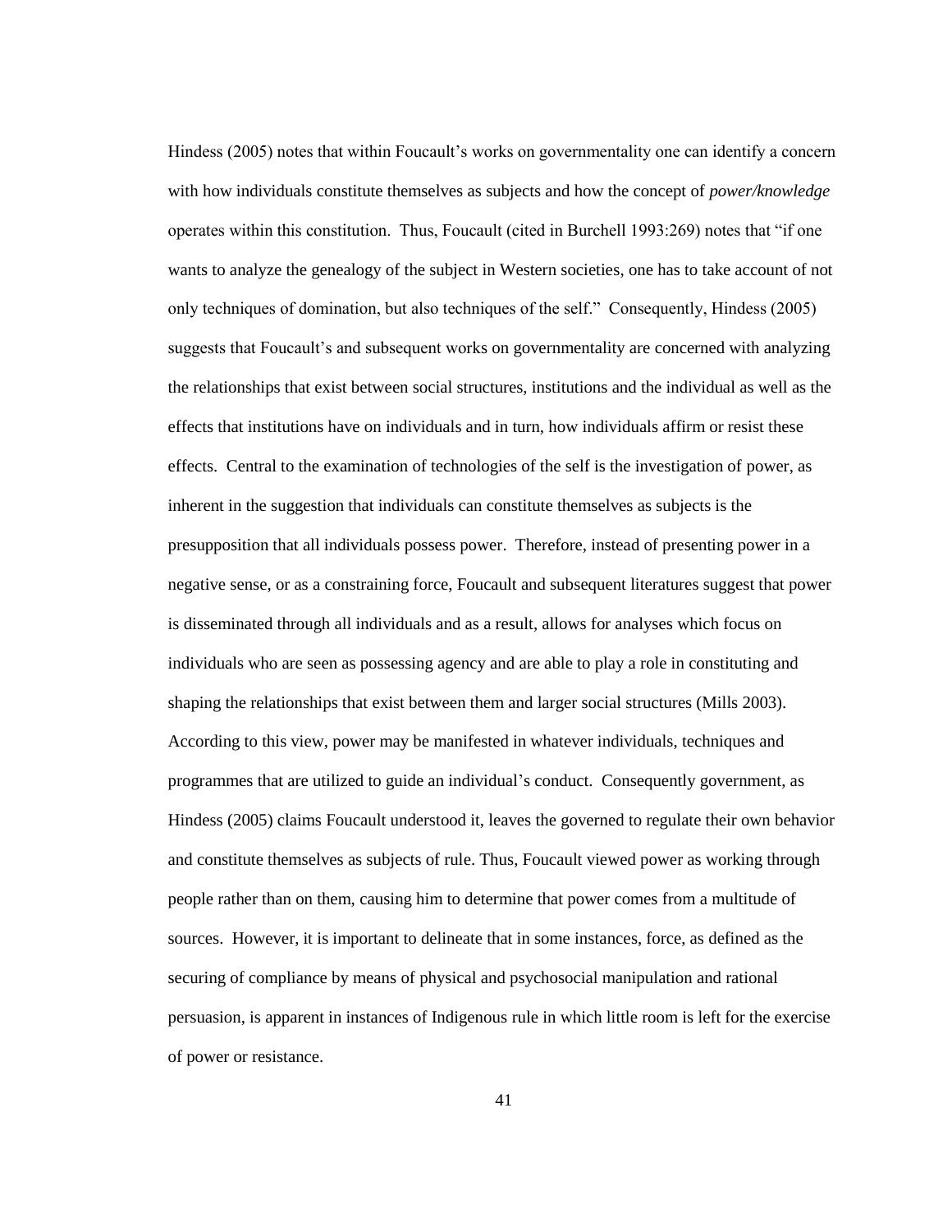Hindess (2005) notes that within Foucault's works on governmentality one can identify a concern with how individuals constitute themselves as subjects and how the concept of *power/knowledge* operates within this constitution. Thus, Foucault (cited in Burchell 1993:269) notes that "if one wants to analyze the genealogy of the subject in Western societies, one has to take account of not only techniques of domination, but also techniques of the self." Consequently, Hindess (2005) suggests that Foucault's and subsequent works on governmentality are concerned with analyzing the relationships that exist between social structures, institutions and the individual as well as the effects that institutions have on individuals and in turn, how individuals affirm or resist these effects. Central to the examination of technologies of the self is the investigation of power, as inherent in the suggestion that individuals can constitute themselves as subjects is the presupposition that all individuals possess power. Therefore, instead of presenting power in a negative sense, or as a constraining force, Foucault and subsequent literatures suggest that power is disseminated through all individuals and as a result, allows for analyses which focus on individuals who are seen as possessing agency and are able to play a role in constituting and shaping the relationships that exist between them and larger social structures (Mills 2003). According to this view, power may be manifested in whatever individuals, techniques and programmes that are utilized to guide an individual's conduct. Consequently government, as Hindess (2005) claims Foucault understood it, leaves the governed to regulate their own behavior and constitute themselves as subjects of rule. Thus, Foucault viewed power as working through people rather than on them, causing him to determine that power comes from a multitude of sources. However, it is important to delineate that in some instances, force, as defined as the securing of compliance by means of physical and psychosocial manipulation and rational persuasion, is apparent in instances of Indigenous rule in which little room is left for the exercise of power or resistance.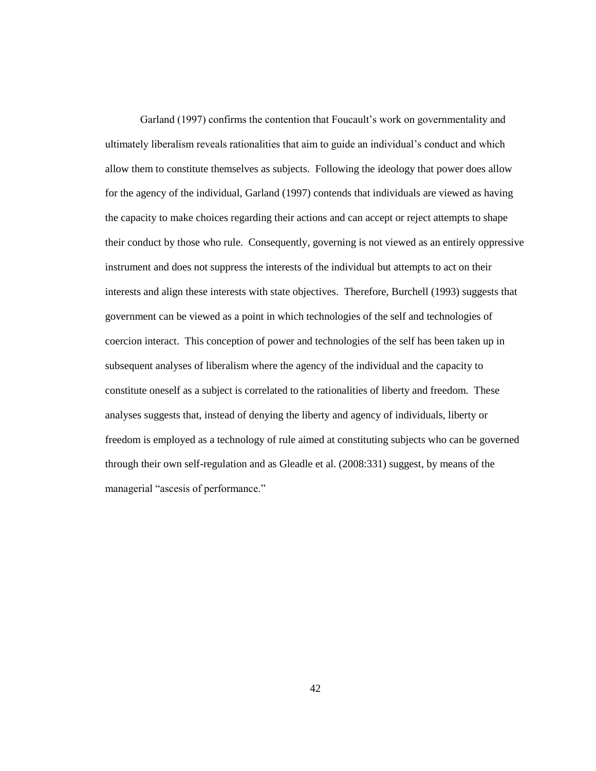Garland (1997) confirms the contention that Foucault's work on governmentality and ultimately liberalism reveals rationalities that aim to guide an individual's conduct and which allow them to constitute themselves as subjects. Following the ideology that power does allow for the agency of the individual, Garland (1997) contends that individuals are viewed as having the capacity to make choices regarding their actions and can accept or reject attempts to shape their conduct by those who rule. Consequently, governing is not viewed as an entirely oppressive instrument and does not suppress the interests of the individual but attempts to act on their interests and align these interests with state objectives. Therefore, Burchell (1993) suggests that government can be viewed as a point in which technologies of the self and technologies of coercion interact. This conception of power and technologies of the self has been taken up in subsequent analyses of liberalism where the agency of the individual and the capacity to constitute oneself as a subject is correlated to the rationalities of liberty and freedom. These analyses suggests that, instead of denying the liberty and agency of individuals, liberty or freedom is employed as a technology of rule aimed at constituting subjects who can be governed through their own self-regulation and as Gleadle et al. (2008:331) suggest, by means of the managerial "ascesis of performance."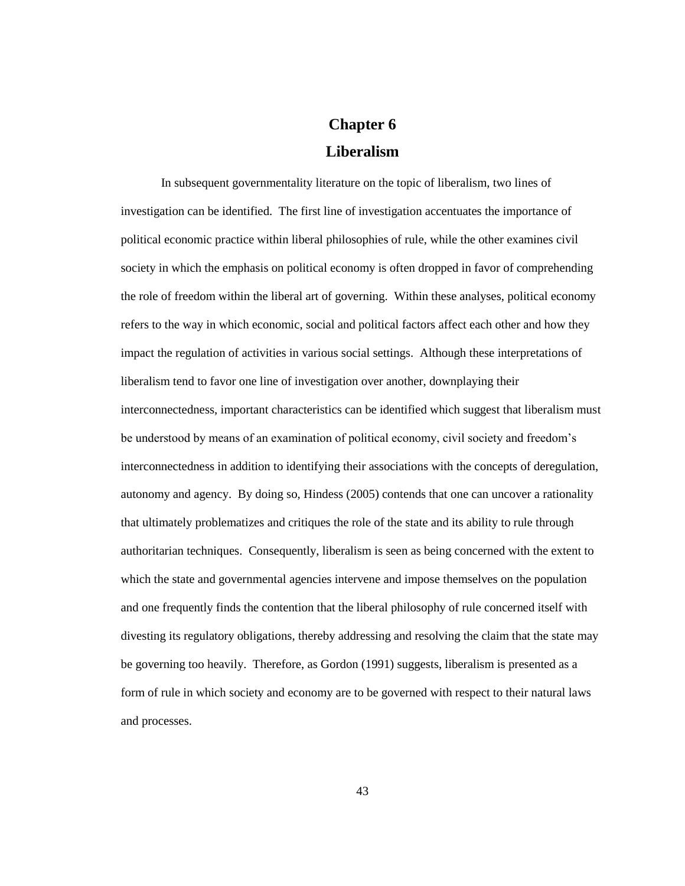# Chapter 6

# Liberalism

In subsequent governmentality literature on the topic of liberalism, two lines of investigation can be identified. The first line of investigation accentuates the importance of political economic practice within liberal philosophies of rule, while the other examines civil society in which the emphasis on political economy is often dropped in favor of comprehending the role of freedom within the liberal art of governing. Within these analyses, political economy refers to the way in which economic, social and political factors affect each other and how they impact the regulation of activities in various social settings. Although these interpretations of liberalism tend to favor one line of investigation over another, downplaying their interconnectedness, important characteristics can be identified which suggest that liberalism must be understood by means of an examination of political economy, civil society and freedom's interconnectedness in addition to identifying their associations with the concepts of deregulation, autonomy and agency. By doing so, Hindess (2005) contends that one can uncover a rationality that ultimately problematizes and critiques the role of the state and its ability to rule through authoritarian techniques. Consequently, liberalism is seen as being concerned with the extent to which the state and governmental agencies intervene and impose themselves on the population and one frequently finds the contention that the liberal philosophy of rule concerned itself with divesting its regulatory obligations, thereby addressing and resolving the claim that the state may be governing too heavily. Therefore, as Gordon (1991) suggests, liberalism is presented as a form of rule in which society and economy are to be governed with respect to their natural laws and processes.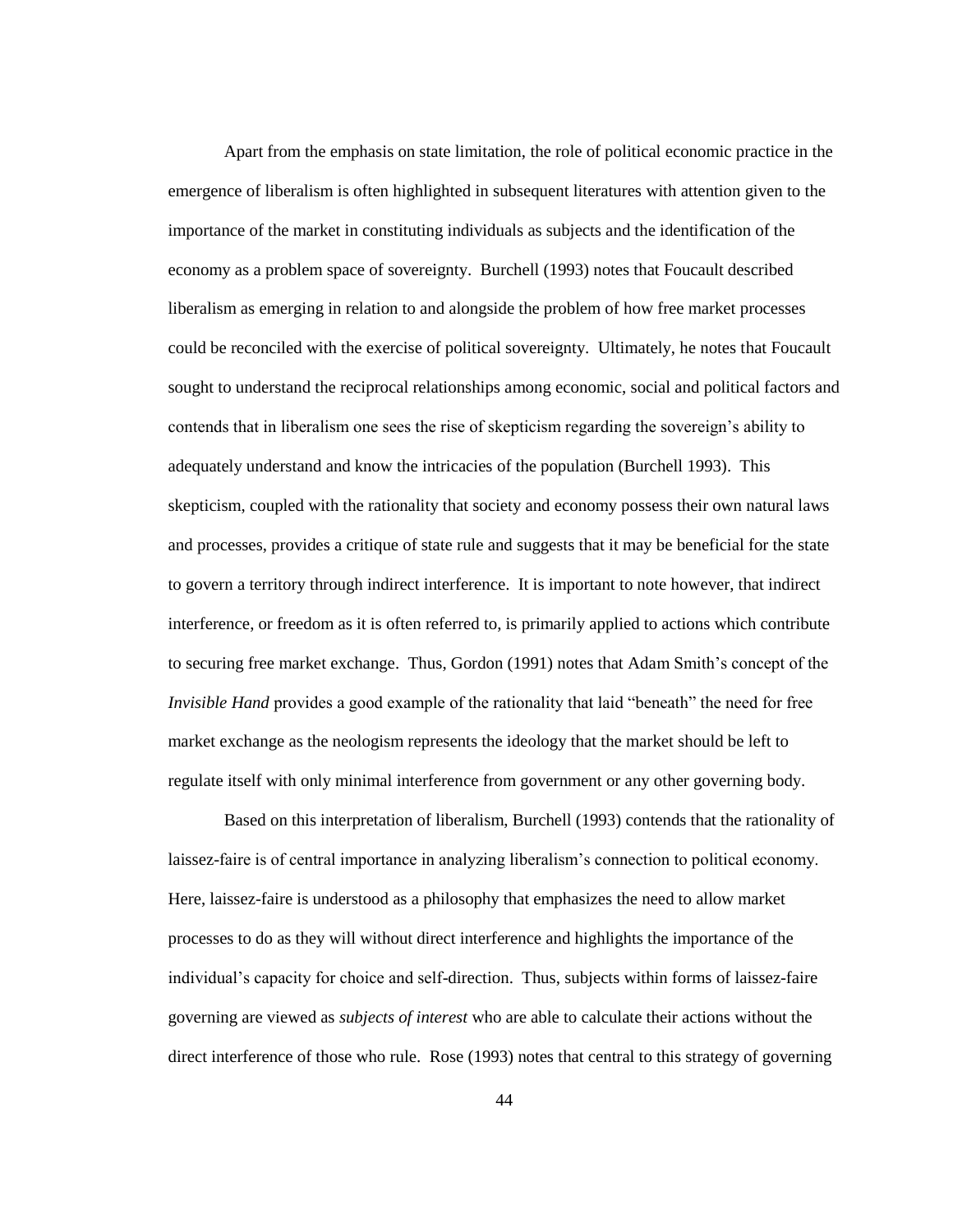Apart from the emphasis on state limitation, the role of political economic practice in the emergence of liberalism is often highlighted in subsequent literatures with attention given to the importance of the market in constituting individuals as subjects and the identification of the economy as a problem space of sovereignty. Burchell (1993) notes that Foucault described liberalism as emerging in relation to and alongside the problem of how free market processes could be reconciled with the exercise of political sovereignty. Ultimately, he notes that Foucault sought to understand the reciprocal relationships among economic, social and political factors and contends that in liberalism one sees the rise of skepticism regarding the sovereign's ability to adequately understand and know the intricacies of the population (Burchell 1993). This skepticism, coupled with the rationality that society and economy possess their own natural laws and processes, provides a critique of state rule and suggests that it may be beneficial for the state to govern a territory through indirect interference. It is important to note however, that indirect interference, or freedom as it is often referred to, is primarily applied to actions which contribute to securing free market exchange. Thus, Gordon (1991) notes that Adam Smith's concept of the *Invisible Hand* provides a good example of the rationality that laid "beneath" the need for free market exchange as the neologism represents the ideology that the market should be left to regulate itself with only minimal interference from government or any other governing body.

Based on this interpretation of liberalism, Burchell (1993) contends that the rationality of laissez-faire is of central importance in analyzing liberalism's connection to political economy. Here, laissez-faire is understood as a philosophy that emphasizes the need to allow market processes to do as they will without direct interference and highlights the importance of the individual's capacity for choice and self-direction. Thus, subjects within forms of laissez-faire governing are viewed as *subjects of interest* who are able to calculate their actions without the direct interference of those who rule. Rose (1993) notes that central to this strategy of governing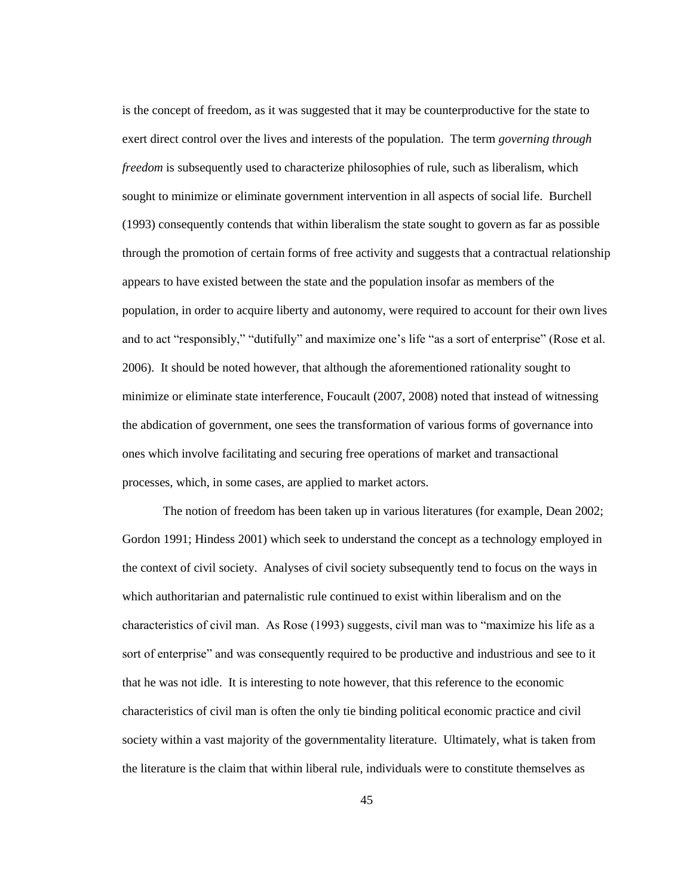is the concept of freedom, as it was suggested that it may be counterproductive for the state to exert direct control over the lives and interests of the population. The term *governing through freedom* is subsequently used to characterize philosophies of rule, such as liberalism, which sought to minimize or eliminate government intervention in all aspects of social life. Burchell (1993) consequently contends that within liberalism the state sought to govern as far as possible through the promotion of certain forms of free activity and suggests that a contractual relationship appears to have existed between the state and the population insofar as members of the population, in order to acquire liberty and autonomy, were required to account for their own lives and to act "responsibly," "dutifully" and maximize one's life "as a sort of enterprise" (Rose et al. 2006). It should be noted however, that although the aforementioned rationality sought to minimize or eliminate state interference, Foucault (2007, 2008) noted that instead of witnessing the abdication of government, one sees the transformation of various forms of governance into ones which involve facilitating and securing free operations of market and transactional processes, which, in some cases, are applied to market actors.

The notion of freedom has been taken up in various literatures (for example, Dean 2002; Gordon 1991; Hindess 2001) which seek to understand the concept as a technology employed in the context of civil society. Analyses of civil society subsequently tend to focus on the ways in which authoritarian and paternalistic rule continued to exist within liberalism and on the characteristics of civil man. As Rose (1993) suggests, civil man was to "maximize his life as a sort of enterprise" and was consequently required to be productive and industrious and see to it that he was not idle. It is interesting to note however, that this reference to the economic characteristics of civil man is often the only tie binding political economic practice and civil society within a vast majority of the governmentality literature. Ultimately, what is taken from the literature is the claim that within liberal rule, individuals were to constitute themselves as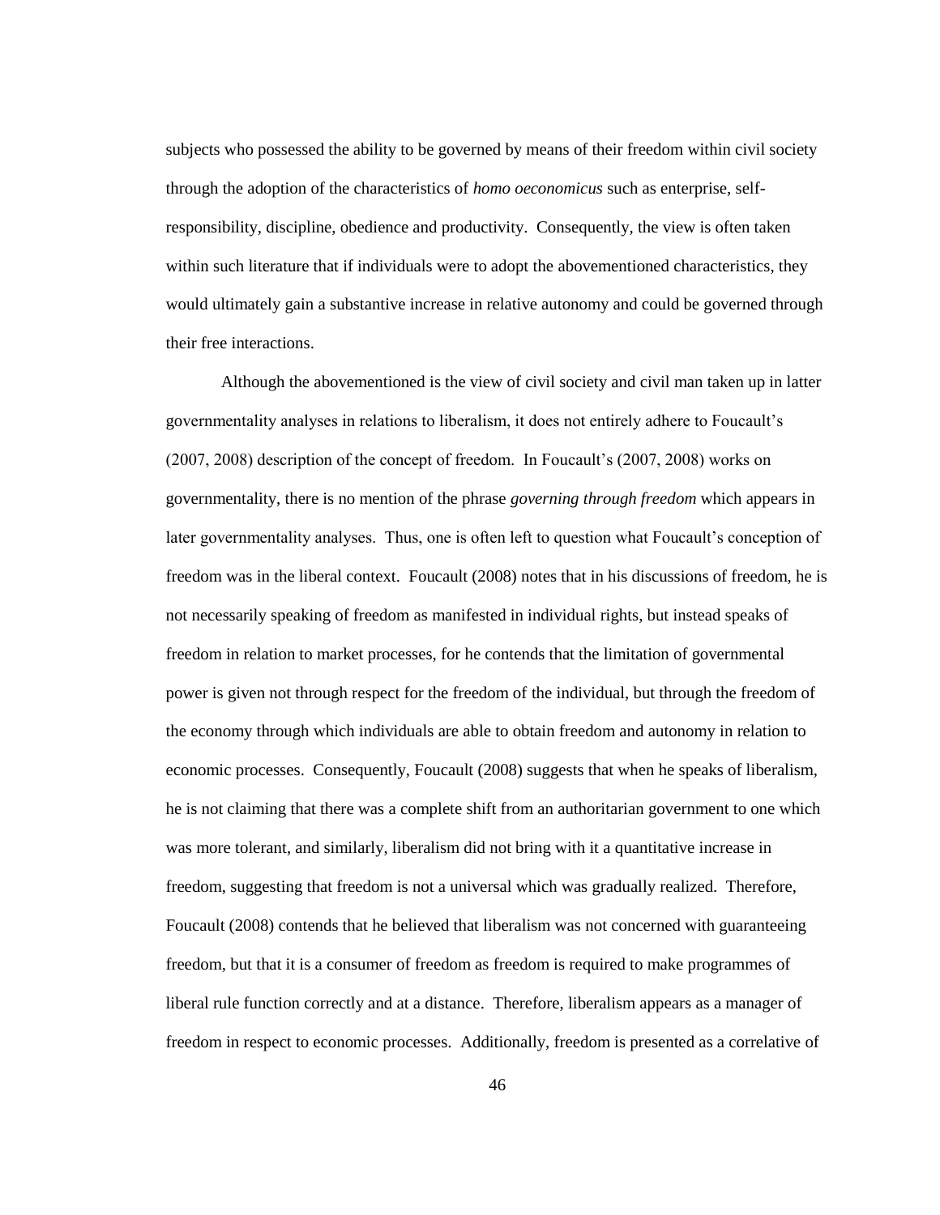subjects who possessed the ability to be governed by means of their freedom within civil society through the adoption of the characteristics of *homo oeconomicus* such as enterprise, self-responsibility, discipline, obedience and productivity. Consequently, the view is often taken within such literature that if individuals were to adopt the abovementioned characteristics, they would ultimately gain a substantive increase in relative autonomy and could be governed through their free interactions.

Although the abovementioned is the view of civil society and civil man taken up in latter governmentality analyses in relations to liberalism, it does not entirely adhere to Foucault's (2007, 2008) description of the concept of freedom. In Foucault's (2007, 2008) works on governmentality, there is no mention of the phrase *governing through freedom* which appears in later governmentality analyses. Thus, one is often left to question what Foucault's conception of freedom was in the liberal context. Foucault (2008) notes that in his discussions of freedom, he is not necessarily speaking of freedom as manifested in individual rights, but instead speaks of freedom in relation to market processes, for he contends that the limitation of governmental power is given not through respect for the freedom of the individual, but through the freedom of the economy through which individuals are able to obtain freedom and autonomy in relation to economic processes. Consequently, Foucault (2008) suggests that when he speaks of liberalism, he is not claiming that there was a complete shift from an authoritarian government to one which was more tolerant, and similarly, liberalism did not bring with it a quantitative increase in freedom, suggesting that freedom is not a universal which was gradually realized. Therefore, Foucault (2008) contends that he believed that liberalism was not concerned with guaranteeing freedom, but that it is a consumer of freedom as freedom is required to make programmes of liberal rule function correctly and at a distance. Therefore, liberalism appears as a manager of freedom in respect to economic processes. Additionally, freedom is presented as a correlative of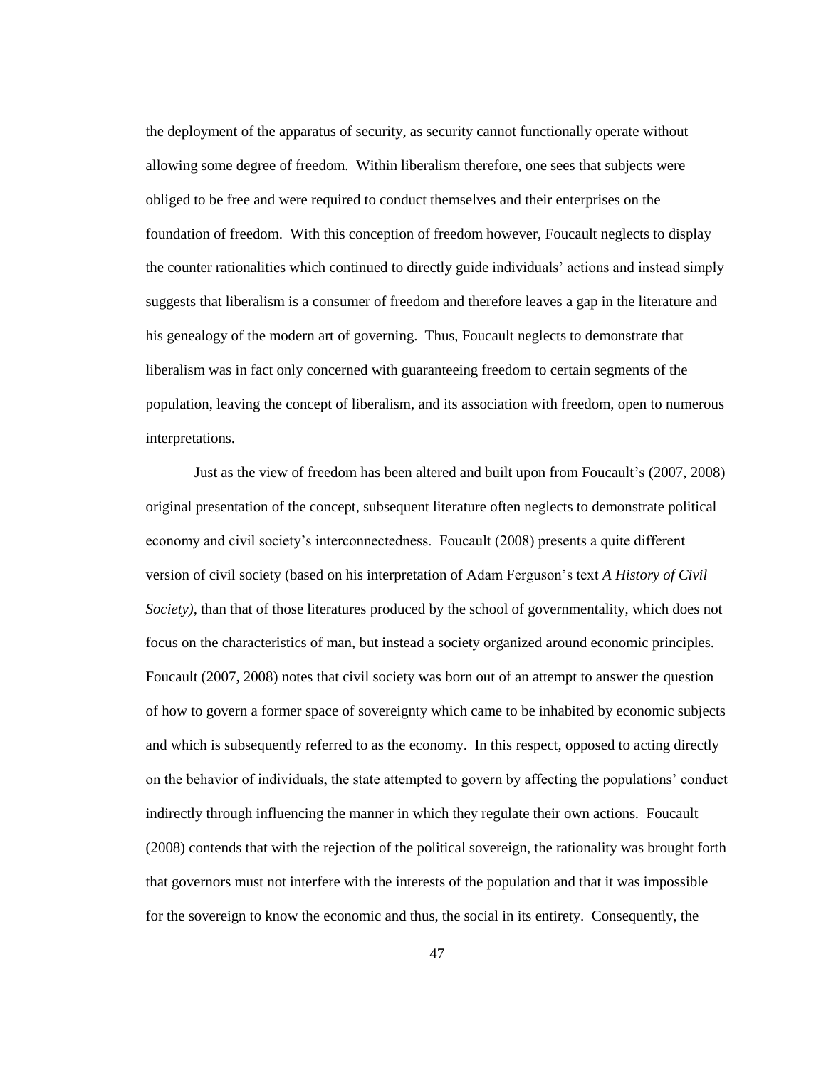the deployment of the apparatus of security, as security cannot functionally operate without allowing some degree of freedom. Within liberalism therefore, one sees that subjects were obliged to be free and were required to conduct themselves and their enterprises on the foundation of freedom. With this conception of freedom however, Foucault neglects to display the counter rationalities which continued to directly guide individuals' actions and instead simply suggests that liberalism is a consumer of freedom and therefore leaves a gap in the literature and his genealogy of the modern art of governing. Thus, Foucault neglects to demonstrate that liberalism was in fact only concerned with guaranteeing freedom to certain segments of the population, leaving the concept of liberalism, and its association with freedom, open to numerous interpretations.

Just as the view of freedom has been altered and built upon from Foucault's (2007, 2008) original presentation of the concept, subsequent literature often neglects to demonstrate political economy and civil society's interconnectedness. Foucault (2008) presents a quite different version of civil society (based on his interpretation of Adam Ferguson's text *A History of Civil Society)*, than that of those literatures produced by the school of governmentality, which does not focus on the characteristics of man, but instead a society organized around economic principles. Foucault (2007, 2008) notes that civil society was born out of an attempt to answer the question of how to govern a former space of sovereignty which came to be inhabited by economic subjects and which is subsequently referred to as the economy. In this respect, opposed to acting directly on the behavior of individuals, the state attempted to govern by affecting the populations' conduct indirectly through influencing the manner in which they regulate their own actions. Foucault (2008) contends that with the rejection of the political sovereign, the rationality was brought forth that governors must not interfere with the interests of the population and that it was impossible for the sovereign to know the economic and thus, the social in its entirety. Consequently, the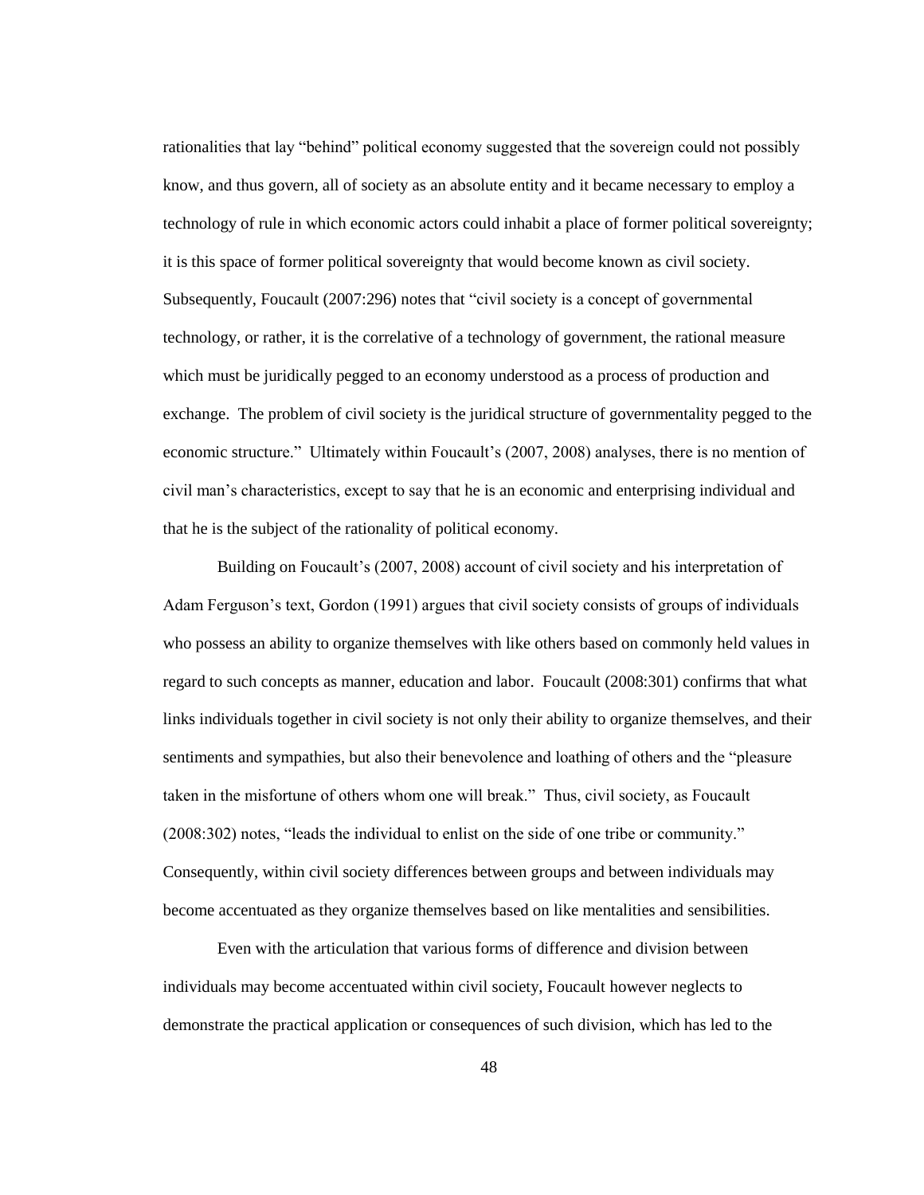rationalities that lay "behind" political economy suggested that the sovereign could not possibly know, and thus govern, all of society as an absolute entity and it became necessary to employ a technology of rule in which economic actors could inhabit a place of former political sovereignty; it is this space of former political sovereignty that would become known as civil society. Subsequently, Foucault (2007:296) notes that "civil society is a concept of governmental technology, or rather, it is the correlative of a technology of government, the rational measure which must be juridically pegged to an economy understood as a process of production and exchange. The problem of civil society is the juridical structure of governmentality pegged to the economic structure." Ultimately within Foucault's (2007, 2008) analyses, there is no mention of civil man's characteristics, except to say that he is an economic and enterprising individual and that he is the subject of the rationality of political economy.

Building on Foucault's (2007, 2008) account of civil society and his interpretation of Adam Ferguson's text, Gordon (1991) argues that civil society consists of groups of individuals who possess an ability to organize themselves with like others based on commonly held values in regard to such concepts as manner, education and labor. Foucault (2008:301) confirms that what links individuals together in civil society is not only their ability to organize themselves, and their sentiments and sympathies, but also their benevolence and loathing of others and the "pleasure taken in the misfortune of others whom one will break." Thus, civil society, as Foucault (2008:302) notes, "leads the individual to enlist on the side of one tribe or community." Consequently, within civil society differences between groups and between individuals may become accentuated as they organize themselves based on like mentalities and sensibilities.

Even with the articulation that various forms of difference and division between individuals may become accentuated within civil society, Foucault however neglects to demonstrate the practical application or consequences of such division, which has led to the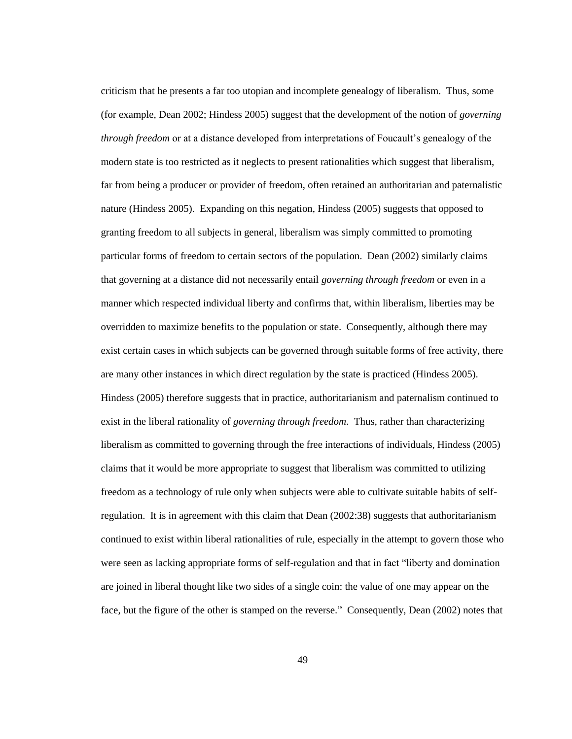criticism that he presents a far too utopian and incomplete genealogy of liberalism. Thus, some (for example, Dean 2002; Hindess 2005) suggest that the development of the notion of *governing through freedom* or at a distance developed from interpretations of Foucault's genealogy of the modern state is too restricted as it neglects to present rationalities which suggest that liberalism, far from being a producer or provider of freedom, often retained an authoritarian and paternalistic nature (Hindess 2005). Expanding on this negation, Hindess (2005) suggests that opposed to granting freedom to all subjects in general, liberalism was simply committed to promoting particular forms of freedom to certain sectors of the population. Dean (2002) similarly claims that governing at a distance did not necessarily entail *governing through freedom* or even in a manner which respected individual liberty and confirms that, within liberalism, liberties may be overridden to maximize benefits to the population or state. Consequently, although there may exist certain cases in which subjects can be governed through suitable forms of free activity, there are many other instances in which direct regulation by the state is practiced (Hindess 2005). Hindess (2005) therefore suggests that in practice, authoritarianism and paternalism continued to exist in the liberal rationality of *governing through freedom*. Thus, rather than characterizing liberalism as committed to governing through the free interactions of individuals, Hindess (2005) claims that it would be more appropriate to suggest that liberalism was committed to utilizing freedom as a technology of rule only when subjects were able to cultivate suitable habits of self-regulation. It is in agreement with this claim that Dean (2002:38) suggests that authoritarianism continued to exist within liberal rationalities of rule, especially in the attempt to govern those who were seen as lacking appropriate forms of self-regulation and that in fact "liberty and domination are joined in liberal thought like two sides of a single coin: the value of one may appear on the face, but the figure of the other is stamped on the reverse." Consequently, Dean (2002) notes that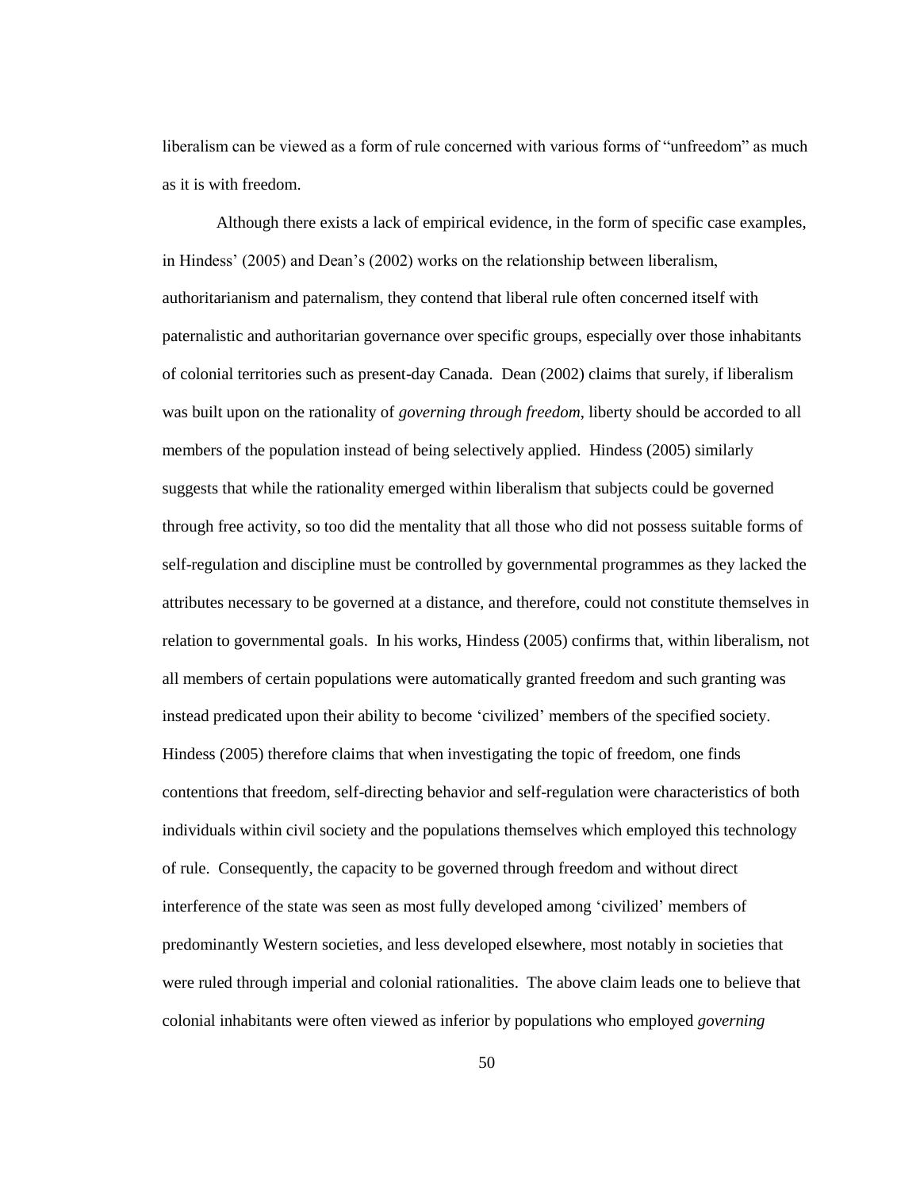liberalism can be viewed as a form of rule concerned with various forms of "unfreedom" as much as it is with freedom.

Although there exists a lack of empirical evidence, in the form of specific case examples, in Hindess' (2005) and Dean's (2002) works on the relationship between liberalism, authoritarianism and paternalism, they contend that liberal rule often concerned itself with paternalistic and authoritarian governance over specific groups, especially over those inhabitants of colonial territories such as present-day Canada. Dean (2002) claims that surely, if liberalism was built upon on the rationality of *governing through freedom*, liberty should be accorded to all members of the population instead of being selectively applied. Hindess (2005) similarly suggests that while the rationality emerged within liberalism that subjects could be governed through free activity, so too did the mentality that all those who did not possess suitable forms of self-regulation and discipline must be controlled by governmental programmes as they lacked the attributes necessary to be governed at a distance, and therefore, could not constitute themselves in relation to governmental goals. In his works, Hindess (2005) confirms that, within liberalism, not all members of certain populations were automatically granted freedom and such granting was instead predicated upon their ability to become 'civilized' members of the specified society. Hindess (2005) therefore claims that when investigating the topic of freedom, one finds contentions that freedom, self-directing behavior and self-regulation were characteristics of both individuals within civil society and the populations themselves which employed this technology of rule. Consequently, the capacity to be governed through freedom and without direct interference of the state was seen as most fully developed among 'civilized' members of predominantly Western societies, and less developed elsewhere, most notably in societies that were ruled through imperial and colonial rationalities. The above claim leads one to believe that colonial inhabitants were often viewed as inferior by populations who employed *governing*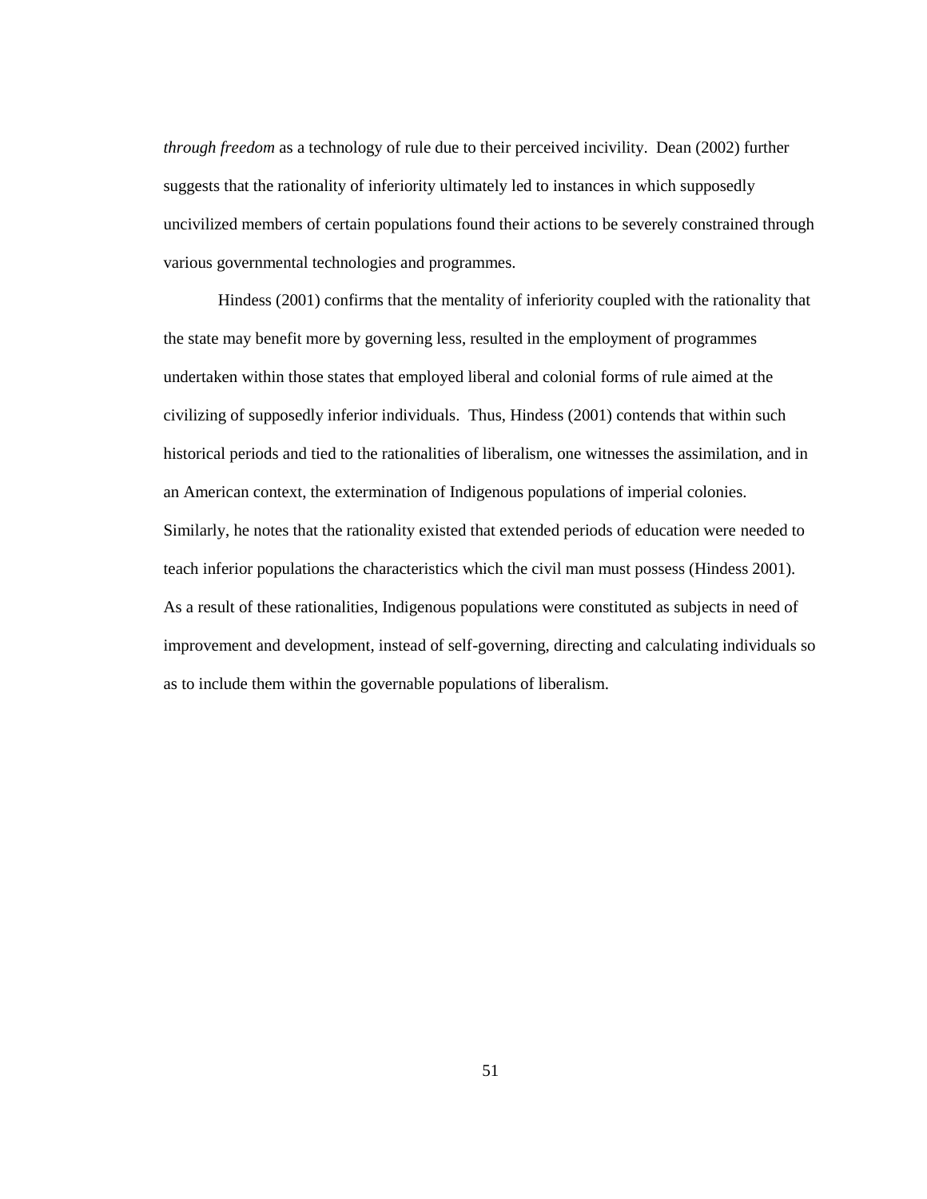*through freedom* as a technology of rule due to their perceived incivility. Dean (2002) further suggests that the rationality of inferiority ultimately led to instances in which supposedly uncivilized members of certain populations found their actions to be severely constrained through various governmental technologies and programmes.

Hindess (2001) confirms that the mentality of inferiority coupled with the rationality that the state may benefit more by governing less, resulted in the employment of programmes undertaken within those states that employed liberal and colonial forms of rule aimed at the civilizing of supposedly inferior individuals. Thus, Hindess (2001) contends that within such historical periods and tied to the rationalities of liberalism, one witnesses the assimilation, and in an American context, the extermination of Indigenous populations of imperial colonies. Similarly, he notes that the rationality existed that extended periods of education were needed to teach inferior populations the characteristics which the civil man must possess (Hindess 2001). As a result of these rationalities, Indigenous populations were constituted as subjects in need of improvement and development, instead of self-governing, directing and calculating individuals so as to include them within the governable populations of liberalism.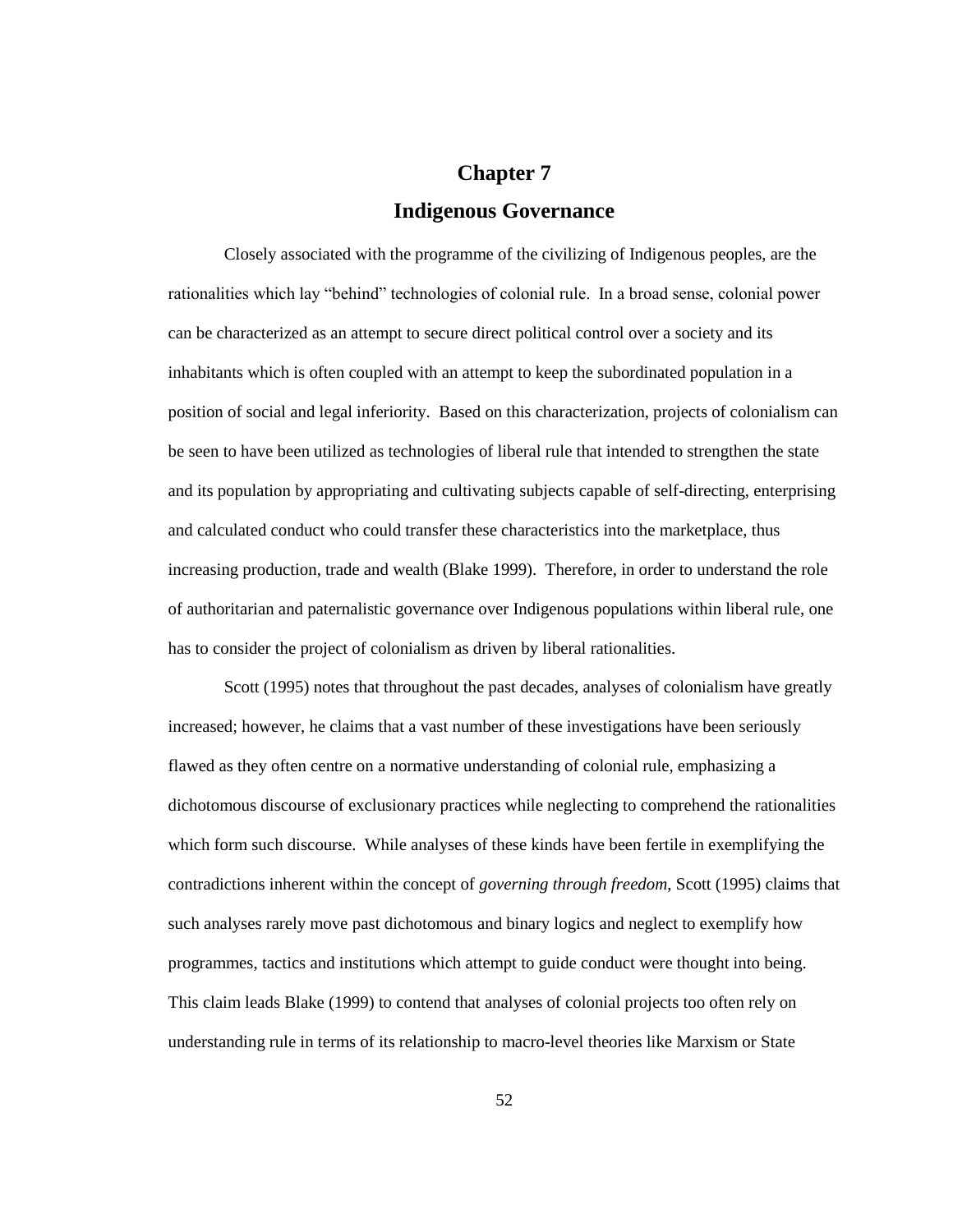# Chapter 7

## Indigenous Governance

Closely associated with the programme of the civilizing of Indigenous peoples, are the rationalities which lay "behind" technologies of colonial rule. In a broad sense, colonial power can be characterized as an attempt to secure direct political control over a society and its inhabitants which is often coupled with an attempt to keep the subordinated population in a position of social and legal inferiority. Based on this characterization, projects of colonialism can be seen to have been utilized as technologies of liberal rule that intended to strengthen the state and its population by appropriating and cultivating subjects capable of self-directing, enterprising and calculated conduct who could transfer these characteristics into the marketplace, thus increasing production, trade and wealth (Blake 1999). Therefore, in order to understand the role of authoritarian and paternalistic governance over Indigenous populations within liberal rule, one has to consider the project of colonialism as driven by liberal rationalities.

Scott (1995) notes that throughout the past decades, analyses of colonialism have greatly increased; however, he claims that a vast number of these investigations have been seriously flawed as they often centre on a normative understanding of colonial rule, emphasizing a dichotomous discourse of exclusionary practices while neglecting to comprehend the rationalities which form such discourse. While analyses of these kinds have been fertile in exemplifying the contradictions inherent within the concept of *governing through freedom,* Scott (1995) claims that such analyses rarely move past dichotomous and binary logics and neglect to exemplify how programmes, tactics and institutions which attempt to guide conduct were thought into being. This claim leads Blake (1999) to contend that analyses of colonial projects too often rely on understanding rule in terms of its relationship to macro-level theories like Marxism or State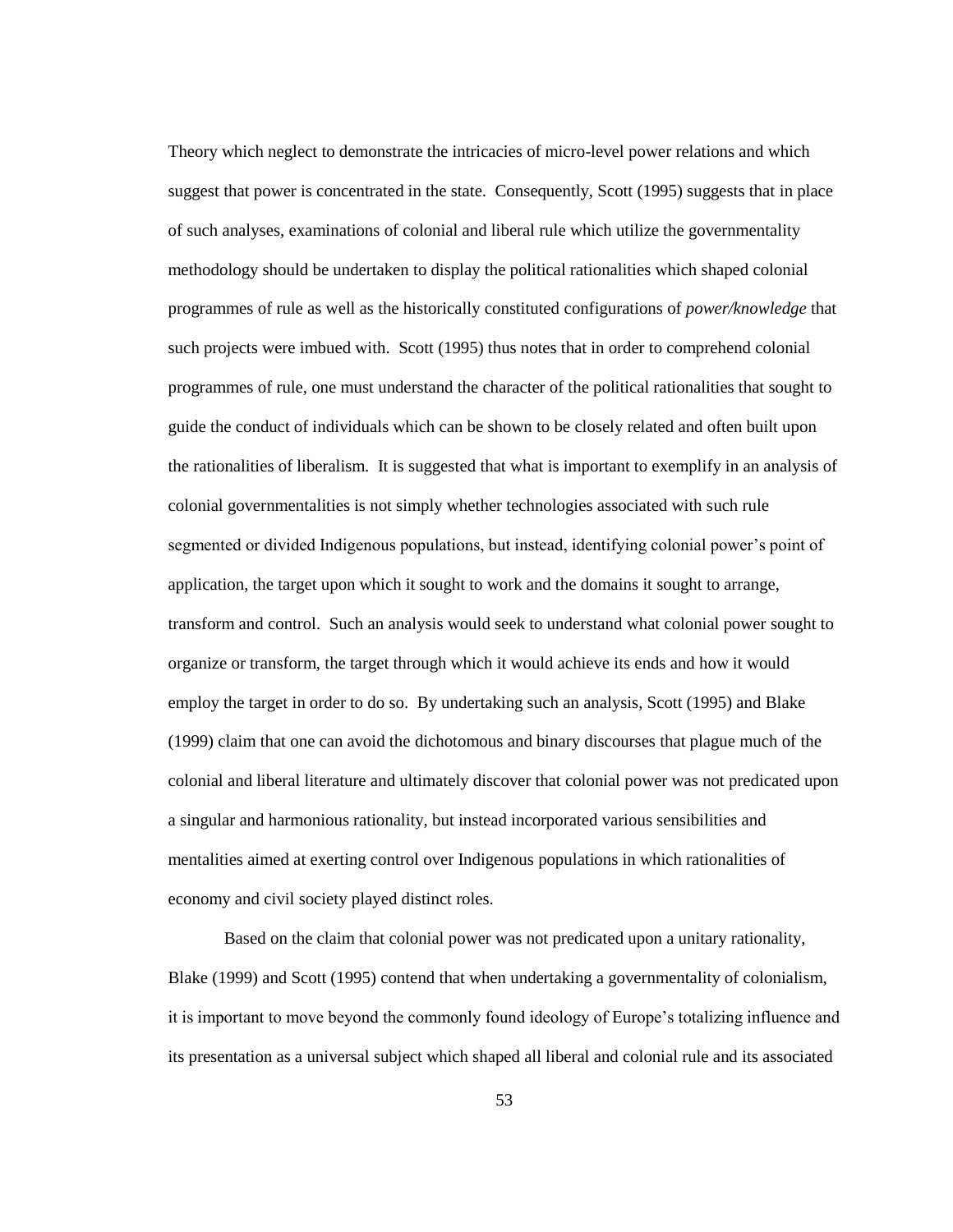Theory which neglect to demonstrate the intricacies of micro-level power relations and which suggest that power is concentrated in the state. Consequently, Scott (1995) suggests that in place of such analyses, examinations of colonial and liberal rule which utilize the governmentality methodology should be undertaken to display the political rationalities which shaped colonial programmes of rule as well as the historically constituted configurations of *power/knowledge* that such projects were imbued with. Scott (1995) thus notes that in order to comprehend colonial programmes of rule, one must understand the character of the political rationalities that sought to guide the conduct of individuals which can be shown to be closely related and often built upon the rationalities of liberalism. It is suggested that what is important to exemplify in an analysis of colonial governmentalities is not simply whether technologies associated with such rule segmented or divided Indigenous populations, but instead, identifying colonial power's point of application, the target upon which it sought to work and the domains it sought to arrange, transform and control. Such an analysis would seek to understand what colonial power sought to organize or transform, the target through which it would achieve its ends and how it would employ the target in order to do so. By undertaking such an analysis, Scott (1995) and Blake (1999) claim that one can avoid the dichotomous and binary discourses that plague much of the colonial and liberal literature and ultimately discover that colonial power was not predicated upon a singular and harmonious rationality, but instead incorporated various sensibilities and mentalities aimed at exerting control over Indigenous populations in which rationalities of economy and civil society played distinct roles.

Based on the claim that colonial power was not predicated upon a unitary rationality, Blake (1999) and Scott (1995) contend that when undertaking a governmentality of colonialism, it is important to move beyond the commonly found ideology of Europe's totalizing influence and its presentation as a universal subject which shaped all liberal and colonial rule and its associated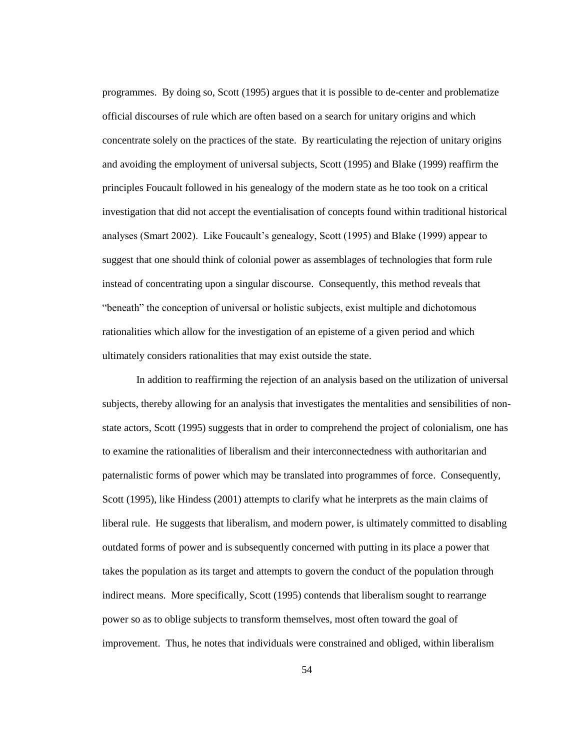programmes. By doing so, Scott (1995) argues that it is possible to de-center and problematize official discourses of rule which are often based on a search for unitary origins and which concentrate solely on the practices of the state. By rearticulating the rejection of unitary origins and avoiding the employment of universal subjects, Scott (1995) and Blake (1999) reaffirm the principles Foucault followed in his genealogy of the modern state as he too took on a critical investigation that did not accept the eventialisation of concepts found within traditional historical analyses (Smart 2002). Like Foucault's genealogy, Scott (1995) and Blake (1999) appear to suggest that one should think of colonial power as assemblages of technologies that form rule instead of concentrating upon a singular discourse. Consequently, this method reveals that "beneath" the conception of universal or holistic subjects, exist multiple and dichotomous rationalities which allow for the investigation of an episteme of a given period and which ultimately considers rationalities that may exist outside the state.

In addition to reaffirming the rejection of an analysis based on the utilization of universal subjects, thereby allowing for an analysis that investigates the mentalities and sensibilities of non-state actors, Scott (1995) suggests that in order to comprehend the project of colonialism, one has to examine the rationalities of liberalism and their interconnectedness with authoritarian and paternalistic forms of power which may be translated into programmes of force. Consequently, Scott (1995), like Hindess (2001) attempts to clarify what he interprets as the main claims of liberal rule. He suggests that liberalism, and modern power, is ultimately committed to disabling outdated forms of power and is subsequently concerned with putting in its place a power that takes the population as its target and attempts to govern the conduct of the population through indirect means. More specifically, Scott (1995) contends that liberalism sought to rearrange power so as to oblige subjects to transform themselves, most often toward the goal of improvement. Thus, he notes that individuals were constrained and obliged, within liberalism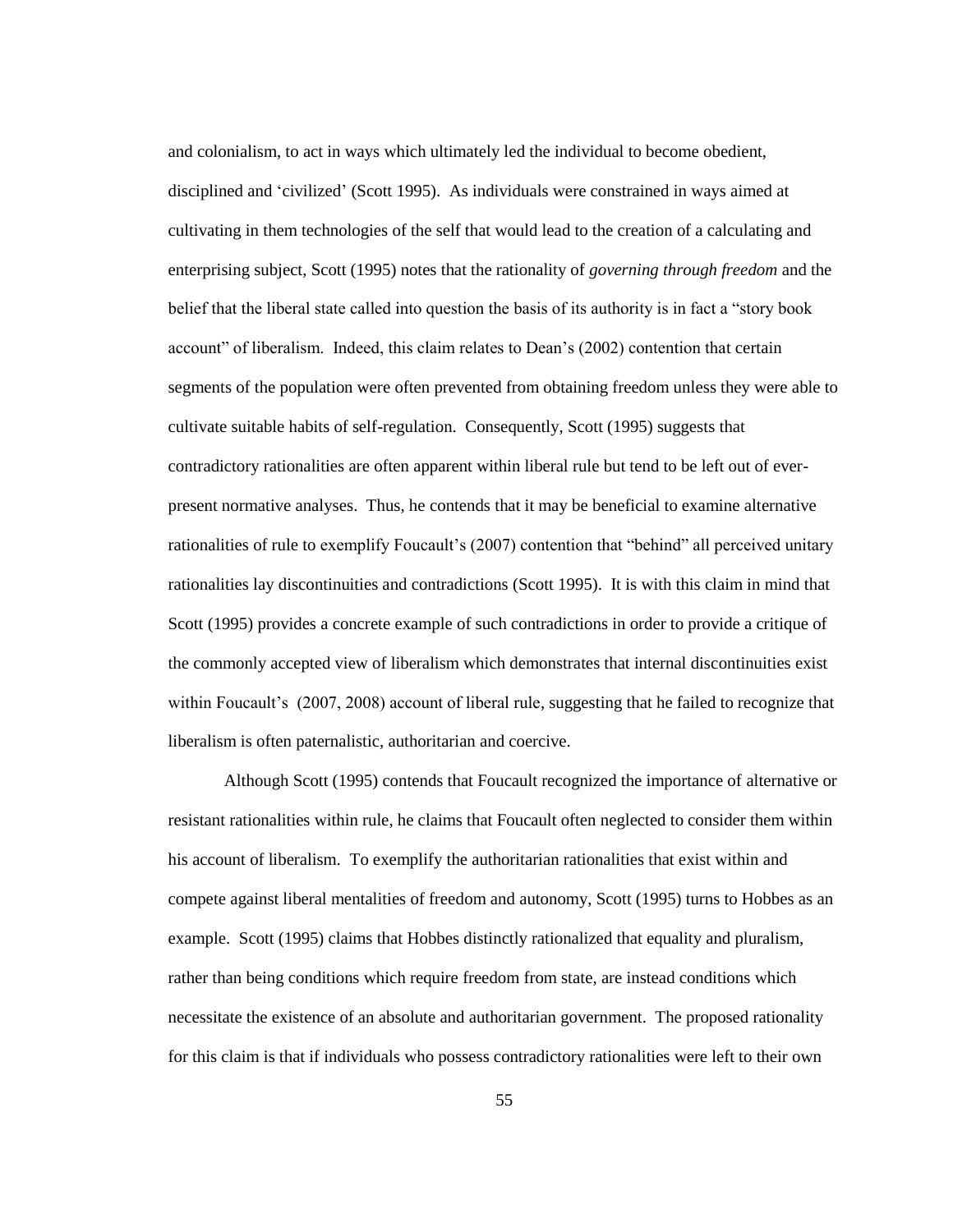and colonialism, to act in ways which ultimately led the individual to become obedient, disciplined and 'civilized' (Scott 1995). As individuals were constrained in ways aimed at cultivating in them technologies of the self that would lead to the creation of a calculating and enterprising subject, Scott (1995) notes that the rationality of *governing through freedom* and the belief that the liberal state called into question the basis of its authority is in fact a "story book account" of liberalism. Indeed, this claim relates to Dean's (2002) contention that certain segments of the population were often prevented from obtaining freedom unless they were able to cultivate suitable habits of self-regulation. Consequently, Scott (1995) suggests that contradictory rationalities are often apparent within liberal rule but tend to be left out of ever-present normative analyses. Thus, he contends that it may be beneficial to examine alternative rationalities of rule to exemplify Foucault's (2007) contention that "behind" all perceived unitary rationalities lay discontinuities and contradictions (Scott 1995). It is with this claim in mind that Scott (1995) provides a concrete example of such contradictions in order to provide a critique of the commonly accepted view of liberalism which demonstrates that internal discontinuities exist within Foucault's (2007, 2008) account of liberal rule, suggesting that he failed to recognize that liberalism is often paternalistic, authoritarian and coercive.

Although Scott (1995) contends that Foucault recognized the importance of alternative or resistant rationalities within rule, he claims that Foucault often neglected to consider them within his account of liberalism. To exemplify the authoritarian rationalities that exist within and compete against liberal mentalities of freedom and autonomy, Scott (1995) turns to Hobbes as an example. Scott (1995) claims that Hobbes distinctly rationalized that equality and pluralism, rather than being conditions which require freedom from state, are instead conditions which necessitate the existence of an absolute and authoritarian government. The proposed rationality for this claim is that if individuals who possess contradictory rationalities were left to their own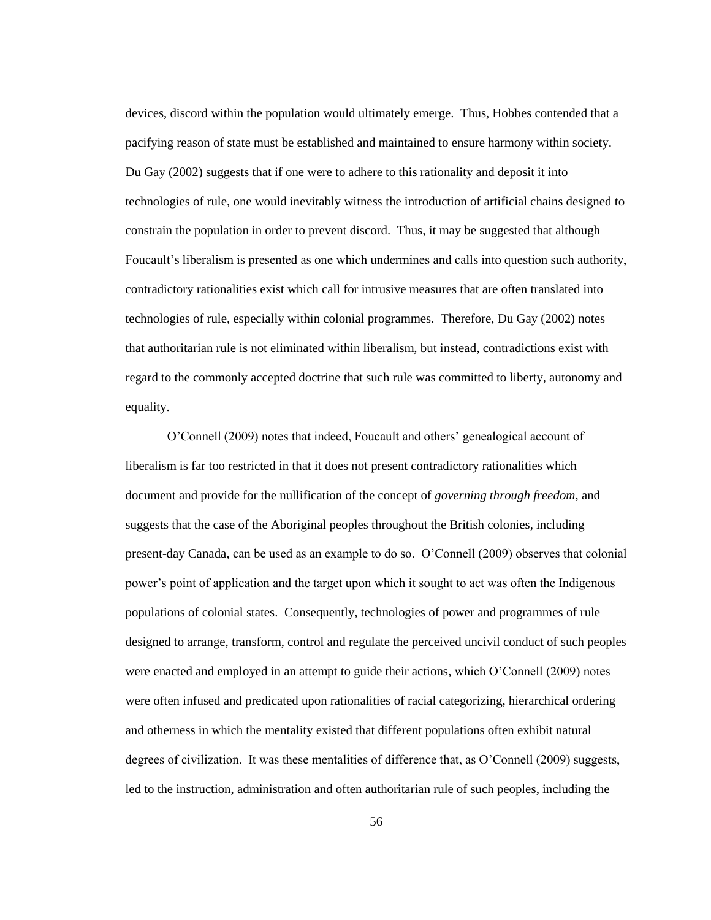devices, discord within the population would ultimately emerge. Thus, Hobbes contended that a pacifying reason of state must be established and maintained to ensure harmony within society. Du Gay (2002) suggests that if one were to adhere to this rationality and deposit it into technologies of rule, one would inevitably witness the introduction of artificial chains designed to constrain the population in order to prevent discord. Thus, it may be suggested that although Foucault's liberalism is presented as one which undermines and calls into question such authority, contradictory rationalities exist which call for intrusive measures that are often translated into technologies of rule, especially within colonial programmes. Therefore, Du Gay (2002) notes that authoritarian rule is not eliminated within liberalism, but instead, contradictions exist with regard to the commonly accepted doctrine that such rule was committed to liberty, autonomy and equality.

O'Connell (2009) notes that indeed, Foucault and others' genealogical account of liberalism is far too restricted in that it does not present contradictory rationalities which document and provide for the nullification of the concept of *governing through freedom*, and suggests that the case of the Aboriginal peoples throughout the British colonies, including present-day Canada, can be used as an example to do so. O'Connell (2009) observes that colonial power's point of application and the target upon which it sought to act was often the Indigenous populations of colonial states. Consequently, technologies of power and programmes of rule designed to arrange, transform, control and regulate the perceived uncivil conduct of such peoples were enacted and employed in an attempt to guide their actions, which O'Connell (2009) notes were often infused and predicated upon rationalities of racial categorizing, hierarchical ordering and otherness in which the mentality existed that different populations often exhibit natural degrees of civilization. It was these mentalities of difference that, as O'Connell (2009) suggests, led to the instruction, administration and often authoritarian rule of such peoples, including the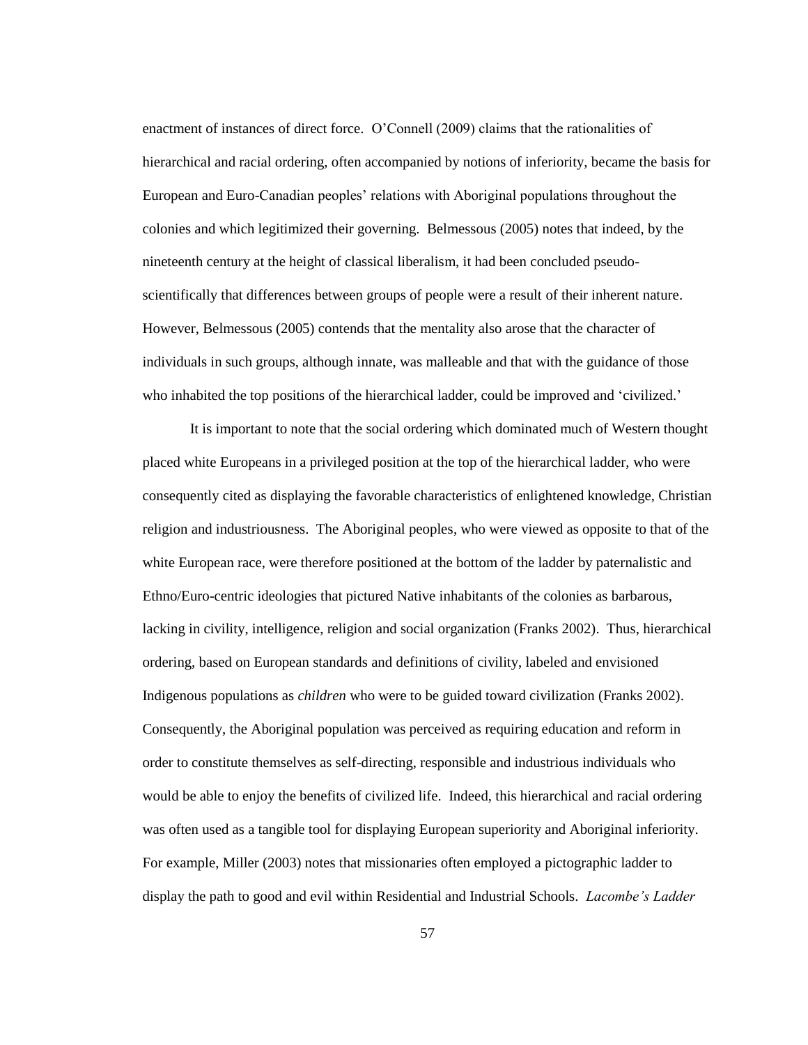enactment of instances of direct force. O'Connell (2009) claims that the rationalities of hierarchical and racial ordering, often accompanied by notions of inferiority, became the basis for European and Euro-Canadian peoples' relations with Aboriginal populations throughout the colonies and which legitimized their governing. Belmessous (2005) notes that indeed, by the nineteenth century at the height of classical liberalism, it had been concluded pseudo-scientifically that differences between groups of people were a result of their inherent nature. However, Belmessous (2005) contends that the mentality also arose that the character of individuals in such groups, although innate, was malleable and that with the guidance of those who inhabited the top positions of the hierarchical ladder, could be improved and 'civilized.'

It is important to note that the social ordering which dominated much of Western thought placed white Europeans in a privileged position at the top of the hierarchical ladder, who were consequently cited as displaying the favorable characteristics of enlightened knowledge, Christian religion and industriousness. The Aboriginal peoples, who were viewed as opposite to that of the white European race, were therefore positioned at the bottom of the ladder by paternalistic and Ethno/Euro-centric ideologies that pictured Native inhabitants of the colonies as barbarous, lacking in civility, intelligence, religion and social organization (Franks 2002). Thus, hierarchical ordering, based on European standards and definitions of civility, labeled and envisioned Indigenous populations as *children* who were to be guided toward civilization (Franks 2002). Consequently, the Aboriginal population was perceived as requiring education and reform in order to constitute themselves as self-directing, responsible and industrious individuals who would be able to enjoy the benefits of civilized life. Indeed, this hierarchical and racial ordering was often used as a tangible tool for displaying European superiority and Aboriginal inferiority. For example, Miller (2003) notes that missionaries often employed a pictographic ladder to display the path to good and evil within Residential and Industrial Schools. *Lacombe's Ladder*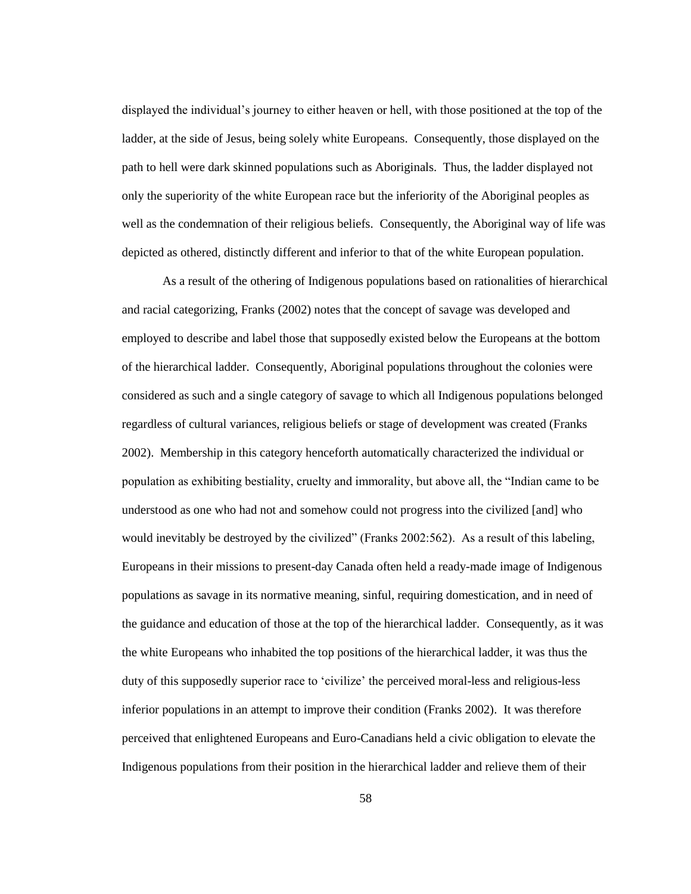displayed the individual's journey to either heaven or hell, with those positioned at the top of the ladder, at the side of Jesus, being solely white Europeans. Consequently, those displayed on the path to hell were dark skinned populations such as Aboriginals. Thus, the ladder displayed not only the superiority of the white European race but the inferiority of the Aboriginal peoples as well as the condemnation of their religious beliefs. Consequently, the Aboriginal way of life was depicted as othered, distinctly different and inferior to that of the white European population.

As a result of the othering of Indigenous populations based on rationalities of hierarchical and racial categorizing, Franks (2002) notes that the concept of savage was developed and employed to describe and label those that supposedly existed below the Europeans at the bottom of the hierarchical ladder. Consequently, Aboriginal populations throughout the colonies were considered as such and a single category of savage to which all Indigenous populations belonged regardless of cultural variances, religious beliefs or stage of development was created (Franks 2002). Membership in this category henceforth automatically characterized the individual or population as exhibiting bestiality, cruelty and immorality, but above all, the "Indian came to be understood as one who had not and somehow could not progress into the civilized [and] who would inevitably be destroyed by the civilized" (Franks 2002:562). As a result of this labeling, Europeans in their missions to present-day Canada often held a ready-made image of Indigenous populations as savage in its normative meaning, sinful, requiring domestication, and in need of the guidance and education of those at the top of the hierarchical ladder. Consequently, as it was the white Europeans who inhabited the top positions of the hierarchical ladder, it was thus the duty of this supposedly superior race to 'civilize' the perceived moral-less and religious-less inferior populations in an attempt to improve their condition (Franks 2002). It was therefore perceived that enlightened Europeans and Euro-Canadians held a civic obligation to elevate the Indigenous populations from their position in the hierarchical ladder and relieve them of their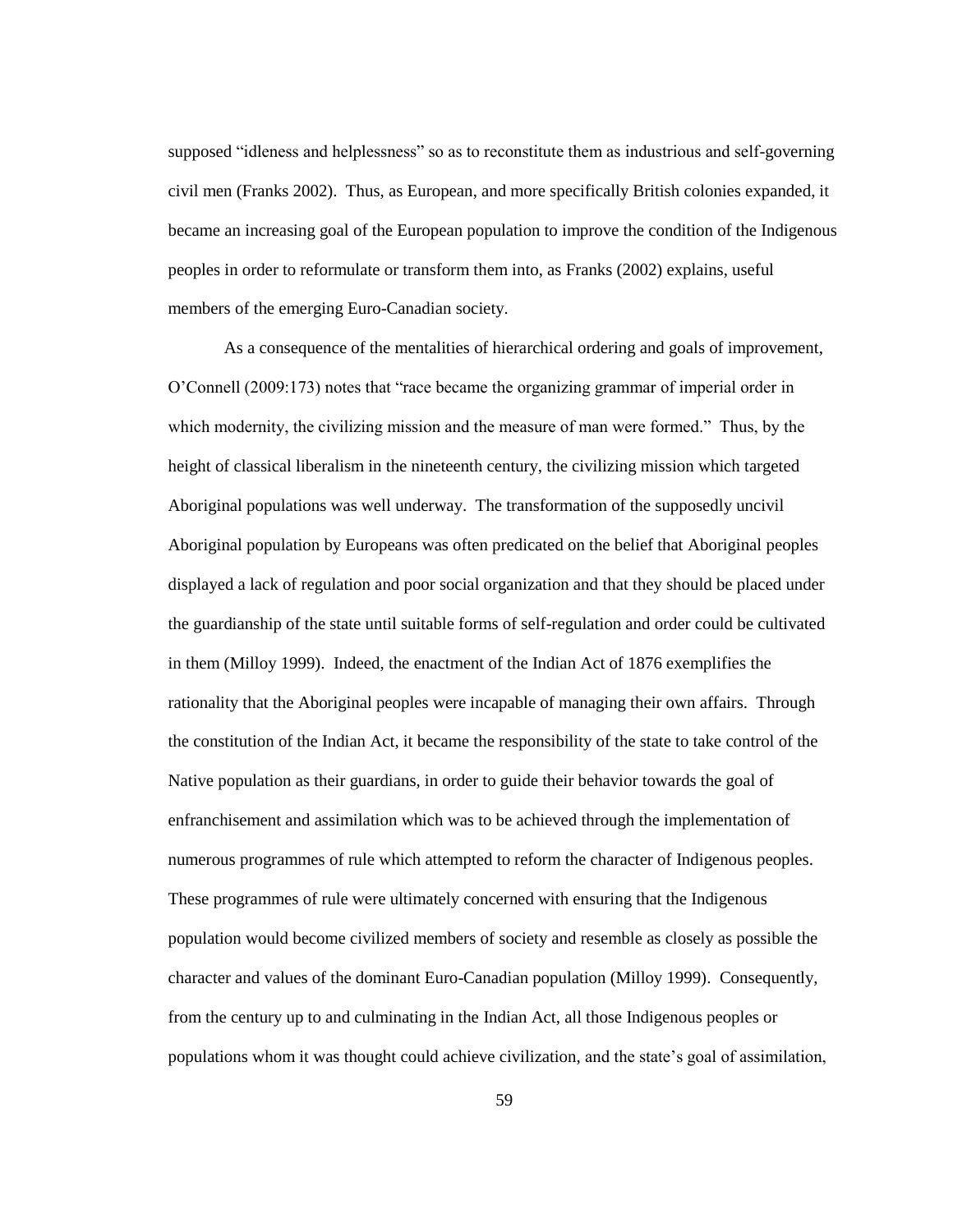supposed "idleness and helplessness" so as to reconstitute them as industrious and self-governing civil men (Franks 2002). Thus, as European, and more specifically British colonies expanded, it became an increasing goal of the European population to improve the condition of the Indigenous peoples in order to reformulate or transform them into, as Franks (2002) explains, useful members of the emerging Euro-Canadian society.

As a consequence of the mentalities of hierarchical ordering and goals of improvement, O'Connell (2009:173) notes that "race became the organizing grammar of imperial order in which modernity, the civilizing mission and the measure of man were formed." Thus, by the height of classical liberalism in the nineteenth century, the civilizing mission which targeted Aboriginal populations was well underway. The transformation of the supposedly uncivil Aboriginal population by Europeans was often predicated on the belief that Aboriginal peoples displayed a lack of regulation and poor social organization and that they should be placed under the guardianship of the state until suitable forms of self-regulation and order could be cultivated in them (Milloy 1999). Indeed, the enactment of the Indian Act of 1876 exemplifies the rationality that the Aboriginal peoples were incapable of managing their own affairs. Through the constitution of the Indian Act, it became the responsibility of the state to take control of the Native population as their guardians, in order to guide their behavior towards the goal of enfranchisement and assimilation which was to be achieved through the implementation of numerous programmes of rule which attempted to reform the character of Indigenous peoples. These programmes of rule were ultimately concerned with ensuring that the Indigenous population would become civilized members of society and resemble as closely as possible the character and values of the dominant Euro-Canadian population (Milloy 1999). Consequently, from the century up to and culminating in the Indian Act, all those Indigenous peoples or populations whom it was thought could achieve civilization, and the state's goal of assimilation,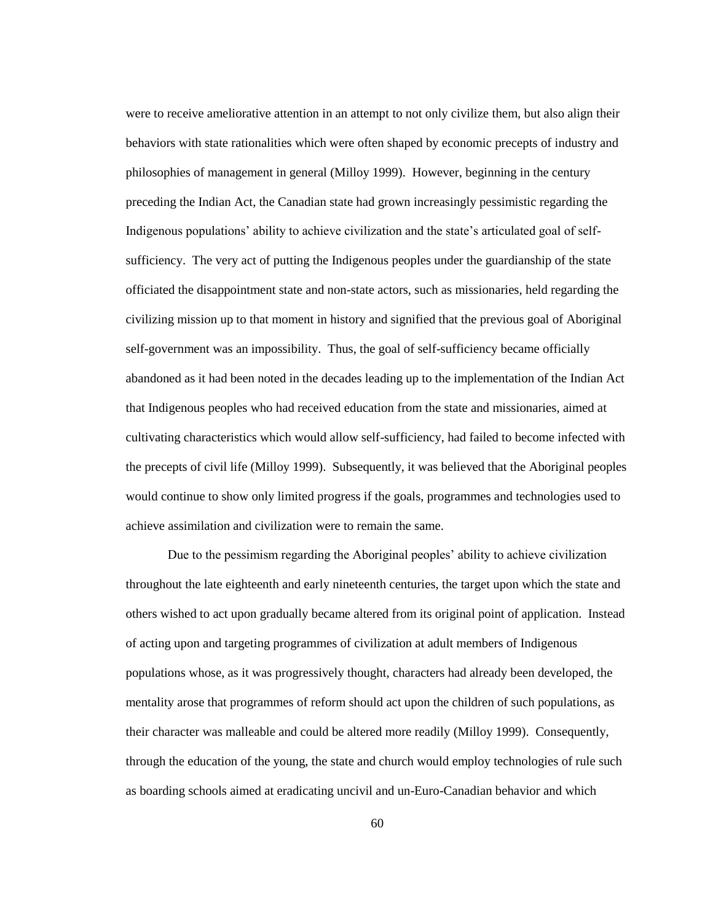were to receive ameliorative attention in an attempt to not only civilize them, but also align their behaviors with state rationalities which were often shaped by economic precepts of industry and philosophies of management in general (Milloy 1999). However, beginning in the century preceding the Indian Act, the Canadian state had grown increasingly pessimistic regarding the Indigenous populations' ability to achieve civilization and the state's articulated goal of self-sufficiency. The very act of putting the Indigenous peoples under the guardianship of the state officiated the disappointment state and non-state actors, such as missionaries, held regarding the civilizing mission up to that moment in history and signified that the previous goal of Aboriginal self-government was an impossibility. Thus, the goal of self-sufficiency became officially abandoned as it had been noted in the decades leading up to the implementation of the Indian Act that Indigenous peoples who had received education from the state and missionaries, aimed at cultivating characteristics which would allow self-sufficiency, had failed to become infected with the precepts of civil life (Milloy 1999). Subsequently, it was believed that the Aboriginal peoples would continue to show only limited progress if the goals, programmes and technologies used to achieve assimilation and civilization were to remain the same.

Due to the pessimism regarding the Aboriginal peoples' ability to achieve civilization throughout the late eighteenth and early nineteenth centuries, the target upon which the state and others wished to act upon gradually became altered from its original point of application. Instead of acting upon and targeting programmes of civilization at adult members of Indigenous populations whose, as it was progressively thought, characters had already been developed, the mentality arose that programmes of reform should act upon the children of such populations, as their character was malleable and could be altered more readily (Milloy 1999). Consequently, through the education of the young, the state and church would employ technologies of rule such as boarding schools aimed at eradicating uncivil and un-Euro-Canadian behavior and which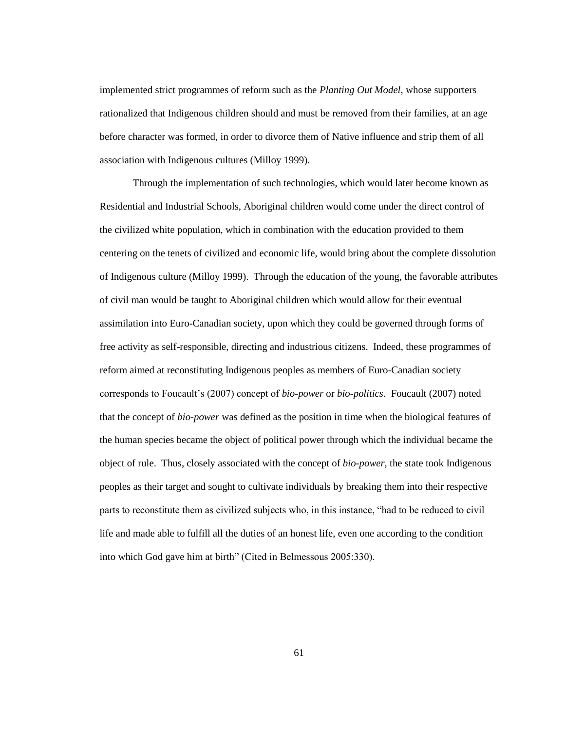implemented strict programmes of reform such as the *Planting Out Model*, whose supporters rationalized that Indigenous children should and must be removed from their families, at an age before character was formed, in order to divorce them of Native influence and strip them of all association with Indigenous cultures (Milloy 1999).

Through the implementation of such technologies, which would later become known as Residential and Industrial Schools, Aboriginal children would come under the direct control of the civilized white population, which in combination with the education provided to them centering on the tenets of civilized and economic life, would bring about the complete dissolution of Indigenous culture (Milloy 1999). Through the education of the young, the favorable attributes of civil man would be taught to Aboriginal children which would allow for their eventual assimilation into Euro-Canadian society, upon which they could be governed through forms of free activity as self-responsible, directing and industrious citizens. Indeed, these programmes of reform aimed at reconstituting Indigenous peoples as members of Euro-Canadian society corresponds to Foucault's (2007) concept of *bio-power* or *bio-politics*. Foucault (2007) noted that the concept of *bio-power* was defined as the position in time when the biological features of the human species became the object of political power through which the individual became the object of rule. Thus, closely associated with the concept of *bio-power*, the state took Indigenous peoples as their target and sought to cultivate individuals by breaking them into their respective parts to reconstitute them as civilized subjects who, in this instance, "had to be reduced to civil life and made able to fulfill all the duties of an honest life, even one according to the condition into which God gave him at birth" (Cited in Belmessous 2005:330).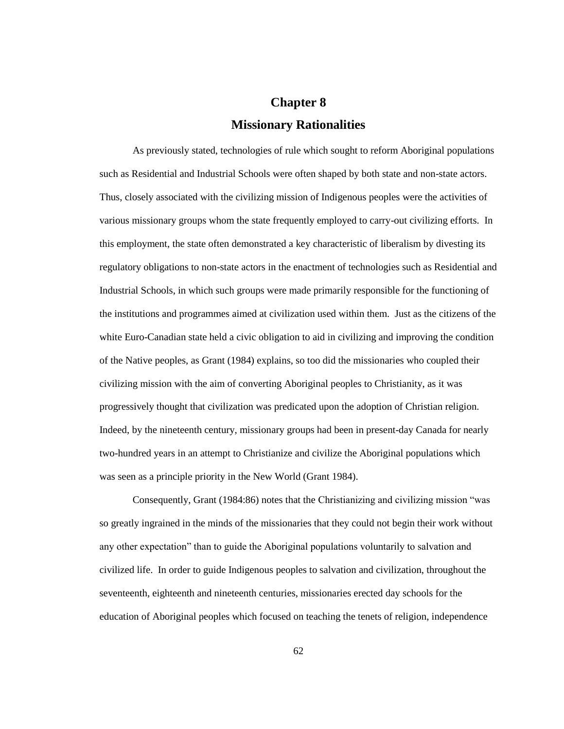# Chapter 8

## Missionary Rationalities

As previously stated, technologies of rule which sought to reform Aboriginal populations such as Residential and Industrial Schools were often shaped by both state and non-state actors. Thus, closely associated with the civilizing mission of Indigenous peoples were the activities of various missionary groups whom the state frequently employed to carry-out civilizing efforts. In this employment, the state often demonstrated a key characteristic of liberalism by divesting its regulatory obligations to non-state actors in the enactment of technologies such as Residential and Industrial Schools, in which such groups were made primarily responsible for the functioning of the institutions and programmes aimed at civilization used within them. Just as the citizens of the white Euro-Canadian state held a civic obligation to aid in civilizing and improving the condition of the Native peoples, as Grant (1984) explains, so too did the missionaries who coupled their civilizing mission with the aim of converting Aboriginal peoples to Christianity, as it was progressively thought that civilization was predicated upon the adoption of Christian religion. Indeed, by the nineteenth century, missionary groups had been in present-day Canada for nearly two-hundred years in an attempt to Christianize and civilize the Aboriginal populations which was seen as a principle priority in the New World (Grant 1984).

Consequently, Grant (1984:86) notes that the Christianizing and civilizing mission "was so greatly ingrained in the minds of the missionaries that they could not begin their work without any other expectation" than to guide the Aboriginal populations voluntarily to salvation and civilized life. In order to guide Indigenous peoples to salvation and civilization, throughout the seventeenth, eighteenth and nineteenth centuries, missionaries erected day schools for the education of Aboriginal peoples which focused on teaching the tenets of religion, independence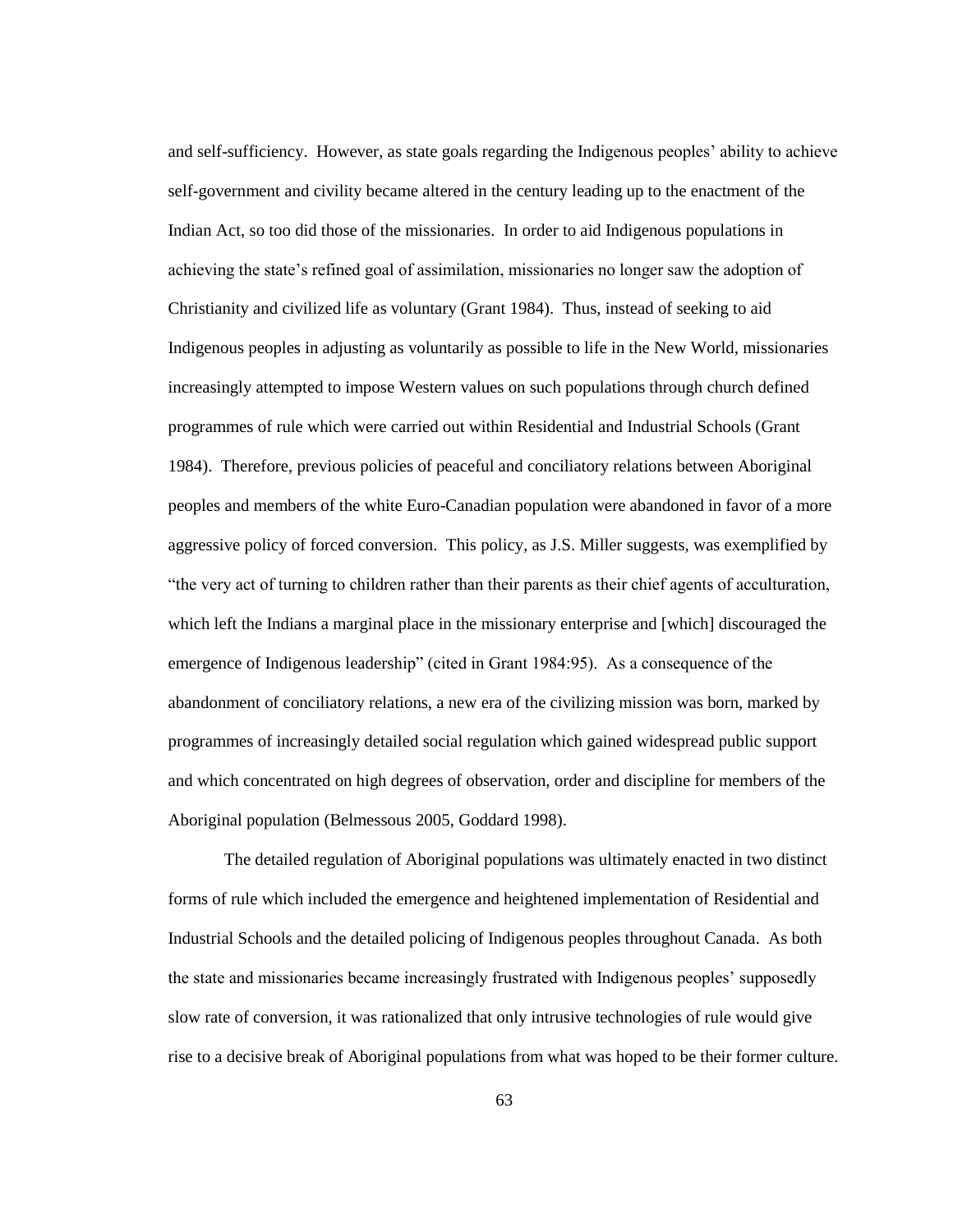and self-sufficiency. However, as state goals regarding the Indigenous peoples' ability to achieve self-government and civility became altered in the century leading up to the enactment of the Indian Act, so too did those of the missionaries. In order to aid Indigenous populations in achieving the state's refined goal of assimilation, missionaries no longer saw the adoption of Christianity and civilized life as voluntary (Grant 1984). Thus, instead of seeking to aid Indigenous peoples in adjusting as voluntarily as possible to life in the New World, missionaries increasingly attempted to impose Western values on such populations through church defined programmes of rule which were carried out within Residential and Industrial Schools (Grant 1984). Therefore, previous policies of peaceful and conciliatory relations between Aboriginal peoples and members of the white Euro-Canadian population were abandoned in favor of a more aggressive policy of forced conversion. This policy, as J.S. Miller suggests, was exemplified by "the very act of turning to children rather than their parents as their chief agents of acculturation, which left the Indians a marginal place in the missionary enterprise and [which] discouraged the emergence of Indigenous leadership" (cited in Grant 1984:95). As a consequence of the abandonment of conciliatory relations, a new era of the civilizing mission was born, marked by programmes of increasingly detailed social regulation which gained widespread public support and which concentrated on high degrees of observation, order and discipline for members of the Aboriginal population (Belmessous 2005, Goddard 1998).

The detailed regulation of Aboriginal populations was ultimately enacted in two distinct forms of rule which included the emergence and heightened implementation of Residential and Industrial Schools and the detailed policing of Indigenous peoples throughout Canada. As both the state and missionaries became increasingly frustrated with Indigenous peoples' supposedly slow rate of conversion, it was rationalized that only intrusive technologies of rule would give rise to a decisive break of Aboriginal populations from what was hoped to be their former culture.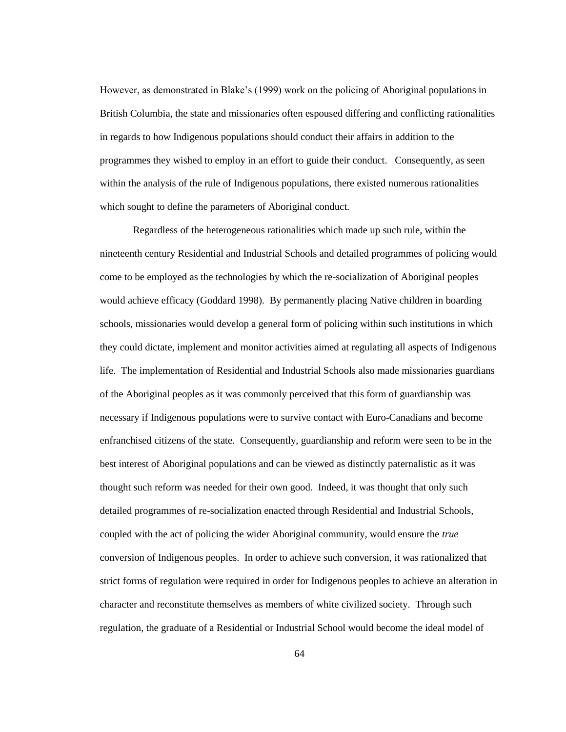However, as demonstrated in Blake's (1999) work on the policing of Aboriginal populations in British Columbia, the state and missionaries often espoused differing and conflicting rationalities in regards to how Indigenous populations should conduct their affairs in addition to the programmes they wished to employ in an effort to guide their conduct. Consequently, as seen within the analysis of the rule of Indigenous populations, there existed numerous rationalities which sought to define the parameters of Aboriginal conduct.

Regardless of the heterogeneous rationalities which made up such rule, within the nineteenth century Residential and Industrial Schools and detailed programmes of policing would come to be employed as the technologies by which the re-socialization of Aboriginal peoples would achieve efficacy (Goddard 1998). By permanently placing Native children in boarding schools, missionaries would develop a general form of policing within such institutions in which they could dictate, implement and monitor activities aimed at regulating all aspects of Indigenous life. The implementation of Residential and Industrial Schools also made missionaries guardians of the Aboriginal peoples as it was commonly perceived that this form of guardianship was necessary if Indigenous populations were to survive contact with Euro-Canadians and become enfranchised citizens of the state. Consequently, guardianship and reform were seen to be in the best interest of Aboriginal populations and can be viewed as distinctly paternalistic as it was thought such reform was needed for their own good. Indeed, it was thought that only such detailed programmes of re-socialization enacted through Residential and Industrial Schools, coupled with the act of policing the wider Aboriginal community, would ensure the *true* conversion of Indigenous peoples. In order to achieve such conversion, it was rationalized that strict forms of regulation were required in order for Indigenous peoples to achieve an alteration in character and reconstitute themselves as members of white civilized society. Through such regulation, the graduate of a Residential or Industrial School would become the ideal model of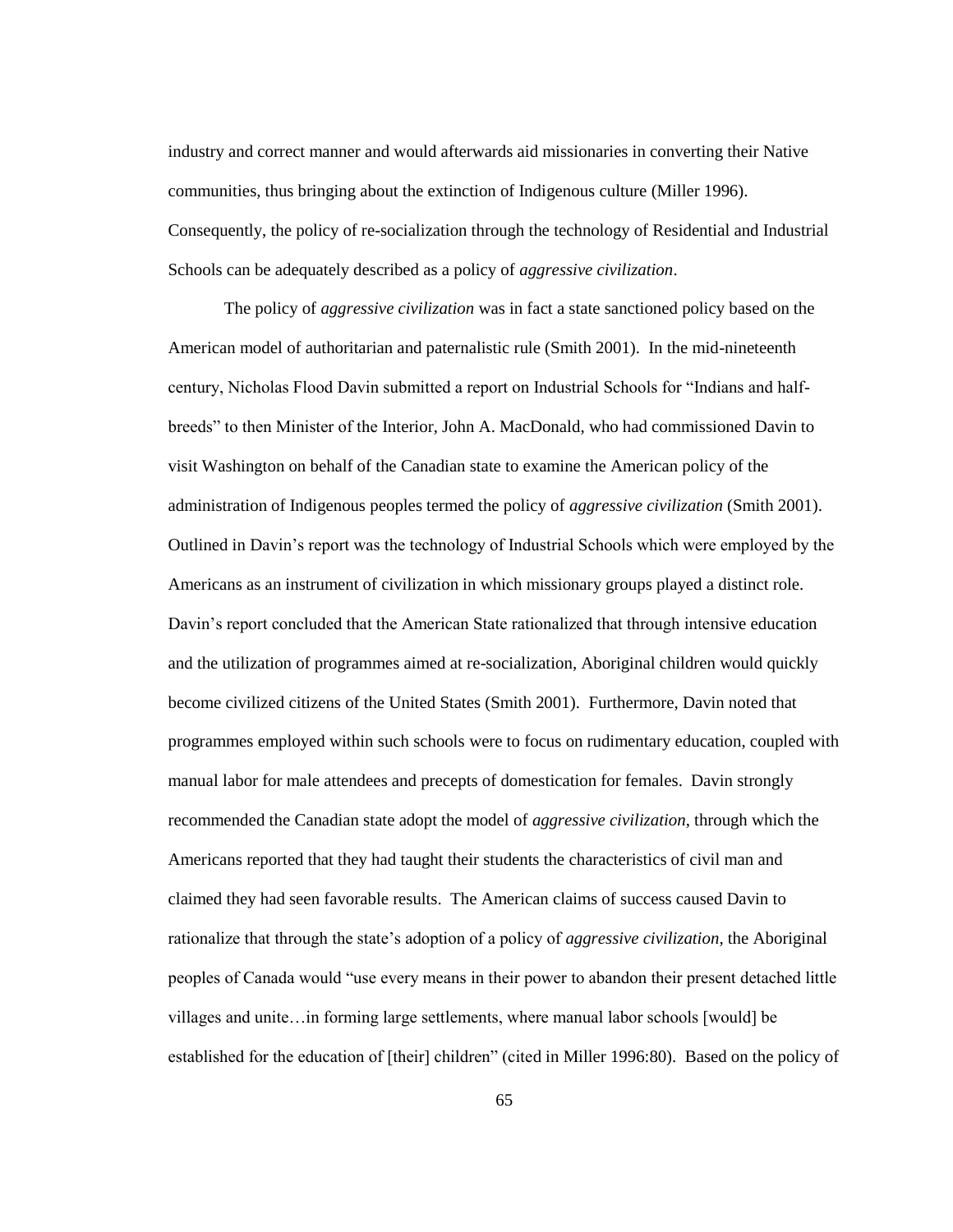industry and correct manner and would afterwards aid missionaries in converting their Native communities, thus bringing about the extinction of Indigenous culture (Miller 1996). Consequently, the policy of re-socialization through the technology of Residential and Industrial Schools can be adequately described as a policy of *aggressive civilization*.

The policy of *aggressive civilization* was in fact a state sanctioned policy based on the American model of authoritarian and paternalistic rule (Smith 2001). In the mid-nineteenth century, Nicholas Flood Davin submitted a report on Industrial Schools for "Indians and half-breeds" to then Minister of the Interior, John A. MacDonald, who had commissioned Davin to visit Washington on behalf of the Canadian state to examine the American policy of the administration of Indigenous peoples termed the policy of *aggressive civilization* (Smith 2001). Outlined in Davin's report was the technology of Industrial Schools which were employed by the Americans as an instrument of civilization in which missionary groups played a distinct role. Davin's report concluded that the American State rationalized that through intensive education and the utilization of programmes aimed at re-socialization, Aboriginal children would quickly become civilized citizens of the United States (Smith 2001). Furthermore, Davin noted that programmes employed within such schools were to focus on rudimentary education, coupled with manual labor for male attendees and precepts of domestication for females. Davin strongly recommended the Canadian state adopt the model of *aggressive civilization*, through which the Americans reported that they had taught their students the characteristics of civil man and claimed they had seen favorable results. The American claims of success caused Davin to rationalize that through the state's adoption of a policy of *aggressive civilization,* the Aboriginal peoples of Canada would "use every means in their power to abandon their present detached little villages and unite…in forming large settlements, where manual labor schools [would] be established for the education of [their] children" (cited in Miller 1996:80). Based on the policy of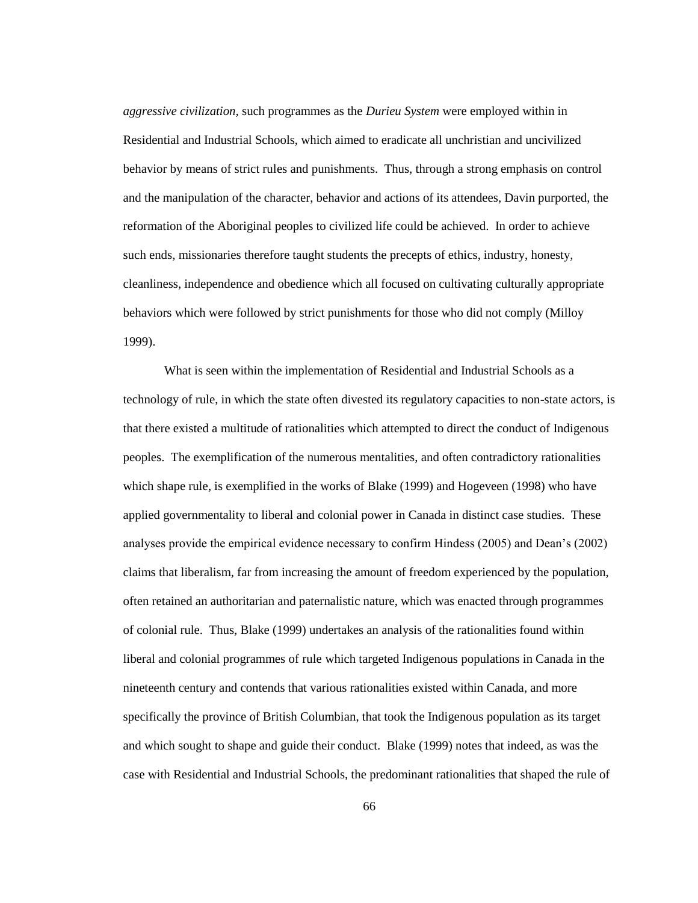*aggressive civilization*, such programmes as the *Durieu System* were employed within in Residential and Industrial Schools, which aimed to eradicate all unchristian and uncivilized behavior by means of strict rules and punishments. Thus, through a strong emphasis on control and the manipulation of the character, behavior and actions of its attendees, Davin purported, the reformation of the Aboriginal peoples to civilized life could be achieved. In order to achieve such ends, missionaries therefore taught students the precepts of ethics, industry, honesty, cleanliness, independence and obedience which all focused on cultivating culturally appropriate behaviors which were followed by strict punishments for those who did not comply (Milloy 1999).

What is seen within the implementation of Residential and Industrial Schools as a technology of rule, in which the state often divested its regulatory capacities to non-state actors, is that there existed a multitude of rationalities which attempted to direct the conduct of Indigenous peoples. The exemplification of the numerous mentalities, and often contradictory rationalities which shape rule, is exemplified in the works of Blake (1999) and Hogeveen (1998) who have applied governmentality to liberal and colonial power in Canada in distinct case studies. These analyses provide the empirical evidence necessary to confirm Hindess (2005) and Dean's (2002) claims that liberalism, far from increasing the amount of freedom experienced by the population, often retained an authoritarian and paternalistic nature, which was enacted through programmes of colonial rule. Thus, Blake (1999) undertakes an analysis of the rationalities found within liberal and colonial programmes of rule which targeted Indigenous populations in Canada in the nineteenth century and contends that various rationalities existed within Canada, and more specifically the province of British Columbian, that took the Indigenous population as its target and which sought to shape and guide their conduct. Blake (1999) notes that indeed, as was the case with Residential and Industrial Schools, the predominant rationalities that shaped the rule of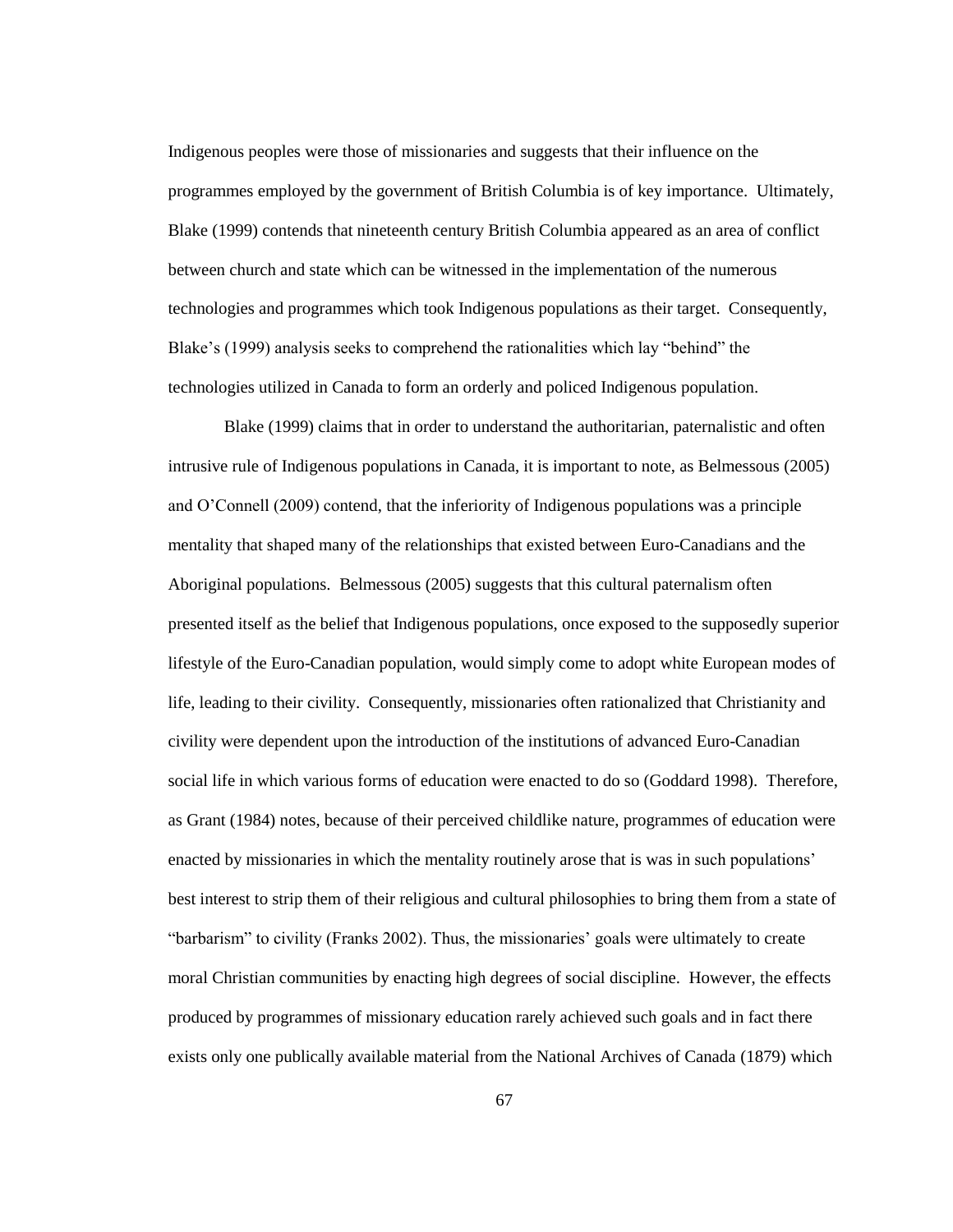Indigenous peoples were those of missionaries and suggests that their influence on the programmes employed by the government of British Columbia is of key importance. Ultimately, Blake (1999) contends that nineteenth century British Columbia appeared as an area of conflict between church and state which can be witnessed in the implementation of the numerous technologies and programmes which took Indigenous populations as their target. Consequently, Blake's (1999) analysis seeks to comprehend the rationalities which lay "behind" the technologies utilized in Canada to form an orderly and policed Indigenous population.

Blake (1999) claims that in order to understand the authoritarian, paternalistic and often intrusive rule of Indigenous populations in Canada, it is important to note, as Belmessous (2005) and O'Connell (2009) contend, that the inferiority of Indigenous populations was a principle mentality that shaped many of the relationships that existed between Euro-Canadians and the Aboriginal populations. Belmessous (2005) suggests that this cultural paternalism often presented itself as the belief that Indigenous populations, once exposed to the supposedly superior lifestyle of the Euro-Canadian population, would simply come to adopt white European modes of life, leading to their civility. Consequently, missionaries often rationalized that Christianity and civility were dependent upon the introduction of the institutions of advanced Euro-Canadian social life in which various forms of education were enacted to do so (Goddard 1998). Therefore, as Grant (1984) notes, because of their perceived childlike nature, programmes of education were enacted by missionaries in which the mentality routinely arose that is was in such populations' best interest to strip them of their religious and cultural philosophies to bring them from a state of "barbarism" to civility (Franks 2002). Thus, the missionaries' goals were ultimately to create moral Christian communities by enacting high degrees of social discipline. However, the effects produced by programmes of missionary education rarely achieved such goals and in fact there exists only one publically available material from the National Archives of Canada (1879) which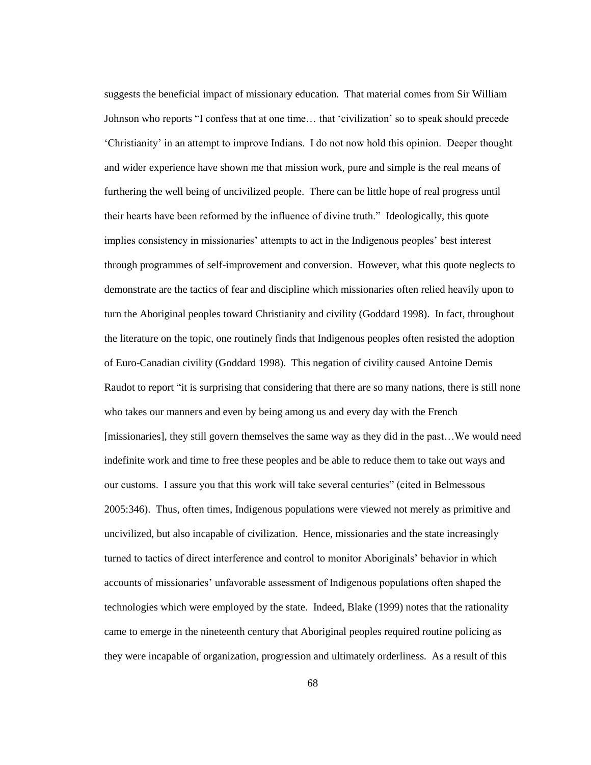suggests the beneficial impact of missionary education. That material comes from Sir William Johnson who reports "I confess that at one time… that 'civilization' so to speak should precede 'Christianity' in an attempt to improve Indians. I do not now hold this opinion. Deeper thought and wider experience have shown me that mission work, pure and simple is the real means of furthering the well being of uncivilized people. There can be little hope of real progress until their hearts have been reformed by the influence of divine truth." Ideologically, this quote implies consistency in missionaries' attempts to act in the Indigenous peoples' best interest through programmes of self-improvement and conversion. However, what this quote neglects to demonstrate are the tactics of fear and discipline which missionaries often relied heavily upon to turn the Aboriginal peoples toward Christianity and civility (Goddard 1998). In fact, throughout the literature on the topic, one routinely finds that Indigenous peoples often resisted the adoption of Euro-Canadian civility (Goddard 1998). This negation of civility caused Antoine Demis Raudot to report "it is surprising that considering that there are so many nations, there is still none who takes our manners and even by being among us and every day with the French [missionaries], they still govern themselves the same way as they did in the past…We would need indefinite work and time to free these peoples and be able to reduce them to take out ways and our customs. I assure you that this work will take several centuries" (cited in Belmessous 2005:346). Thus, often times, Indigenous populations were viewed not merely as primitive and uncivilized, but also incapable of civilization. Hence, missionaries and the state increasingly turned to tactics of direct interference and control to monitor Aboriginals' behavior in which accounts of missionaries' unfavorable assessment of Indigenous populations often shaped the technologies which were employed by the state. Indeed, Blake (1999) notes that the rationality came to emerge in the nineteenth century that Aboriginal peoples required routine policing as they were incapable of organization, progression and ultimately orderliness. As a result of this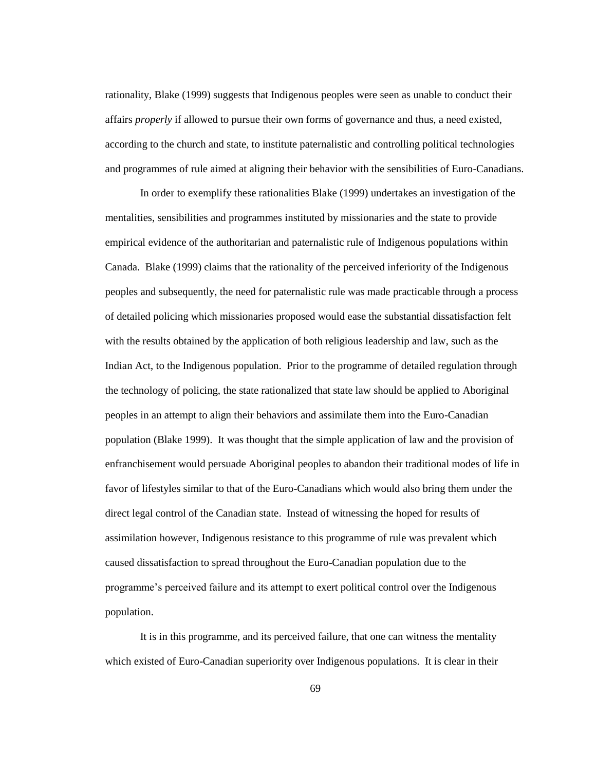rationality, Blake (1999) suggests that Indigenous peoples were seen as unable to conduct their affairs *properly* if allowed to pursue their own forms of governance and thus, a need existed, according to the church and state, to institute paternalistic and controlling political technologies and programmes of rule aimed at aligning their behavior with the sensibilities of Euro-Canadians.

In order to exemplify these rationalities Blake (1999) undertakes an investigation of the mentalities, sensibilities and programmes instituted by missionaries and the state to provide empirical evidence of the authoritarian and paternalistic rule of Indigenous populations within Canada. Blake (1999) claims that the rationality of the perceived inferiority of the Indigenous peoples and subsequently, the need for paternalistic rule was made practicable through a process of detailed policing which missionaries proposed would ease the substantial dissatisfaction felt with the results obtained by the application of both religious leadership and law, such as the Indian Act, to the Indigenous population. Prior to the programme of detailed regulation through the technology of policing, the state rationalized that state law should be applied to Aboriginal peoples in an attempt to align their behaviors and assimilate them into the Euro-Canadian population (Blake 1999). It was thought that the simple application of law and the provision of enfranchisement would persuade Aboriginal peoples to abandon their traditional modes of life in favor of lifestyles similar to that of the Euro-Canadians which would also bring them under the direct legal control of the Canadian state. Instead of witnessing the hoped for results of assimilation however, Indigenous resistance to this programme of rule was prevalent which caused dissatisfaction to spread throughout the Euro-Canadian population due to the programme's perceived failure and its attempt to exert political control over the Indigenous population.

It is in this programme, and its perceived failure, that one can witness the mentality which existed of Euro-Canadian superiority over Indigenous populations. It is clear in their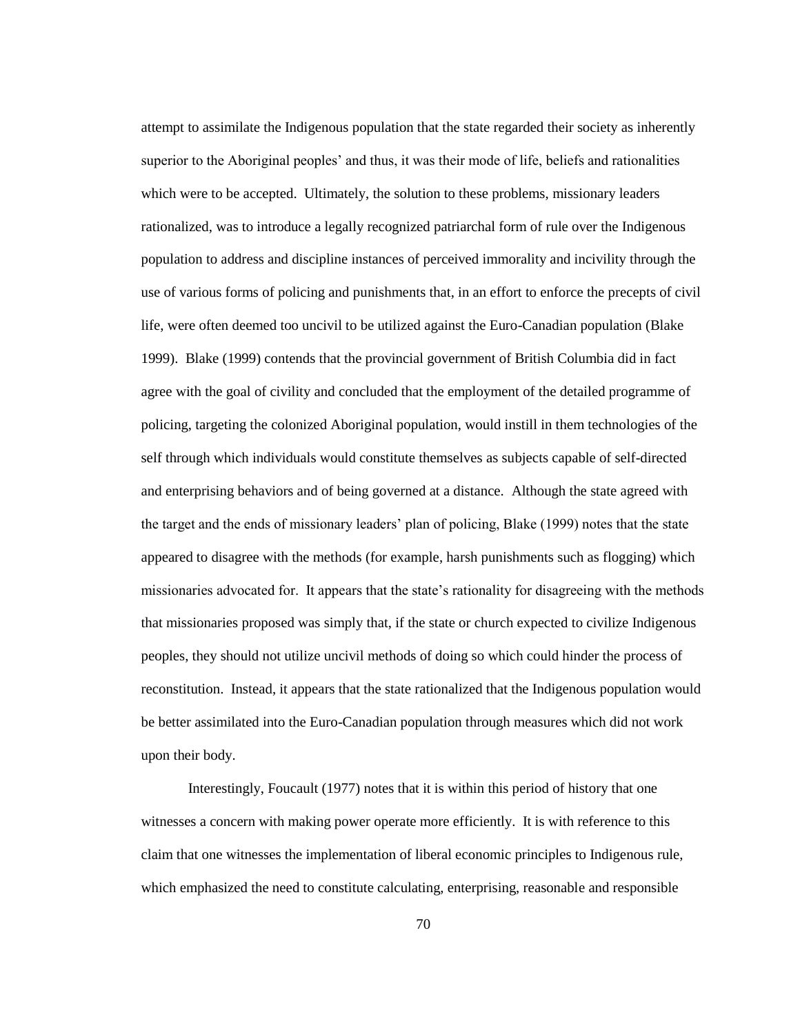attempt to assimilate the Indigenous population that the state regarded their society as inherently superior to the Aboriginal peoples' and thus, it was their mode of life, beliefs and rationalities which were to be accepted. Ultimately, the solution to these problems, missionary leaders rationalized, was to introduce a legally recognized patriarchal form of rule over the Indigenous population to address and discipline instances of perceived immorality and incivility through the use of various forms of policing and punishments that, in an effort to enforce the precepts of civil life, were often deemed too uncivil to be utilized against the Euro-Canadian population (Blake 1999). Blake (1999) contends that the provincial government of British Columbia did in fact agree with the goal of civility and concluded that the employment of the detailed programme of policing, targeting the colonized Aboriginal population, would instill in them technologies of the self through which individuals would constitute themselves as subjects capable of self-directed and enterprising behaviors and of being governed at a distance. Although the state agreed with the target and the ends of missionary leaders' plan of policing, Blake (1999) notes that the state appeared to disagree with the methods (for example, harsh punishments such as flogging) which missionaries advocated for. It appears that the state's rationality for disagreeing with the methods that missionaries proposed was simply that, if the state or church expected to civilize Indigenous peoples, they should not utilize uncivil methods of doing so which could hinder the process of reconstitution. Instead, it appears that the state rationalized that the Indigenous population would be better assimilated into the Euro-Canadian population through measures which did not work upon their body.

Interestingly, Foucault (1977) notes that it is within this period of history that one witnesses a concern with making power operate more efficiently. It is with reference to this claim that one witnesses the implementation of liberal economic principles to Indigenous rule, which emphasized the need to constitute calculating, enterprising, reasonable and responsible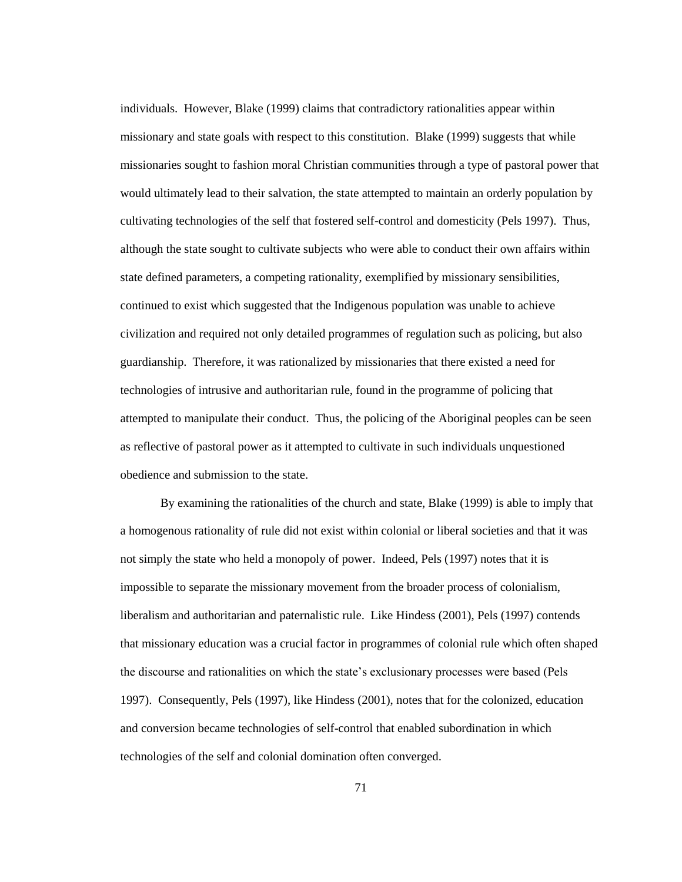individuals. However, Blake (1999) claims that contradictory rationalities appear within missionary and state goals with respect to this constitution. Blake (1999) suggests that while missionaries sought to fashion moral Christian communities through a type of pastoral power that would ultimately lead to their salvation, the state attempted to maintain an orderly population by cultivating technologies of the self that fostered self-control and domesticity (Pels 1997). Thus, although the state sought to cultivate subjects who were able to conduct their own affairs within state defined parameters, a competing rationality, exemplified by missionary sensibilities, continued to exist which suggested that the Indigenous population was unable to achieve civilization and required not only detailed programmes of regulation such as policing, but also guardianship. Therefore, it was rationalized by missionaries that there existed a need for technologies of intrusive and authoritarian rule, found in the programme of policing that attempted to manipulate their conduct. Thus, the policing of the Aboriginal peoples can be seen as reflective of pastoral power as it attempted to cultivate in such individuals unquestioned obedience and submission to the state.

By examining the rationalities of the church and state, Blake (1999) is able to imply that a homogenous rationality of rule did not exist within colonial or liberal societies and that it was not simply the state who held a monopoly of power. Indeed, Pels (1997) notes that it is impossible to separate the missionary movement from the broader process of colonialism, liberalism and authoritarian and paternalistic rule. Like Hindess (2001), Pels (1997) contends that missionary education was a crucial factor in programmes of colonial rule which often shaped the discourse and rationalities on which the state's exclusionary processes were based (Pels 1997). Consequently, Pels (1997), like Hindess (2001), notes that for the colonized, education and conversion became technologies of self-control that enabled subordination in which technologies of the self and colonial domination often converged.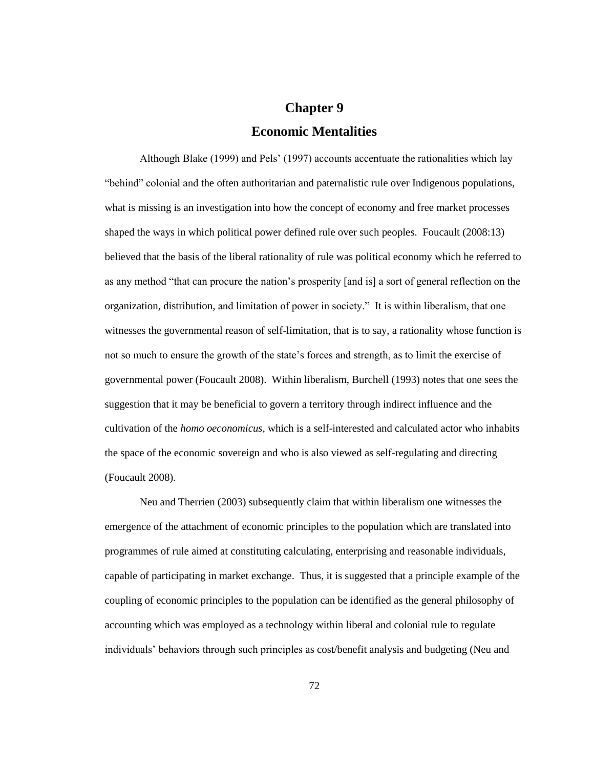# Chapter 9
## Economic Mentalities

Although Blake (1999) and Pels' (1997) accounts accentuate the rationalities which lay "behind" colonial and the often authoritarian and paternalistic rule over Indigenous populations, what is missing is an investigation into how the concept of economy and free market processes shaped the ways in which political power defined rule over such peoples. Foucault (2008:13) believed that the basis of the liberal rationality of rule was political economy which he referred to as any method "that can procure the nation's prosperity [and is] a sort of general reflection on the organization, distribution, and limitation of power in society." It is within liberalism, that one witnesses the governmental reason of self-limitation, that is to say, a rationality whose function is not so much to ensure the growth of the state's forces and strength, as to limit the exercise of governmental power (Foucault 2008). Within liberalism, Burchell (1993) notes that one sees the suggestion that it may be beneficial to govern a territory through indirect influence and the cultivation of the *homo oeconomicus*, which is a self-interested and calculated actor who inhabits the space of the economic sovereign and who is also viewed as self-regulating and directing (Foucault 2008).

Neu and Therrien (2003) subsequently claim that within liberalism one witnesses the emergence of the attachment of economic principles to the population which are translated into programmes of rule aimed at constituting calculating, enterprising and reasonable individuals, capable of participating in market exchange. Thus, it is suggested that a principle example of the coupling of economic principles to the population can be identified as the general philosophy of accounting which was employed as a technology within liberal and colonial rule to regulate individuals' behaviors through such principles as cost/benefit analysis and budgeting (Neu and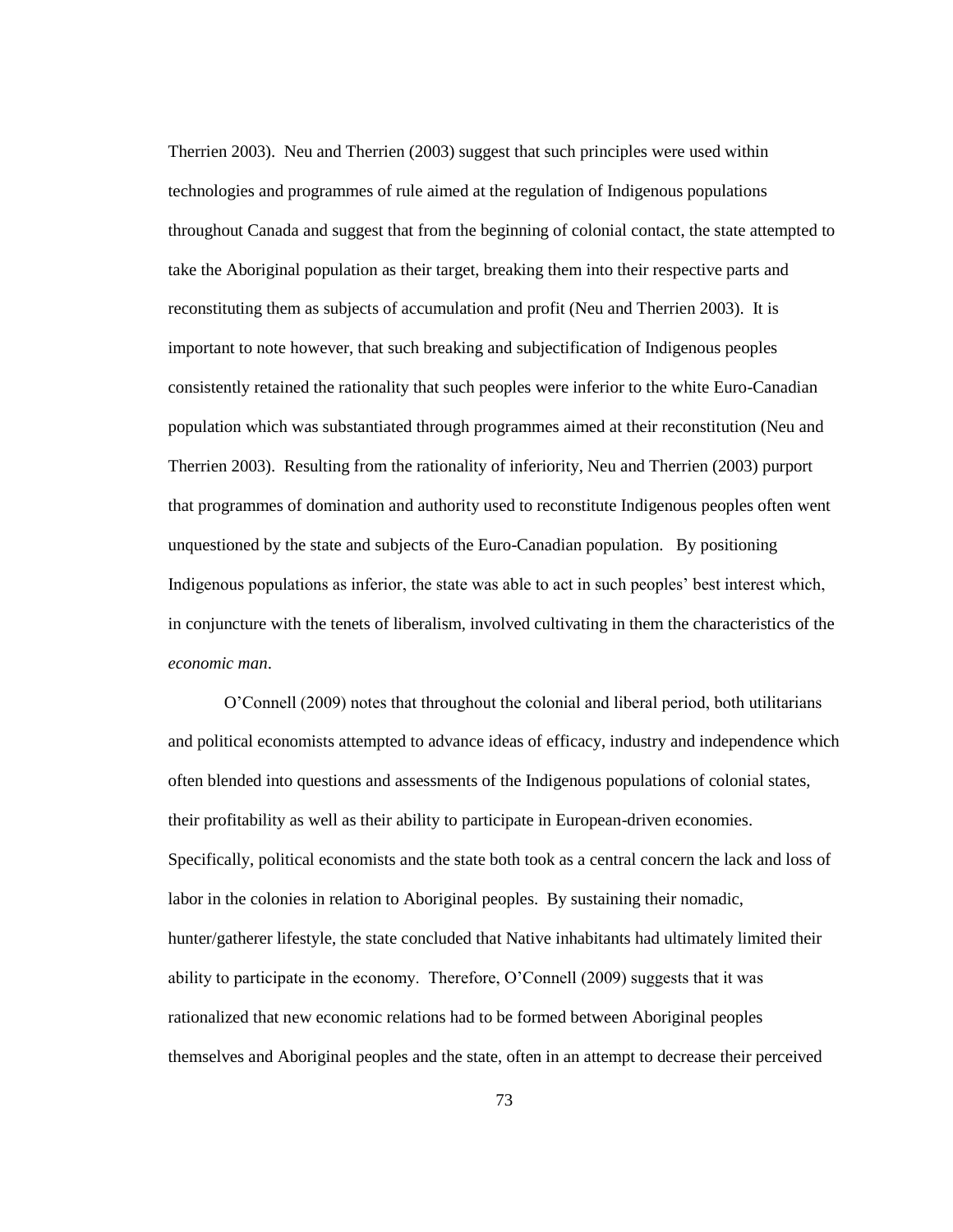Therrien 2003). Neu and Therrien (2003) suggest that such principles were used within technologies and programmes of rule aimed at the regulation of Indigenous populations throughout Canada and suggest that from the beginning of colonial contact, the state attempted to take the Aboriginal population as their target, breaking them into their respective parts and reconstituting them as subjects of accumulation and profit (Neu and Therrien 2003). It is important to note however, that such breaking and subjectification of Indigenous peoples consistently retained the rationality that such peoples were inferior to the white Euro-Canadian population which was substantiated through programmes aimed at their reconstitution (Neu and Therrien 2003). Resulting from the rationality of inferiority, Neu and Therrien (2003) purport that programmes of domination and authority used to reconstitute Indigenous peoples often went unquestioned by the state and subjects of the Euro-Canadian population. By positioning Indigenous populations as inferior, the state was able to act in such peoples' best interest which, in conjuncture with the tenets of liberalism, involved cultivating in them the characteristics of the *economic man*.

O'Connell (2009) notes that throughout the colonial and liberal period, both utilitarians and political economists attempted to advance ideas of efficacy, industry and independence which often blended into questions and assessments of the Indigenous populations of colonial states, their profitability as well as their ability to participate in European-driven economies. Specifically, political economists and the state both took as a central concern the lack and loss of labor in the colonies in relation to Aboriginal peoples. By sustaining their nomadic, hunter/gatherer lifestyle, the state concluded that Native inhabitants had ultimately limited their ability to participate in the economy. Therefore, O'Connell (2009) suggests that it was rationalized that new economic relations had to be formed between Aboriginal peoples themselves and Aboriginal peoples and the state, often in an attempt to decrease their perceived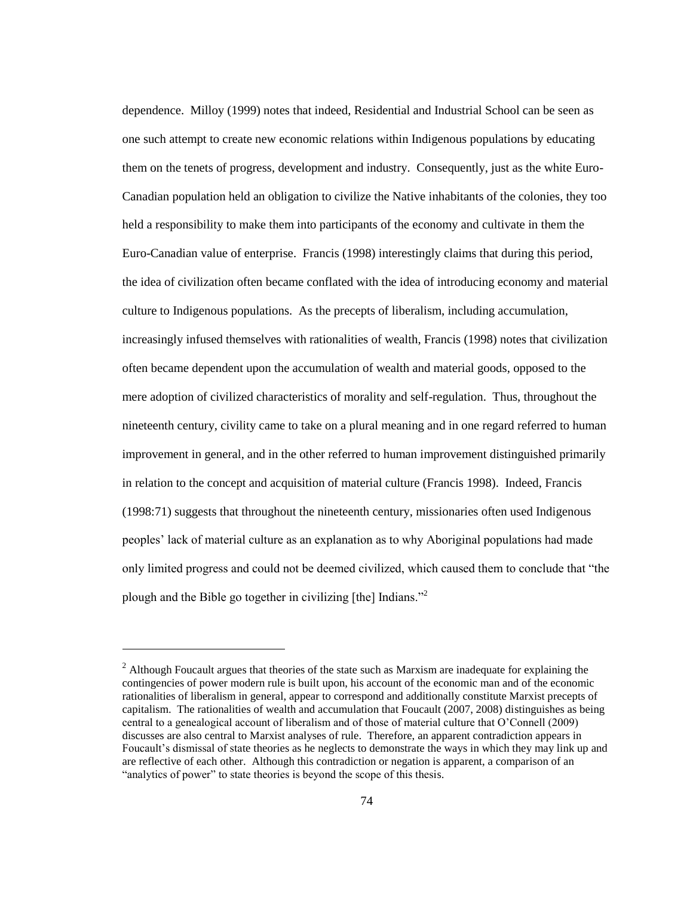dependence. Milloy (1999) notes that indeed, Residential and Industrial School can be seen as one such attempt to create new economic relations within Indigenous populations by educating them on the tenets of progress, development and industry. Consequently, just as the white Euro-Canadian population held an obligation to civilize the Native inhabitants of the colonies, they too held a responsibility to make them into participants of the economy and cultivate in them the Euro-Canadian value of enterprise. Francis (1998) interestingly claims that during this period, the idea of civilization often became conflated with the idea of introducing economy and material culture to Indigenous populations. As the precepts of liberalism, including accumulation, increasingly infused themselves with rationalities of wealth, Francis (1998) notes that civilization often became dependent upon the accumulation of wealth and material goods, opposed to the mere adoption of civilized characteristics of morality and self-regulation. Thus, throughout the nineteenth century, civility came to take on a plural meaning and in one regard referred to human improvement in general, and in the other referred to human improvement distinguished primarily in relation to the concept and acquisition of material culture (Francis 1998). Indeed, Francis (1998:71) suggests that throughout the nineteenth century, missionaries often used Indigenous peoples' lack of material culture as an explanation as to why Aboriginal populations had made only limited progress and could not be deemed civilized, which caused them to conclude that "the plough and the Bible go together in civilizing [the] Indians."[2]

---

[2] Although Foucault argues that theories of the state such as Marxism are inadequate for explaining the contingencies of power modern rule is built upon, his account of the economic man and of the economic rationalities of liberalism in general, appear to correspond and additionally constitute Marxist precepts of capitalism. The rationalities of wealth and accumulation that Foucault (2007, 2008) distinguishes as being central to a genealogical account of liberalism and of those of material culture that O'Connell (2009) discusses are also central to Marxist analyses of rule. Therefore, an apparent contradiction appears in Foucault's dismissal of state theories as he neglects to demonstrate the ways in which they may link up and are reflective of each other. Although this contradiction or negation is apparent, a comparison of an "analytics of power" to state theories is beyond the scope of this thesis.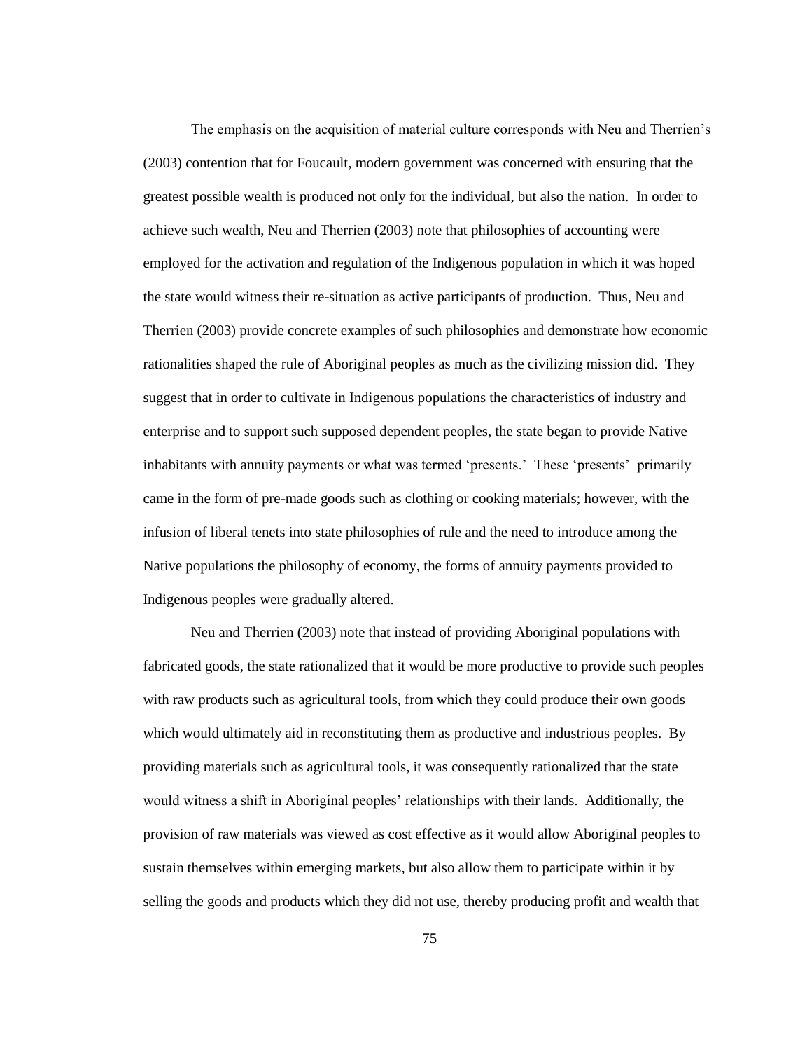The emphasis on the acquisition of material culture corresponds with Neu and Therrien's (2003) contention that for Foucault, modern government was concerned with ensuring that the greatest possible wealth is produced not only for the individual, but also the nation. In order to achieve such wealth, Neu and Therrien (2003) note that philosophies of accounting were employed for the activation and regulation of the Indigenous population in which it was hoped the state would witness their re-situation as active participants of production. Thus, Neu and Therrien (2003) provide concrete examples of such philosophies and demonstrate how economic rationalities shaped the rule of Aboriginal peoples as much as the civilizing mission did. They suggest that in order to cultivate in Indigenous populations the characteristics of industry and enterprise and to support such supposed dependent peoples, the state began to provide Native inhabitants with annuity payments or what was termed 'presents.' These 'presents' primarily came in the form of pre-made goods such as clothing or cooking materials; however, with the infusion of liberal tenets into state philosophies of rule and the need to introduce among the Native populations the philosophy of economy, the forms of annuity payments provided to Indigenous peoples were gradually altered.

Neu and Therrien (2003) note that instead of providing Aboriginal populations with fabricated goods, the state rationalized that it would be more productive to provide such peoples with raw products such as agricultural tools, from which they could produce their own goods which would ultimately aid in reconstituting them as productive and industrious peoples. By providing materials such as agricultural tools, it was consequently rationalized that the state would witness a shift in Aboriginal peoples' relationships with their lands. Additionally, the provision of raw materials was viewed as cost effective as it would allow Aboriginal peoples to sustain themselves within emerging markets, but also allow them to participate within it by selling the goods and products which they did not use, thereby producing profit and wealth that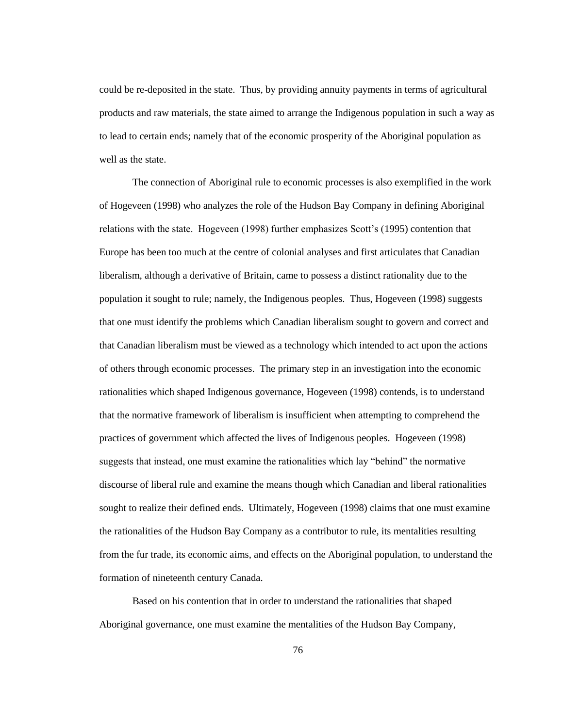could be re-deposited in the state. Thus, by providing annuity payments in terms of agricultural products and raw materials, the state aimed to arrange the Indigenous population in such a way as to lead to certain ends; namely that of the economic prosperity of the Aboriginal population as well as the state.

The connection of Aboriginal rule to economic processes is also exemplified in the work of Hogeveen (1998) who analyzes the role of the Hudson Bay Company in defining Aboriginal relations with the state. Hogeveen (1998) further emphasizes Scott's (1995) contention that Europe has been too much at the centre of colonial analyses and first articulates that Canadian liberalism, although a derivative of Britain, came to possess a distinct rationality due to the population it sought to rule; namely, the Indigenous peoples. Thus, Hogeveen (1998) suggests that one must identify the problems which Canadian liberalism sought to govern and correct and that Canadian liberalism must be viewed as a technology which intended to act upon the actions of others through economic processes. The primary step in an investigation into the economic rationalities which shaped Indigenous governance, Hogeveen (1998) contends, is to understand that the normative framework of liberalism is insufficient when attempting to comprehend the practices of government which affected the lives of Indigenous peoples. Hogeveen (1998) suggests that instead, one must examine the rationalities which lay "behind" the normative discourse of liberal rule and examine the means though which Canadian and liberal rationalities sought to realize their defined ends. Ultimately, Hogeveen (1998) claims that one must examine the rationalities of the Hudson Bay Company as a contributor to rule, its mentalities resulting from the fur trade, its economic aims, and effects on the Aboriginal population, to understand the formation of nineteenth century Canada.

Based on his contention that in order to understand the rationalities that shaped Aboriginal governance, one must examine the mentalities of the Hudson Bay Company,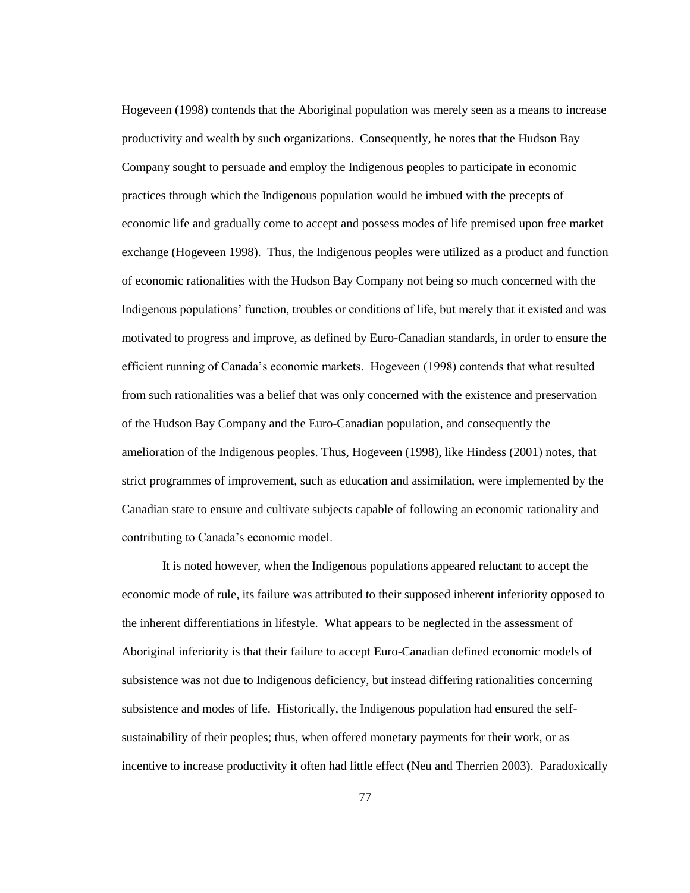Hogeveen (1998) contends that the Aboriginal population was merely seen as a means to increase productivity and wealth by such organizations. Consequently, he notes that the Hudson Bay Company sought to persuade and employ the Indigenous peoples to participate in economic practices through which the Indigenous population would be imbued with the precepts of economic life and gradually come to accept and possess modes of life premised upon free market exchange (Hogeveen 1998). Thus, the Indigenous peoples were utilized as a product and function of economic rationalities with the Hudson Bay Company not being so much concerned with the Indigenous populations' function, troubles or conditions of life, but merely that it existed and was motivated to progress and improve, as defined by Euro-Canadian standards, in order to ensure the efficient running of Canada's economic markets. Hogeveen (1998) contends that what resulted from such rationalities was a belief that was only concerned with the existence and preservation of the Hudson Bay Company and the Euro-Canadian population, and consequently the amelioration of the Indigenous peoples. Thus, Hogeveen (1998), like Hindess (2001) notes, that strict programmes of improvement, such as education and assimilation, were implemented by the Canadian state to ensure and cultivate subjects capable of following an economic rationality and contributing to Canada's economic model.

It is noted however, when the Indigenous populations appeared reluctant to accept the economic mode of rule, its failure was attributed to their supposed inherent inferiority opposed to the inherent differentiations in lifestyle. What appears to be neglected in the assessment of Aboriginal inferiority is that their failure to accept Euro-Canadian defined economic models of subsistence was not due to Indigenous deficiency, but instead differing rationalities concerning subsistence and modes of life. Historically, the Indigenous population had ensured the self-sustainability of their peoples; thus, when offered monetary payments for their work, or as incentive to increase productivity it often had little effect (Neu and Therrien 2003). Paradoxically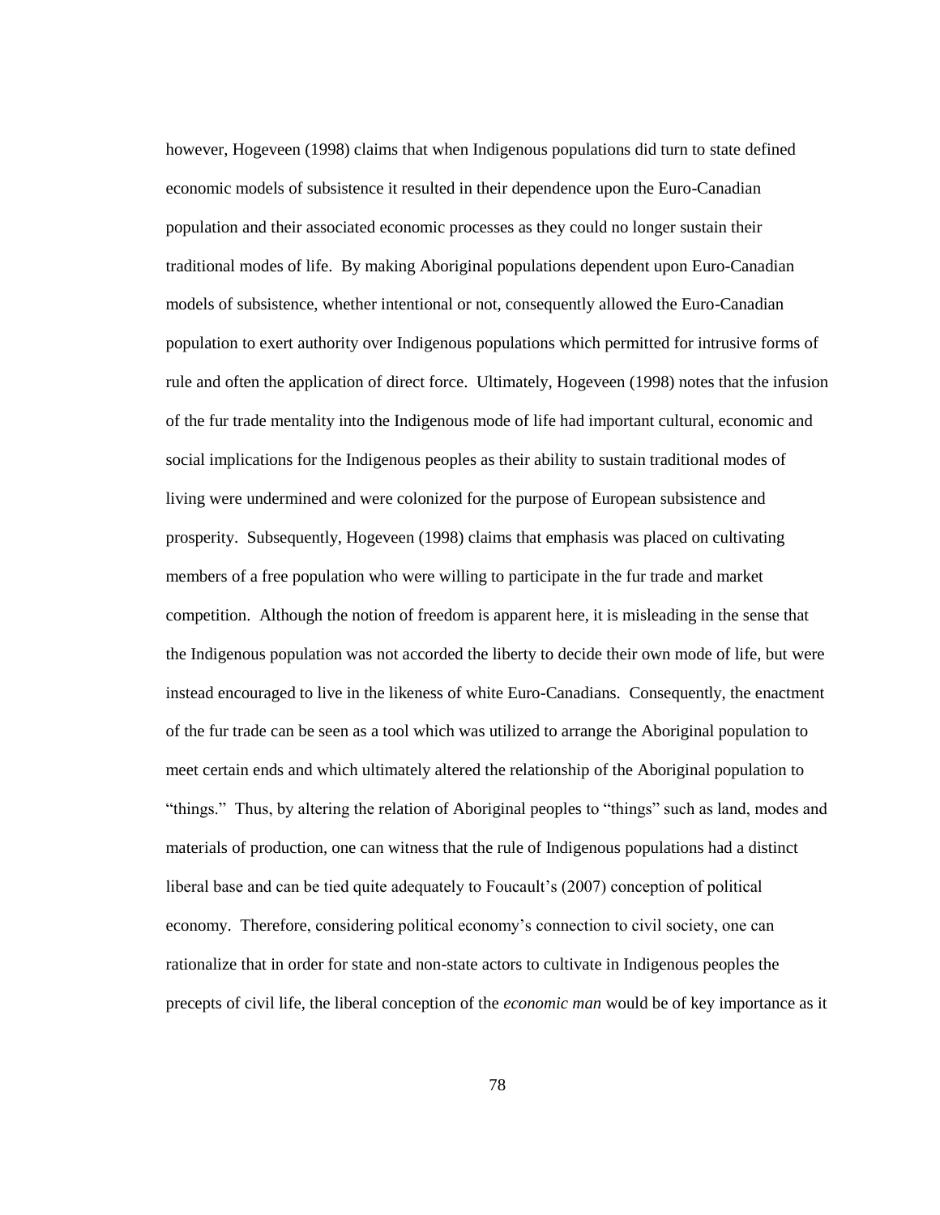however, Hogeveen (1998) claims that when Indigenous populations did turn to state defined economic models of subsistence it resulted in their dependence upon the Euro-Canadian population and their associated economic processes as they could no longer sustain their traditional modes of life. By making Aboriginal populations dependent upon Euro-Canadian models of subsistence, whether intentional or not, consequently allowed the Euro-Canadian population to exert authority over Indigenous populations which permitted for intrusive forms of rule and often the application of direct force. Ultimately, Hogeveen (1998) notes that the infusion of the fur trade mentality into the Indigenous mode of life had important cultural, economic and social implications for the Indigenous peoples as their ability to sustain traditional modes of living were undermined and were colonized for the purpose of European subsistence and prosperity. Subsequently, Hogeveen (1998) claims that emphasis was placed on cultivating members of a free population who were willing to participate in the fur trade and market competition. Although the notion of freedom is apparent here, it is misleading in the sense that the Indigenous population was not accorded the liberty to decide their own mode of life, but were instead encouraged to live in the likeness of white Euro-Canadians. Consequently, the enactment of the fur trade can be seen as a tool which was utilized to arrange the Aboriginal population to meet certain ends and which ultimately altered the relationship of the Aboriginal population to "things." Thus, by altering the relation of Aboriginal peoples to "things" such as land, modes and materials of production, one can witness that the rule of Indigenous populations had a distinct liberal base and can be tied quite adequately to Foucault's (2007) conception of political economy. Therefore, considering political economy's connection to civil society, one can rationalize that in order for state and non-state actors to cultivate in Indigenous peoples the precepts of civil life, the liberal conception of the *economic man* would be of key importance as it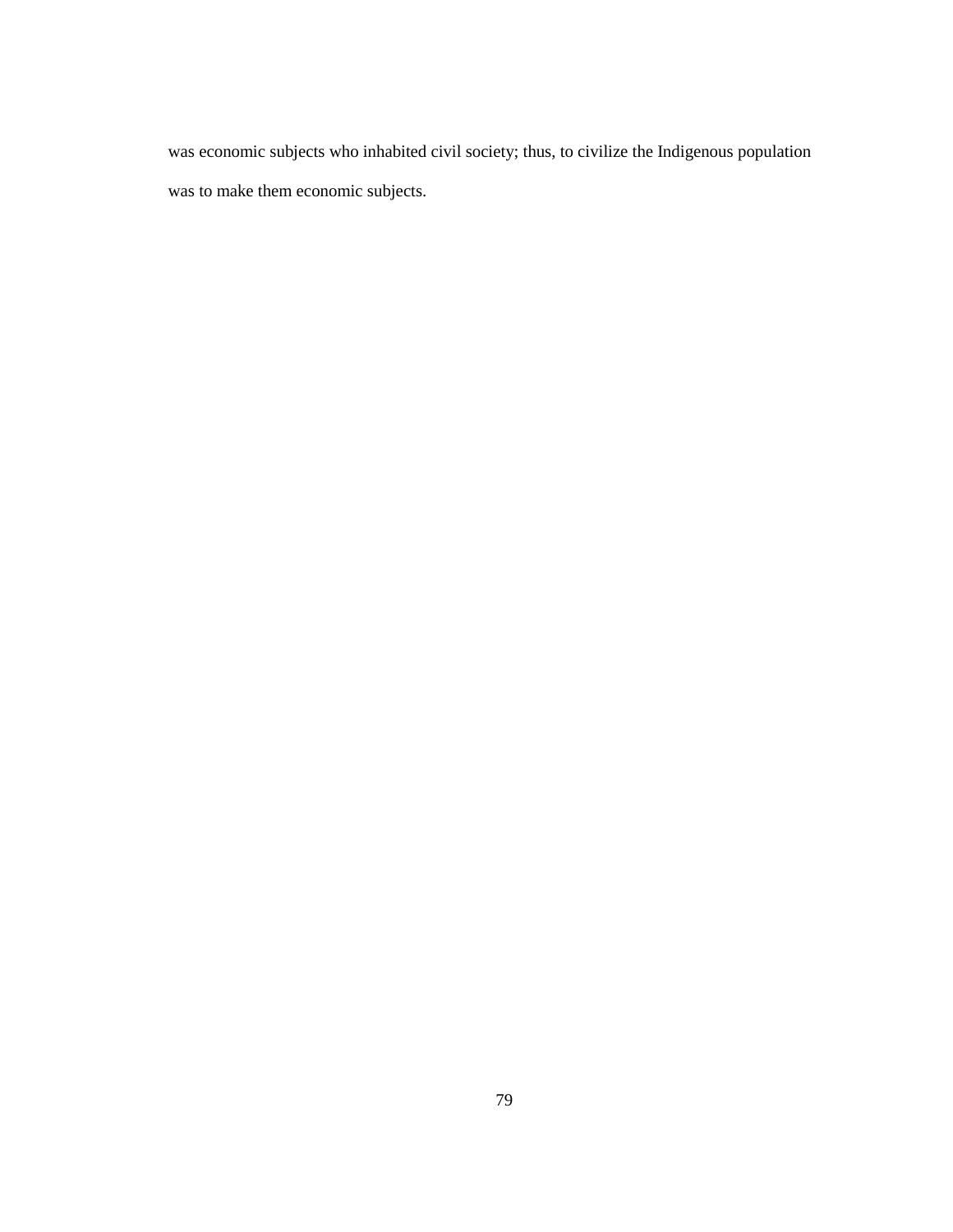was economic subjects who inhabited civil society; thus, to civilize the Indigenous population was to make them economic subjects.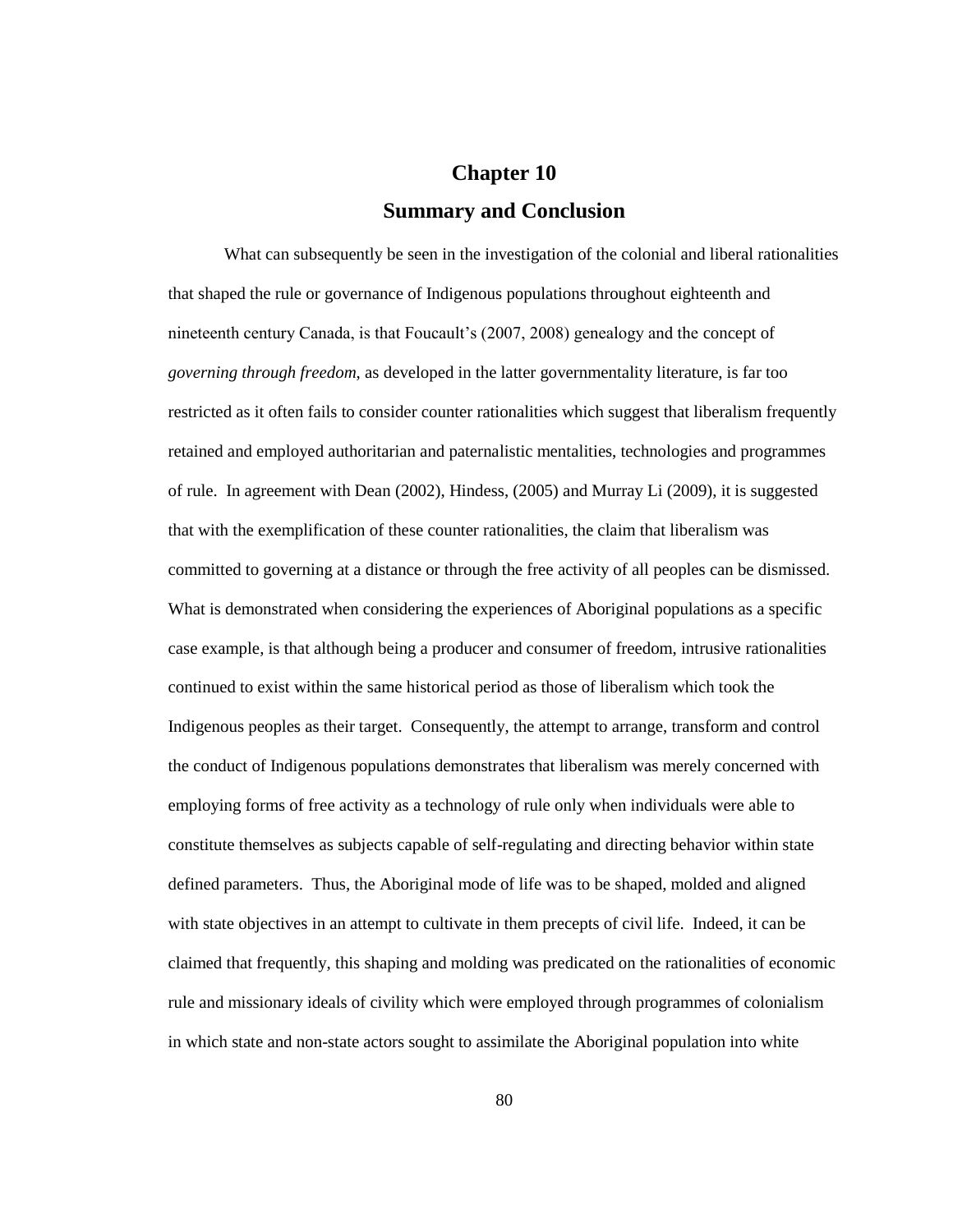# Chapter 10

## Summary and Conclusion

What can subsequently be seen in the investigation of the colonial and liberal rationalities that shaped the rule or governance of Indigenous populations throughout eighteenth and nineteenth century Canada, is that Foucault's (2007, 2008) genealogy and the concept of *governing through freedom*, as developed in the latter governmentality literature, is far too restricted as it often fails to consider counter rationalities which suggest that liberalism frequently retained and employed authoritarian and paternalistic mentalities, technologies and programmes of rule. In agreement with Dean (2002), Hindess, (2005) and Murray Li (2009), it is suggested that with the exemplification of these counter rationalities, the claim that liberalism was committed to governing at a distance or through the free activity of all peoples can be dismissed. What is demonstrated when considering the experiences of Aboriginal populations as a specific case example, is that although being a producer and consumer of freedom, intrusive rationalities continued to exist within the same historical period as those of liberalism which took the Indigenous peoples as their target. Consequently, the attempt to arrange, transform and control the conduct of Indigenous populations demonstrates that liberalism was merely concerned with employing forms of free activity as a technology of rule only when individuals were able to constitute themselves as subjects capable of self-regulating and directing behavior within state defined parameters. Thus, the Aboriginal mode of life was to be shaped, molded and aligned with state objectives in an attempt to cultivate in them precepts of civil life. Indeed, it can be claimed that frequently, this shaping and molding was predicated on the rationalities of economic rule and missionary ideals of civility which were employed through programmes of colonialism in which state and non-state actors sought to assimilate the Aboriginal population into white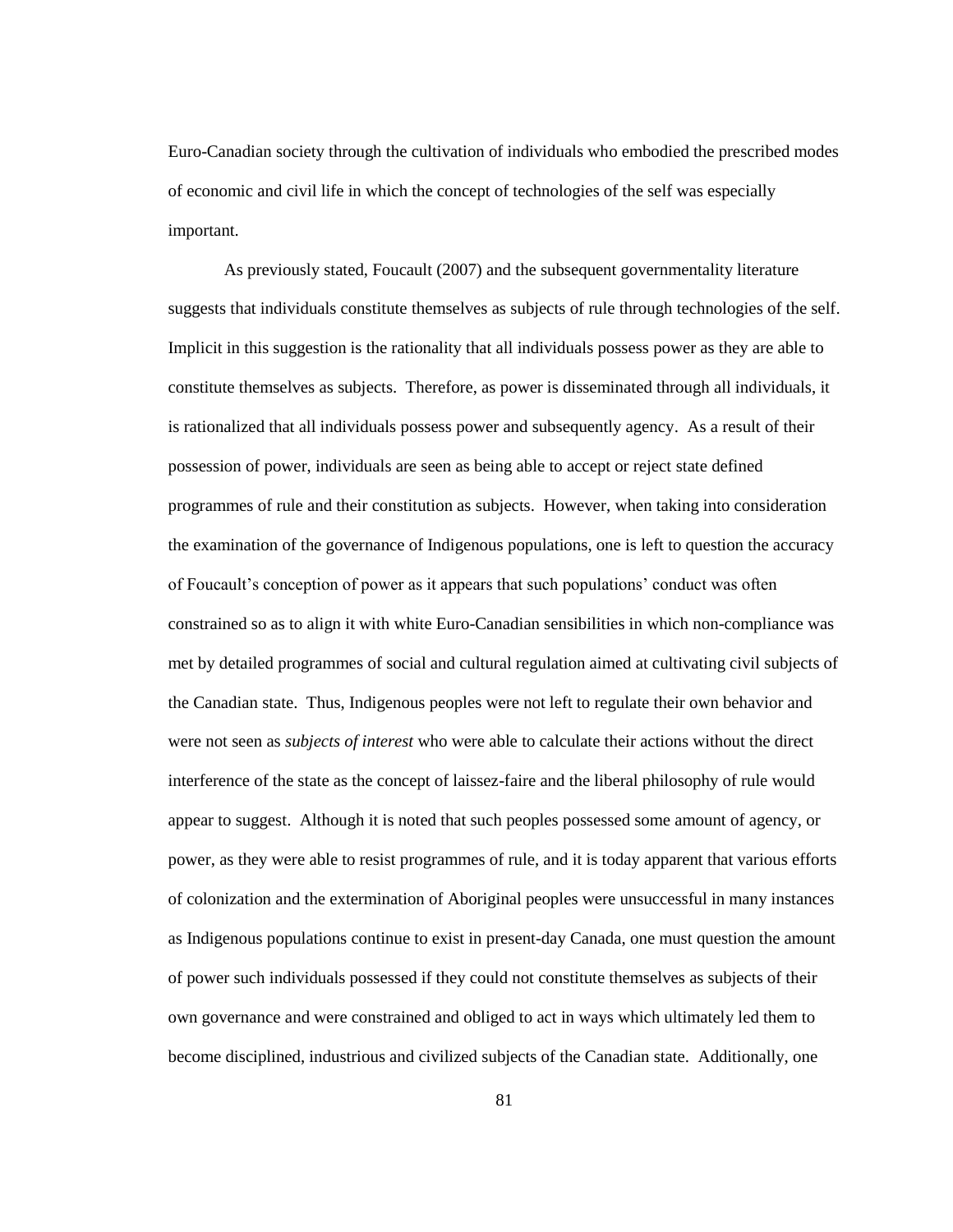Euro-Canadian society through the cultivation of individuals who embodied the prescribed modes of economic and civil life in which the concept of technologies of the self was especially important.

As previously stated, Foucault (2007) and the subsequent governmentality literature suggests that individuals constitute themselves as subjects of rule through technologies of the self. Implicit in this suggestion is the rationality that all individuals possess power as they are able to constitute themselves as subjects. Therefore, as power is disseminated through all individuals, it is rationalized that all individuals possess power and subsequently agency. As a result of their possession of power, individuals are seen as being able to accept or reject state defined programmes of rule and their constitution as subjects. However, when taking into consideration the examination of the governance of Indigenous populations, one is left to question the accuracy of Foucault's conception of power as it appears that such populations' conduct was often constrained so as to align it with white Euro-Canadian sensibilities in which non-compliance was met by detailed programmes of social and cultural regulation aimed at cultivating civil subjects of the Canadian state. Thus, Indigenous peoples were not left to regulate their own behavior and were not seen as *subjects of interest* who were able to calculate their actions without the direct interference of the state as the concept of laissez-faire and the liberal philosophy of rule would appear to suggest. Although it is noted that such peoples possessed some amount of agency, or power, as they were able to resist programmes of rule, and it is today apparent that various efforts of colonization and the extermination of Aboriginal peoples were unsuccessful in many instances as Indigenous populations continue to exist in present-day Canada, one must question the amount of power such individuals possessed if they could not constitute themselves as subjects of their own governance and were constrained and obliged to act in ways which ultimately led them to become disciplined, industrious and civilized subjects of the Canadian state. Additionally, one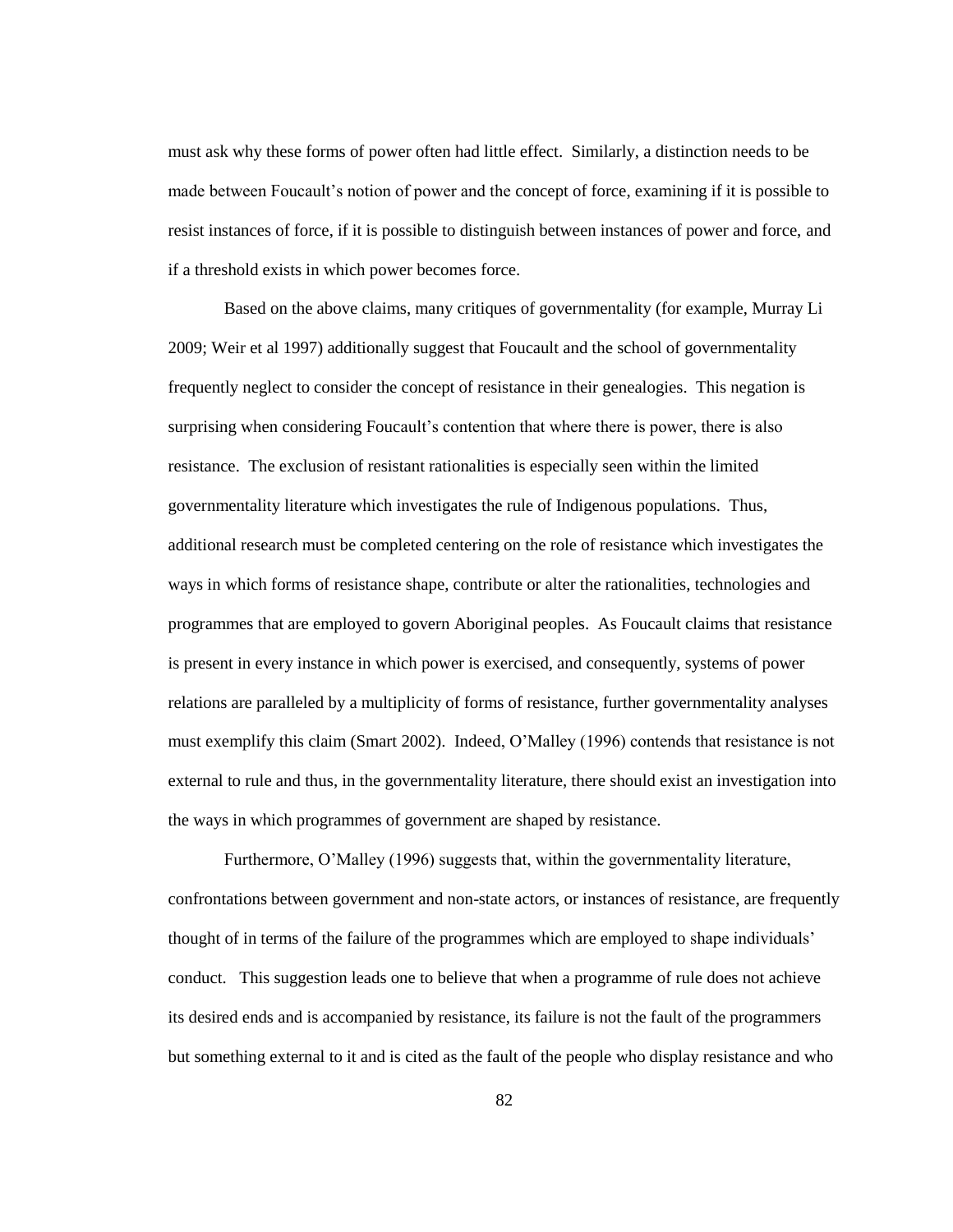must ask why these forms of power often had little effect. Similarly, a distinction needs to be made between Foucault's notion of power and the concept of force, examining if it is possible to resist instances of force, if it is possible to distinguish between instances of power and force, and if a threshold exists in which power becomes force.

Based on the above claims, many critiques of governmentality (for example, Murray Li 2009; Weir et al 1997) additionally suggest that Foucault and the school of governmentality frequently neglect to consider the concept of resistance in their genealogies. This negation is surprising when considering Foucault's contention that where there is power, there is also resistance. The exclusion of resistant rationalities is especially seen within the limited governmentality literature which investigates the rule of Indigenous populations. Thus, additional research must be completed centering on the role of resistance which investigates the ways in which forms of resistance shape, contribute or alter the rationalities, technologies and programmes that are employed to govern Aboriginal peoples. As Foucault claims that resistance is present in every instance in which power is exercised, and consequently, systems of power relations are paralleled by a multiplicity of forms of resistance, further governmentality analyses must exemplify this claim (Smart 2002). Indeed, O'Malley (1996) contends that resistance is not external to rule and thus, in the governmentality literature, there should exist an investigation into the ways in which programmes of government are shaped by resistance.

Furthermore, O'Malley (1996) suggests that, within the governmentality literature, confrontations between government and non-state actors, or instances of resistance, are frequently thought of in terms of the failure of the programmes which are employed to shape individuals' conduct. This suggestion leads one to believe that when a programme of rule does not achieve its desired ends and is accompanied by resistance, its failure is not the fault of the programmers but something external to it and is cited as the fault of the people who display resistance and who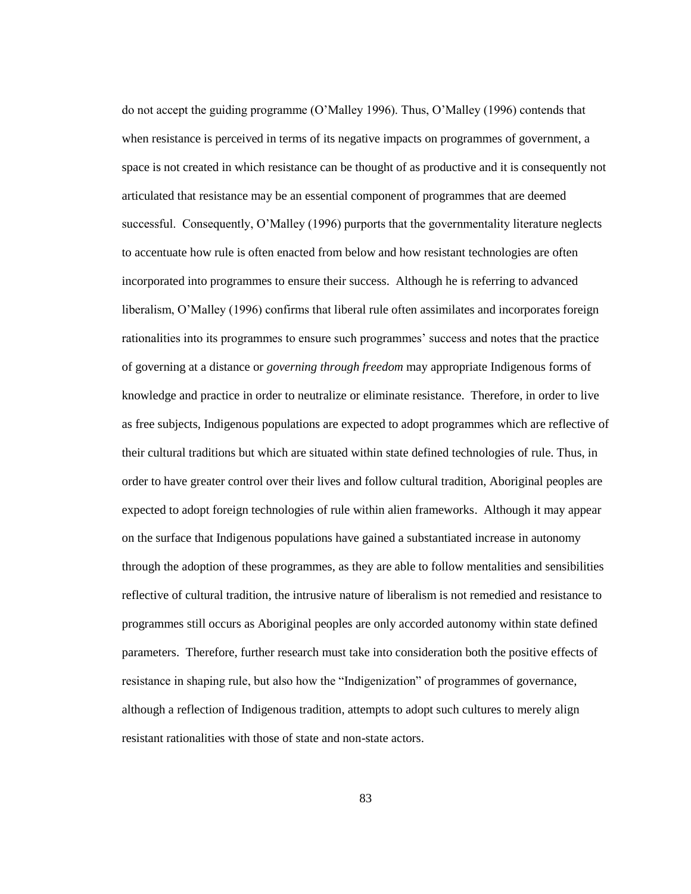do not accept the guiding programme (O'Malley 1996). Thus, O'Malley (1996) contends that when resistance is perceived in terms of its negative impacts on programmes of government, a space is not created in which resistance can be thought of as productive and it is consequently not articulated that resistance may be an essential component of programmes that are deemed successful. Consequently, O'Malley (1996) purports that the governmentality literature neglects to accentuate how rule is often enacted from below and how resistant technologies are often incorporated into programmes to ensure their success. Although he is referring to advanced liberalism, O'Malley (1996) confirms that liberal rule often assimilates and incorporates foreign rationalities into its programmes to ensure such programmes' success and notes that the practice of governing at a distance or *governing through freedom* may appropriate Indigenous forms of knowledge and practice in order to neutralize or eliminate resistance. Therefore, in order to live as free subjects, Indigenous populations are expected to adopt programmes which are reflective of their cultural traditions but which are situated within state defined technologies of rule. Thus, in order to have greater control over their lives and follow cultural tradition, Aboriginal peoples are expected to adopt foreign technologies of rule within alien frameworks. Although it may appear on the surface that Indigenous populations have gained a substantiated increase in autonomy through the adoption of these programmes, as they are able to follow mentalities and sensibilities reflective of cultural tradition, the intrusive nature of liberalism is not remedied and resistance to programmes still occurs as Aboriginal peoples are only accorded autonomy within state defined parameters. Therefore, further research must take into consideration both the positive effects of resistance in shaping rule, but also how the "Indigenization" of programmes of governance, although a reflection of Indigenous tradition, attempts to adopt such cultures to merely align resistant rationalities with those of state and non-state actors.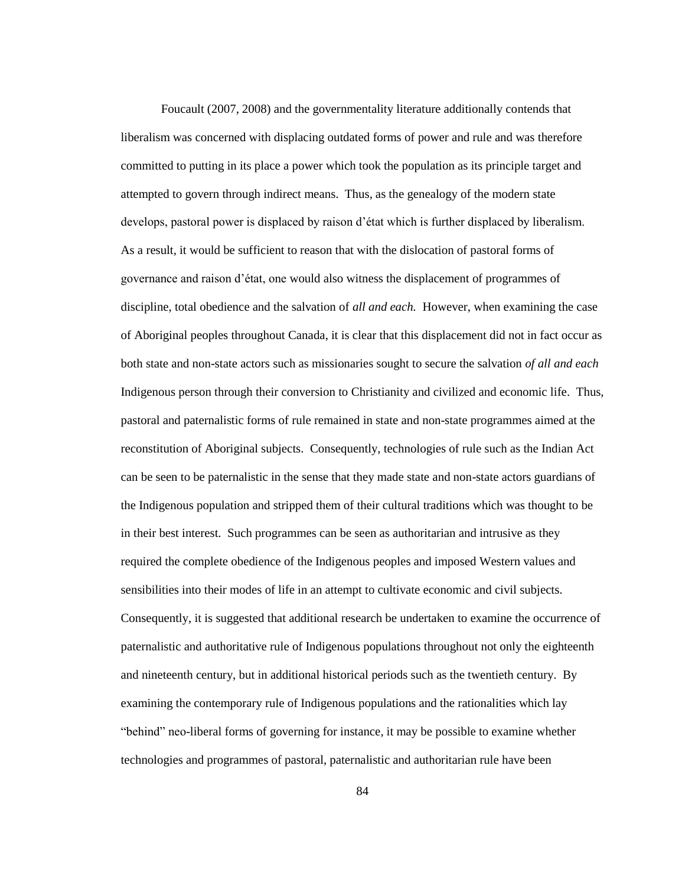Foucault (2007, 2008) and the governmentality literature additionally contends that liberalism was concerned with displacing outdated forms of power and rule and was therefore committed to putting in its place a power which took the population as its principle target and attempted to govern through indirect means. Thus, as the genealogy of the modern state develops, pastoral power is displaced by raison d'état which is further displaced by liberalism. As a result, it would be sufficient to reason that with the dislocation of pastoral forms of governance and raison d'état, one would also witness the displacement of programmes of discipline, total obedience and the salvation of *all and each.* However, when examining the case of Aboriginal peoples throughout Canada, it is clear that this displacement did not in fact occur as both state and non-state actors such as missionaries sought to secure the salvation *of all and each* Indigenous person through their conversion to Christianity and civilized and economic life. Thus, pastoral and paternalistic forms of rule remained in state and non-state programmes aimed at the reconstitution of Aboriginal subjects. Consequently, technologies of rule such as the Indian Act can be seen to be paternalistic in the sense that they made state and non-state actors guardians of the Indigenous population and stripped them of their cultural traditions which was thought to be in their best interest. Such programmes can be seen as authoritarian and intrusive as they required the complete obedience of the Indigenous peoples and imposed Western values and sensibilities into their modes of life in an attempt to cultivate economic and civil subjects. Consequently, it is suggested that additional research be undertaken to examine the occurrence of paternalistic and authoritative rule of Indigenous populations throughout not only the eighteenth and nineteenth century, but in additional historical periods such as the twentieth century. By examining the contemporary rule of Indigenous populations and the rationalities which lay "behind" neo-liberal forms of governing for instance, it may be possible to examine whether technologies and programmes of pastoral, paternalistic and authoritarian rule have been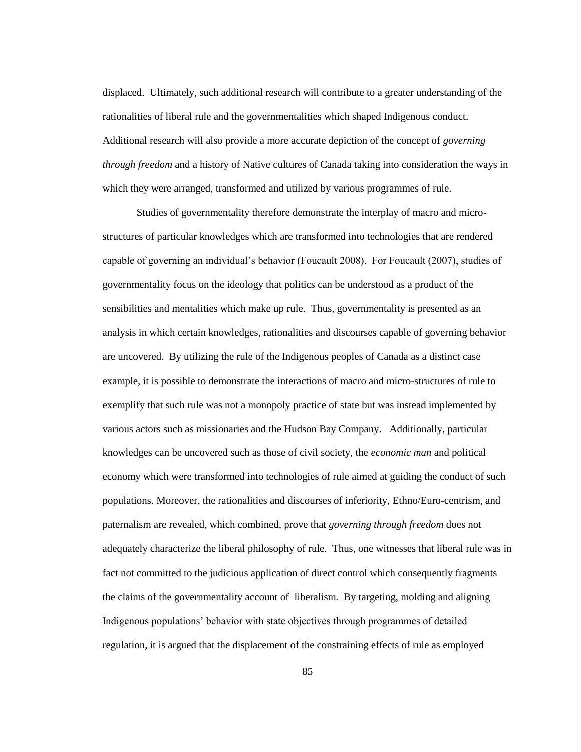displaced. Ultimately, such additional research will contribute to a greater understanding of the rationalities of liberal rule and the governmentalities which shaped Indigenous conduct. Additional research will also provide a more accurate depiction of the concept of *governing through freedom* and a history of Native cultures of Canada taking into consideration the ways in which they were arranged, transformed and utilized by various programmes of rule.

Studies of governmentality therefore demonstrate the interplay of macro and micro-structures of particular knowledges which are transformed into technologies that are rendered capable of governing an individual's behavior (Foucault 2008). For Foucault (2007), studies of governmentality focus on the ideology that politics can be understood as a product of the sensibilities and mentalities which make up rule. Thus, governmentality is presented as an analysis in which certain knowledges, rationalities and discourses capable of governing behavior are uncovered. By utilizing the rule of the Indigenous peoples of Canada as a distinct case example, it is possible to demonstrate the interactions of macro and micro-structures of rule to exemplify that such rule was not a monopoly practice of state but was instead implemented by various actors such as missionaries and the Hudson Bay Company. Additionally, particular knowledges can be uncovered such as those of civil society, the *economic man* and political economy which were transformed into technologies of rule aimed at guiding the conduct of such populations. Moreover, the rationalities and discourses of inferiority, Ethno/Euro-centrism, and paternalism are revealed, which combined, prove that *governing through freedom* does not adequately characterize the liberal philosophy of rule. Thus, one witnesses that liberal rule was in fact not committed to the judicious application of direct control which consequently fragments the claims of the governmentality account of liberalism. By targeting, molding and aligning Indigenous populations' behavior with state objectives through programmes of detailed regulation, it is argued that the displacement of the constraining effects of rule as employed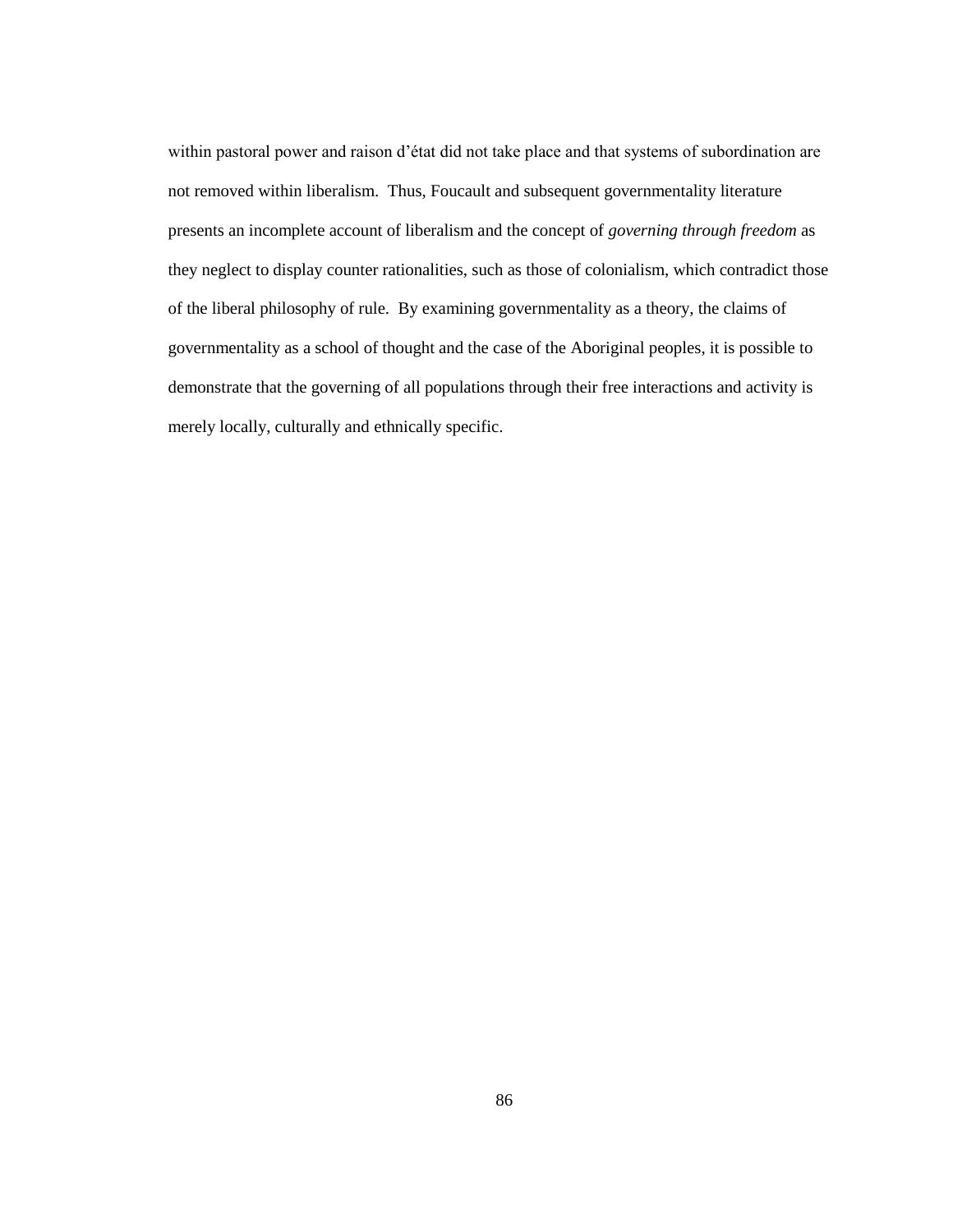within pastoral power and raison d'état did not take place and that systems of subordination are not removed within liberalism. Thus, Foucault and subsequent governmentality literature presents an incomplete account of liberalism and the concept of *governing through freedom* as they neglect to display counter rationalities, such as those of colonialism, which contradict those of the liberal philosophy of rule. By examining governmentality as a theory, the claims of governmentality as a school of thought and the case of the Aboriginal peoples, it is possible to demonstrate that the governing of all populations through their free interactions and activity is merely locally, culturally and ethnically specific.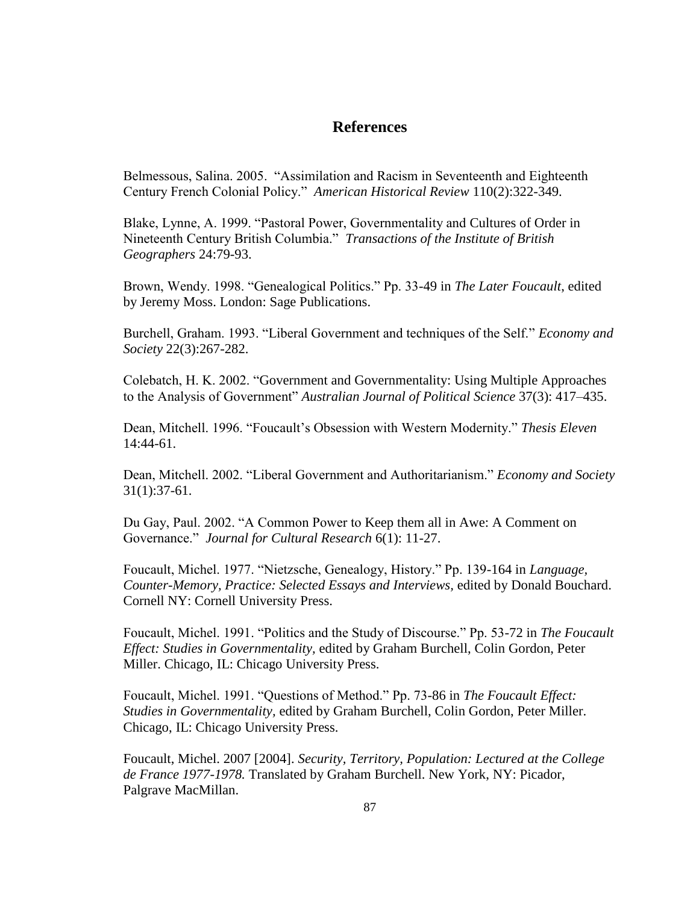## References

Belmessous, Salina. 2005. "Assimilation and Racism in Seventeenth and Eighteenth Century French Colonial Policy." *American Historical Review* 110(2):322-349.

Blake, Lynne, A. 1999. "Pastoral Power, Governmentality and Cultures of Order in Nineteenth Century British Columbia." *Transactions of the Institute of British Geographers* 24:79-93.

Brown, Wendy. 1998. "Genealogical Politics." Pp. 33-49 in *The Later Foucault*, edited by Jeremy Moss. London: Sage Publications.

Burchell, Graham. 1993. "Liberal Government and techniques of the Self." *Economy and Society* 22(3):267-282.

Colebatch, H. K. 2002. "Government and Governmentality: Using Multiple Approaches to the Analysis of Government" *Australian Journal of Political Science* 37(3): 417–435.

Dean, Mitchell. 1996. "Foucault's Obsession with Western Modernity." *Thesis Eleven* 14:44-61.

Dean, Mitchell. 2002. "Liberal Government and Authoritarianism." *Economy and Society* 31(1):37-61.

Du Gay, Paul. 2002. "A Common Power to Keep them all in Awe: A Comment on Governance." *Journal for Cultural Research* 6(1): 11-27.

Foucault, Michel. 1977. "Nietzsche, Genealogy, History." Pp. 139-164 in *Language, Counter-Memory, Practice: Selected Essays and Interviews*, edited by Donald Bouchard. Cornell NY: Cornell University Press.

Foucault, Michel. 1991. "Politics and the Study of Discourse." Pp. 53-72 in *The Foucault Effect: Studies in Governmentality,* edited by Graham Burchell, Colin Gordon, Peter Miller. Chicago, IL: Chicago University Press.

Foucault, Michel. 1991. "Questions of Method." Pp. 73-86 in *The Foucault Effect: Studies in Governmentality*, edited by Graham Burchell, Colin Gordon, Peter Miller. Chicago, IL: Chicago University Press.

Foucault, Michel. 2007 [2004]. *Security, Territory, Population: Lectured at the College de France 1977-1978.* Translated by Graham Burchell. New York, NY: Picador, Palgrave MacMillan.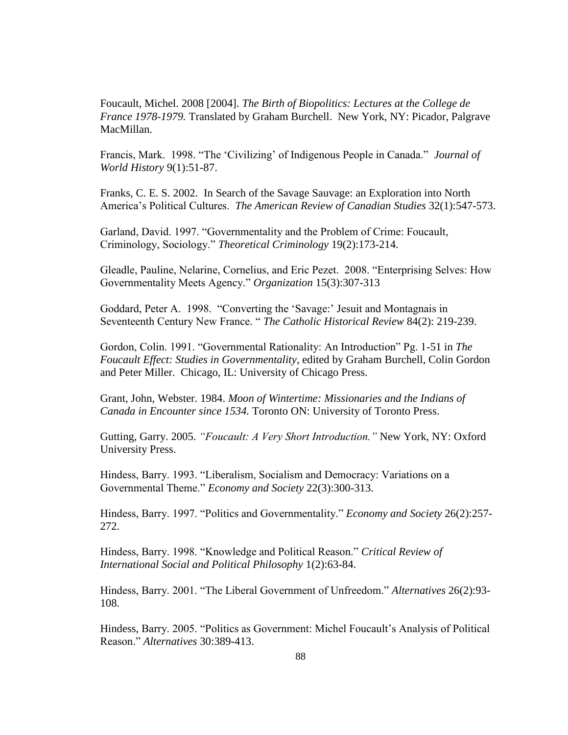Foucault, Michel. 2008 [2004]. *The Birth of Biopolitics: Lectures at the College de France 1978-1979.* Translated by Graham Burchell. New York, NY: Picador, Palgrave MacMillan.

Francis, Mark. 1998. "The 'Civilizing' of Indigenous People in Canada." *Journal of World History* 9(1):51-87.

Franks, C. E. S. 2002. In Search of the Savage Sauvage: an Exploration into North America's Political Cultures. *The American Review of Canadian Studies* 32(1):547-573.

Garland, David. 1997. "Governmentality and the Problem of Crime: Foucault, Criminology, Sociology." *Theoretical Criminology* 19(2):173-214.

Gleadle, Pauline, Nelarine, Cornelius, and Eric Pezet. 2008. "Enterprising Selves: How Governmentality Meets Agency." *Organization* 15(3):307-313

Goddard, Peter A. 1998. "Converting the 'Savage:' Jesuit and Montagnais in Seventeenth Century New France. " *The Catholic Historical Review* 84(2): 219-239.

Gordon, Colin. 1991. "Governmental Rationality: An Introduction" Pg. 1-51 in *The Foucault Effect: Studies in Governmentality*, edited by Graham Burchell, Colin Gordon and Peter Miller. Chicago, IL: University of Chicago Press.

Grant, John, Webster. 1984. *Moon of Wintertime: Missionaries and the Indians of Canada in Encounter since 1534.* Toronto ON: University of Toronto Press.

Gutting, Garry. 2005. *"Foucault: A Very Short Introduction."* New York, NY: Oxford University Press.

Hindess, Barry. 1993. "Liberalism, Socialism and Democracy: Variations on a Governmental Theme." *Economy and Society* 22(3):300-313.

Hindess, Barry. 1997. "Politics and Governmentality." *Economy and Society* 26(2):257-272.

Hindess, Barry. 1998. "Knowledge and Political Reason." *Critical Review of International Social and Political Philosophy* 1(2):63-84.

Hindess, Barry. 2001. "The Liberal Government of Unfreedom." *Alternatives* 26(2):93-108.

Hindess, Barry. 2005. "Politics as Government: Michel Foucault's Analysis of Political Reason." *Alternatives* 30:389-413.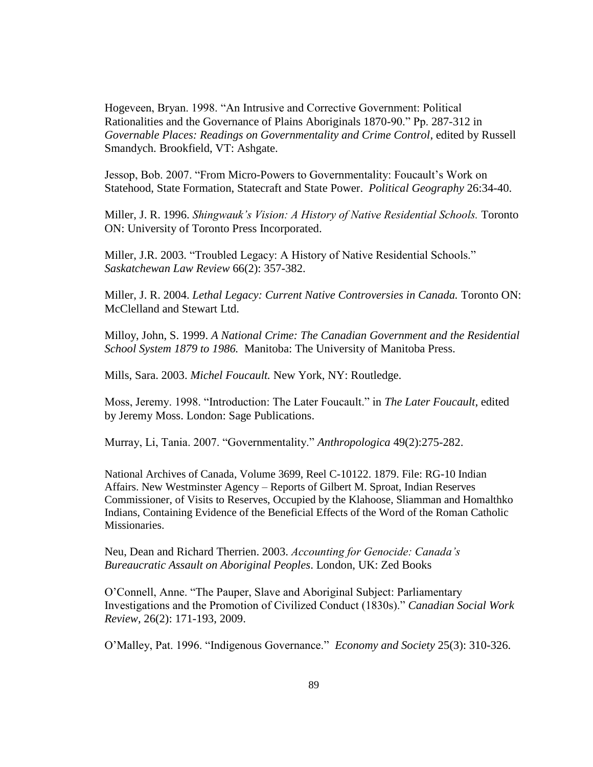Hogeveen, Bryan. 1998. "An Intrusive and Corrective Government: Political Rationalities and the Governance of Plains Aboriginals 1870-90." Pp. 287-312 in *Governable Places: Readings on Governmentality and Crime Control*, edited by Russell Smandych. Brookfield, VT: Ashgate.

Jessop, Bob. 2007. "From Micro-Powers to Governmentality: Foucault's Work on Statehood, State Formation, Statecraft and State Power. *Political Geography* 26:34-40.

Miller, J. R. 1996. *Shingwauk's Vision: A History of Native Residential Schools.* Toronto ON: University of Toronto Press Incorporated.

Miller, J.R. 2003. "Troubled Legacy: A History of Native Residential Schools." *Saskatchewan Law Review* 66(2): 357-382.

Miller, J. R. 2004. *Lethal Legacy: Current Native Controversies in Canada.* Toronto ON: McClelland and Stewart Ltd.

Milloy, John, S. 1999. *A National Crime: The Canadian Government and the Residential School System 1879 to 1986.* Manitoba: The University of Manitoba Press.

Mills, Sara. 2003. *Michel Foucault.* New York, NY: Routledge.

Moss, Jeremy. 1998. "Introduction: The Later Foucault." in *The Later Foucault*, edited by Jeremy Moss. London: Sage Publications.

Murray, Li, Tania. 2007. "Governmentality." *Anthropologica* 49(2):275-282.

National Archives of Canada, Volume 3699, Reel C-10122. 1879. File: RG-10 Indian Affairs. New Westminster Agency – Reports of Gilbert M. Sproat, Indian Reserves Commissioner, of Visits to Reserves, Occupied by the Klahoose, Sliamman and Homalthko Indians, Containing Evidence of the Beneficial Effects of the Word of the Roman Catholic Missionaries.

Neu, Dean and Richard Therrien. 2003. *Accounting for Genocide: Canada's Bureaucratic Assault on Aboriginal Peoples*. London, UK: Zed Books

O'Connell, Anne. "The Pauper, Slave and Aboriginal Subject: Parliamentary Investigations and the Promotion of Civilized Conduct (1830s)." *Canadian Social Work Review*, 26(2): 171-193, 2009.

O'Malley, Pat. 1996. "Indigenous Governance." *Economy and Society* 25(3): 310-326.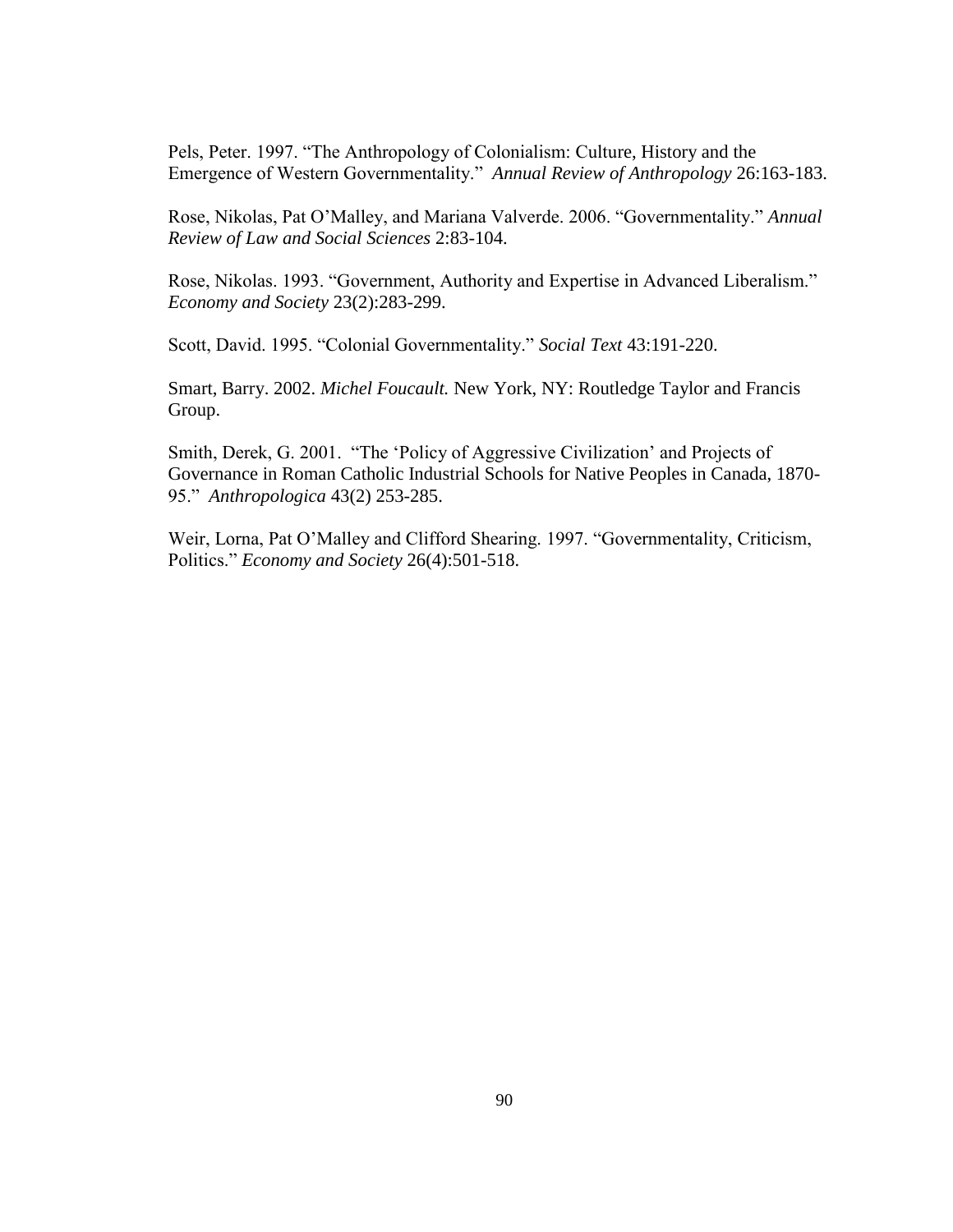Pels, Peter. 1997. "The Anthropology of Colonialism: Culture, History and the Emergence of Western Governmentality." *Annual Review of Anthropology* 26:163-183.

Rose, Nikolas, Pat O'Malley, and Mariana Valverde. 2006. "Governmentality." *Annual Review of Law and Social Sciences* 2:83-104.

Rose, Nikolas. 1993. "Government, Authority and Expertise in Advanced Liberalism." *Economy and Society* 23(2):283-299.

Scott, David. 1995. "Colonial Governmentality." *Social Text* 43:191-220.

Smart, Barry. 2002. *Michel Foucault.* New York, NY: Routledge Taylor and Francis Group.

Smith, Derek, G. 2001. "The 'Policy of Aggressive Civilization' and Projects of Governance in Roman Catholic Industrial Schools for Native Peoples in Canada, 1870-95." *Anthropologica* 43(2) 253-285.

Weir, Lorna, Pat O'Malley and Clifford Shearing. 1997. "Governmentality, Criticism, Politics." *Economy and Society* 26(4):501-518.